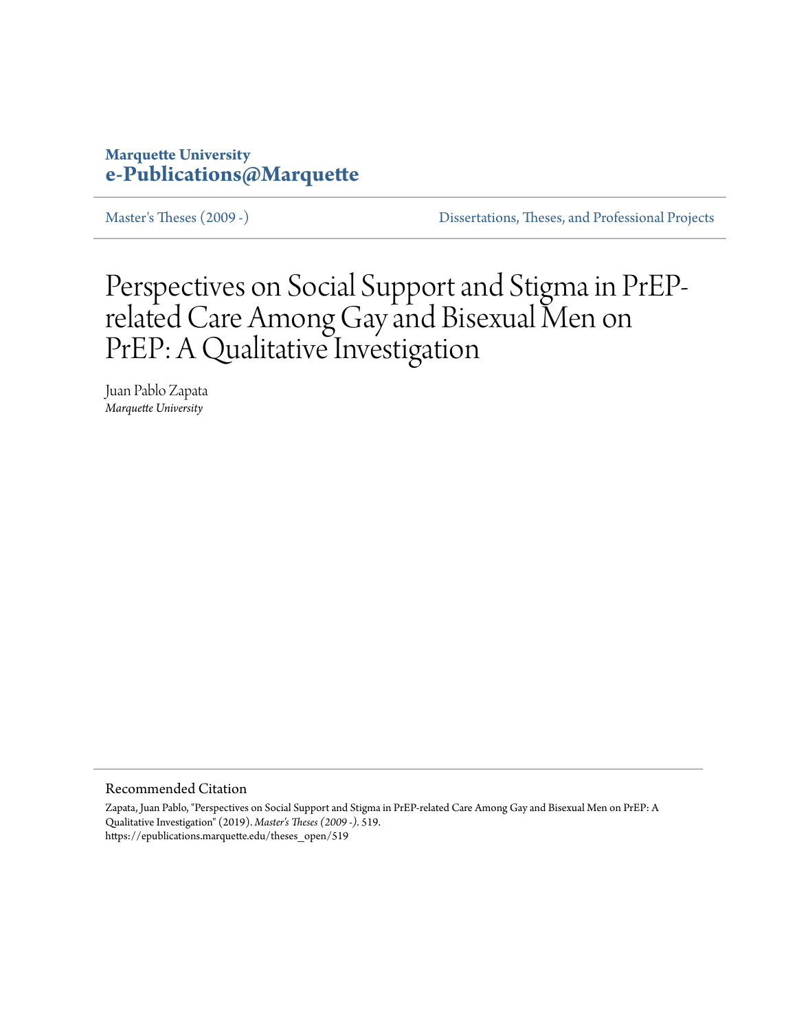**Marquette University**
**e-Publications@Marquette**

Master's Theses (2009 -) | Dissertations, Theses, and Professional Projects

# Perspectives on Social Support and Stigma in PrEP-related Care Among Gay and Bisexual Men on PrEP: A Qualitative Investigation

Juan Pablo Zapata
*Marquette University*

## Recommended Citation

Zapata, Juan Pablo, "Perspectives on Social Support and Stigma in PrEP-related Care Among Gay and Bisexual Men on PrEP: A Qualitative Investigation" (2019). *Master's Theses (2009 -)*. 519.
https://epublications.marquette.edu/theses_open/519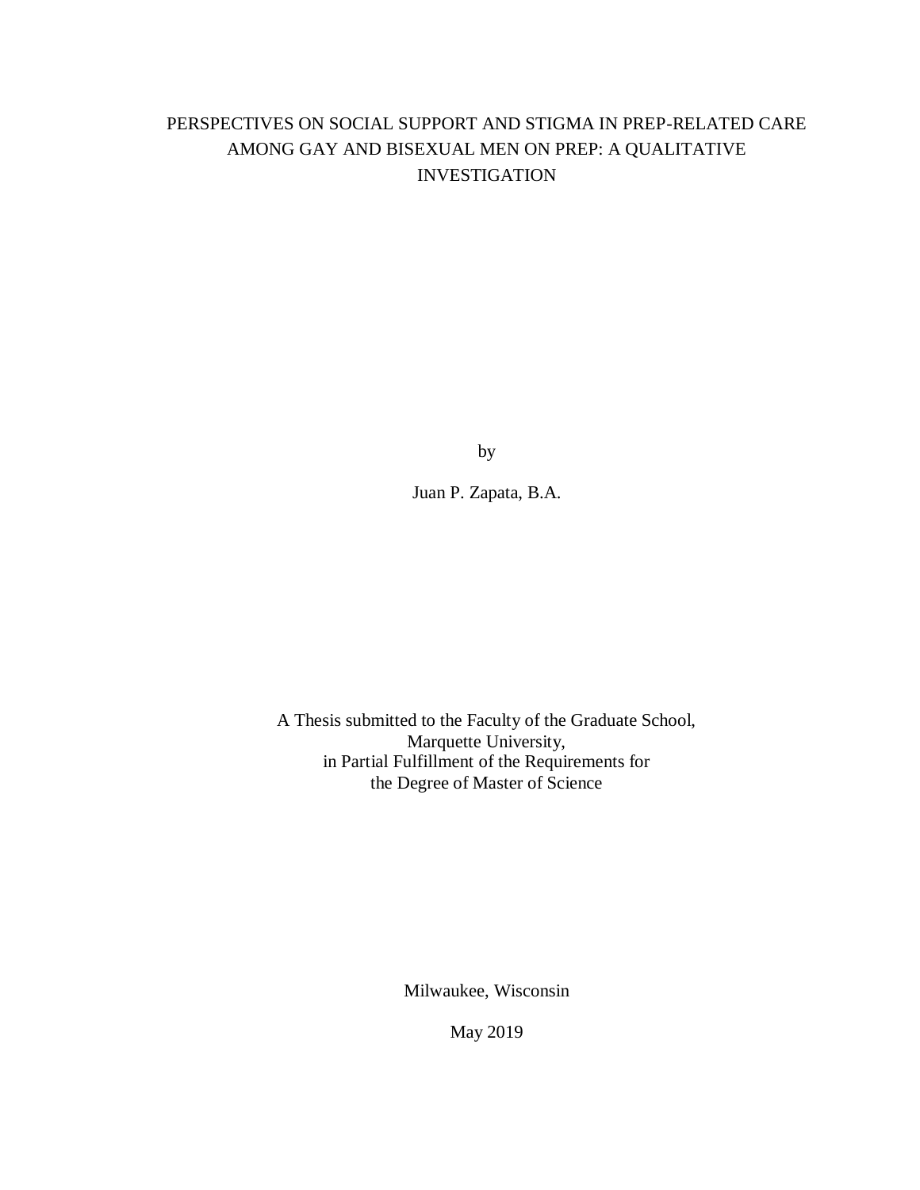# PERSPECTIVES ON SOCIAL SUPPORT AND STIGMA IN PREP-RELATED CARE AMONG GAY AND BISEXUAL MEN ON PREP: A QUALITATIVE INVESTIGATION

by

Juan P. Zapata, B.A.

A Thesis submitted to the Faculty of the Graduate School,
Marquette University,
in Partial Fulfillment of the Requirements for
the Degree of Master of Science

Milwaukee, Wisconsin

May 2019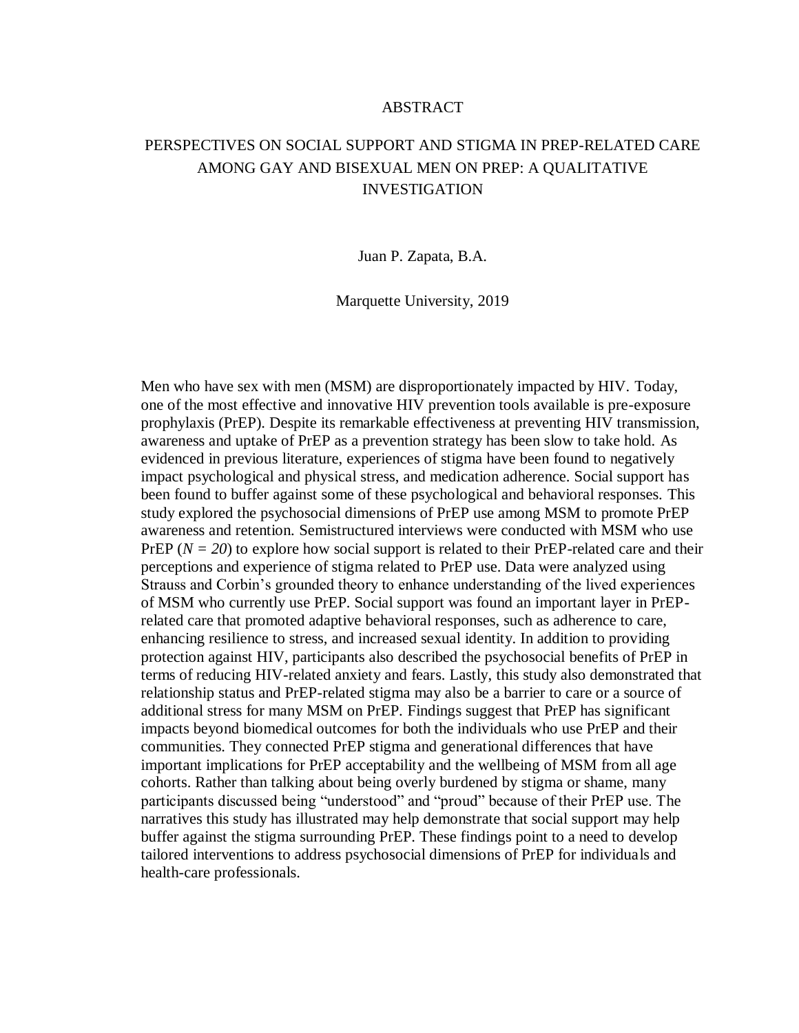# ABSTRACT

## PERSPECTIVES ON SOCIAL SUPPORT AND STIGMA IN PREP-RELATED CARE AMONG GAY AND BISEXUAL MEN ON PREP: A QUALITATIVE INVESTIGATION

Juan P. Zapata, B.A.

Marquette University, 2019

Men who have sex with men (MSM) are disproportionately impacted by HIV. Today, one of the most effective and innovative HIV prevention tools available is pre-exposure prophylaxis (PrEP). Despite its remarkable effectiveness at preventing HIV transmission, awareness and uptake of PrEP as a prevention strategy has been slow to take hold. As evidenced in previous literature, experiences of stigma have been found to negatively impact psychological and physical stress, and medication adherence. Social support has been found to buffer against some of these psychological and behavioral responses. This study explored the psychosocial dimensions of PrEP use among MSM to promote PrEP awareness and retention. Semistructured interviews were conducted with MSM who use PrEP ($N = 20$) to explore how social support is related to their PrEP-related care and their perceptions and experience of stigma related to PrEP use. Data were analyzed using Strauss and Corbin's grounded theory to enhance understanding of the lived experiences of MSM who currently use PrEP. Social support was found an important layer in PrEP-related care that promoted adaptive behavioral responses, such as adherence to care, enhancing resilience to stress, and increased sexual identity. In addition to providing protection against HIV, participants also described the psychosocial benefits of PrEP in terms of reducing HIV-related anxiety and fears. Lastly, this study also demonstrated that relationship status and PrEP-related stigma may also be a barrier to care or a source of additional stress for many MSM on PrEP. Findings suggest that PrEP has significant impacts beyond biomedical outcomes for both the individuals who use PrEP and their communities. They connected PrEP stigma and generational differences that have important implications for PrEP acceptability and the wellbeing of MSM from all age cohorts. Rather than talking about being overly burdened by stigma or shame, many participants discussed being "understood" and "proud" because of their PrEP use. The narratives this study has illustrated may help demonstrate that social support may help buffer against the stigma surrounding PrEP. These findings point to a need to develop tailored interventions to address psychosocial dimensions of PrEP for individuals and health-care professionals.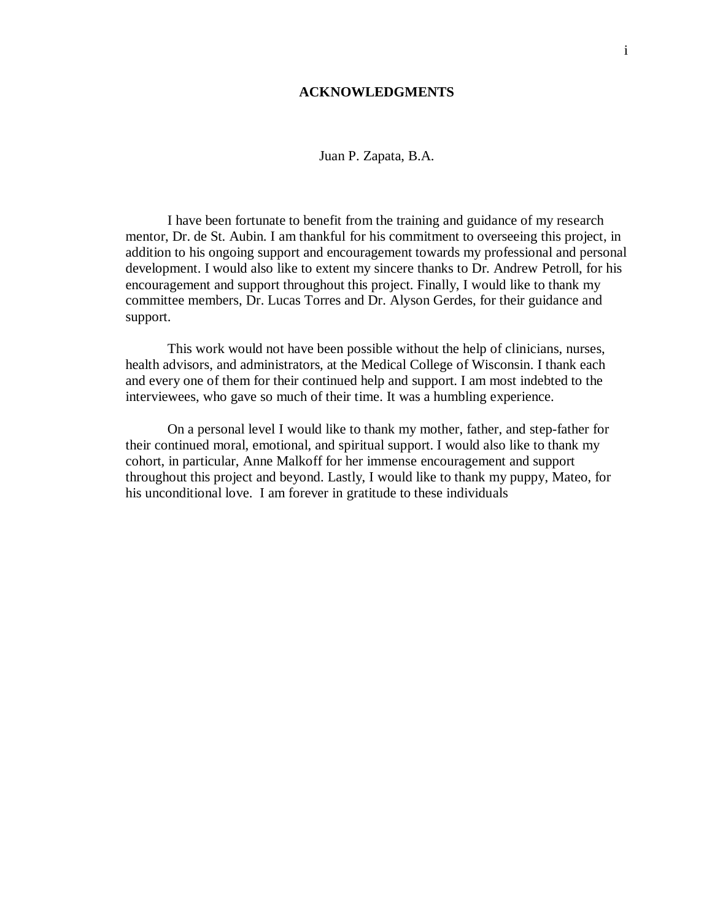# ACKNOWLEDGMENTS

Juan P. Zapata, B.A.

I have been fortunate to benefit from the training and guidance of my research mentor, Dr. de St. Aubin. I am thankful for his commitment to overseeing this project, in addition to his ongoing support and encouragement towards my professional and personal development. I would also like to extent my sincere thanks to Dr. Andrew Petroll, for his encouragement and support throughout this project. Finally, I would like to thank my committee members, Dr. Lucas Torres and Dr. Alyson Gerdes, for their guidance and support.

This work would not have been possible without the help of clinicians, nurses, health advisors, and administrators, at the Medical College of Wisconsin. I thank each and every one of them for their continued help and support. I am most indebted to the interviewees, who gave so much of their time. It was a humbling experience.

On a personal level I would like to thank my mother, father, and step-father for their continued moral, emotional, and spiritual support. I would also like to thank my cohort, in particular, Anne Malkoff for her immense encouragement and support throughout this project and beyond. Lastly, I would like to thank my puppy, Mateo, for his unconditional love. I am forever in gratitude to these individuals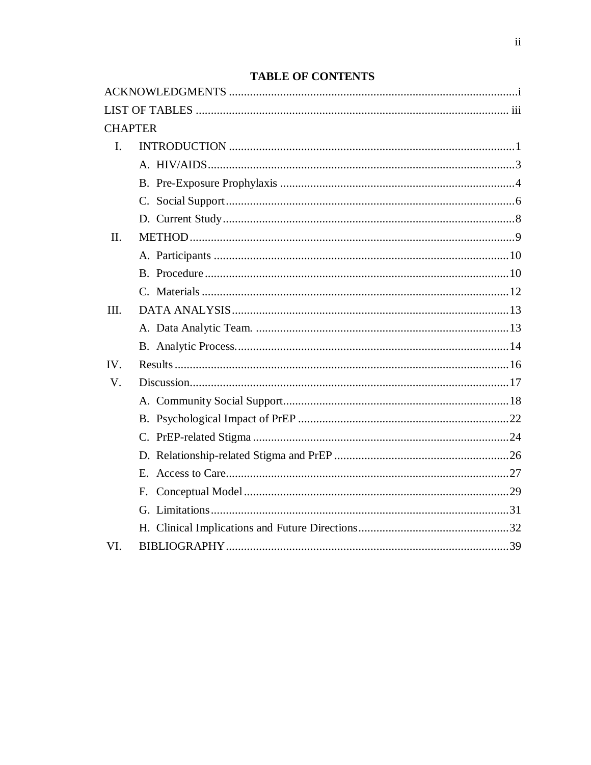# TABLE OF CONTENTS

ACKNOWLEDGMENTS ............................................................................................i

LIST OF TABLES ............................................................................................ iii

CHAPTER

I. INTRODUCTION ............................................................................................1
   - A. HIV/AIDS ............................................................................................3
   - B. Pre-Exposure Prophylaxis ............................................................................................4
   - C. Social Support ............................................................................................6
   - D. Current Study ............................................................................................8

II. METHOD ............................................................................................9
   - A. Participants ............................................................................................10
   - B. Procedure ............................................................................................10
   - C. Materials ............................................................................................12

III. DATA ANALYSIS ............................................................................................13
   - A. Data Analytic Team. ............................................................................................13
   - B. Analytic Process. ............................................................................................14

IV. Results ............................................................................................16

V. Discussion ............................................................................................17
   - A. Community Social Support ............................................................................................18
   - B. Psychological Impact of PrEP ............................................................................................22
   - C. PrEP-related Stigma ............................................................................................24
   - D. Relationship-related Stigma and PrEP ............................................................................................26
   - E. Access to Care ............................................................................................27
   - F. Conceptual Model ............................................................................................29
   - G. Limitations ............................................................................................31
   - H. Clinical Implications and Future Directions ............................................................................................32

VI. BIBLIOGRAPHY ............................................................................................39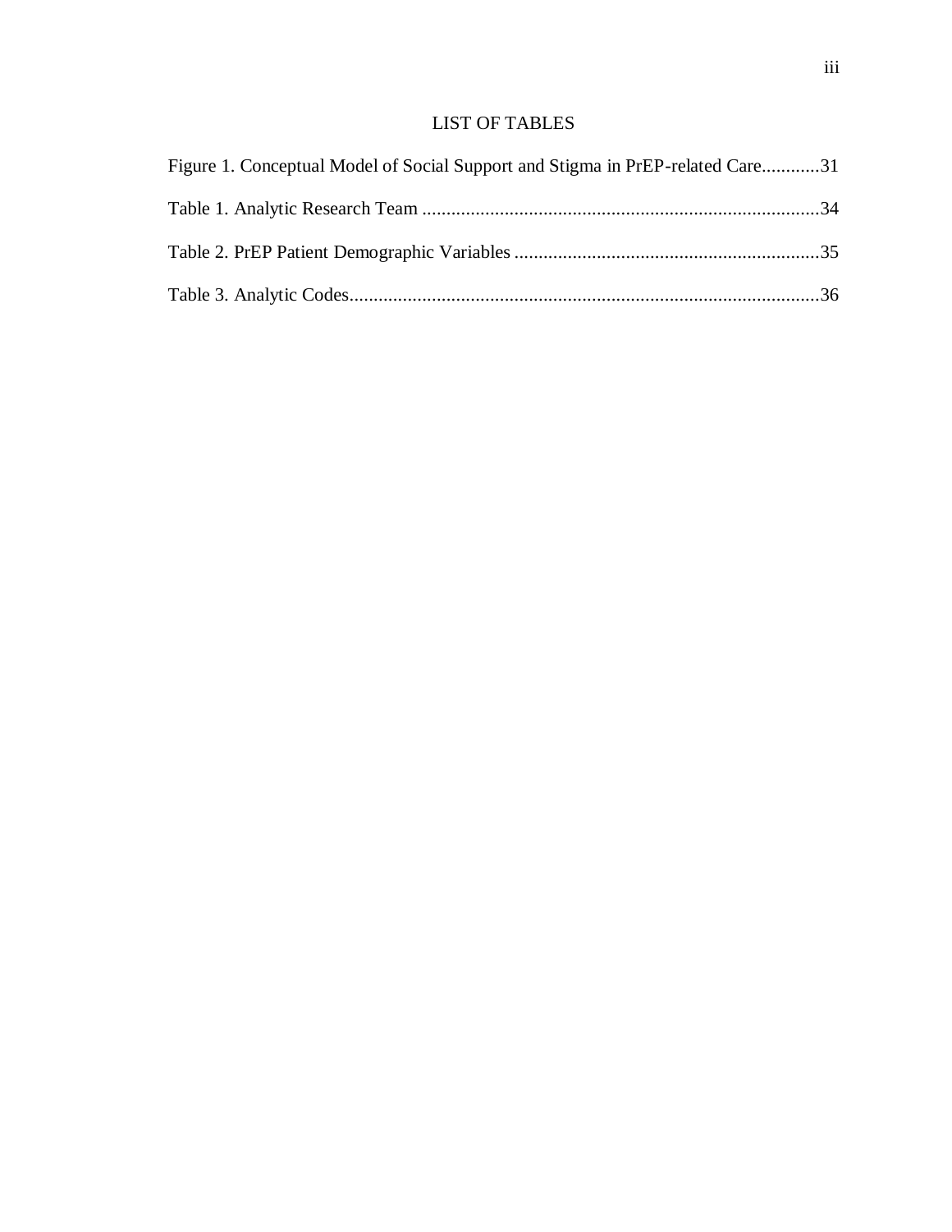# LIST OF TABLES

Figure 1. Conceptual Model of Social Support and Stigma in PrEP-related Care............31

Table 1. Analytic Research Team ..................................................................................34

Table 2. PrEP Patient Demographic Variables ...............................................................35

Table 3. Analytic Codes.................................................................................................36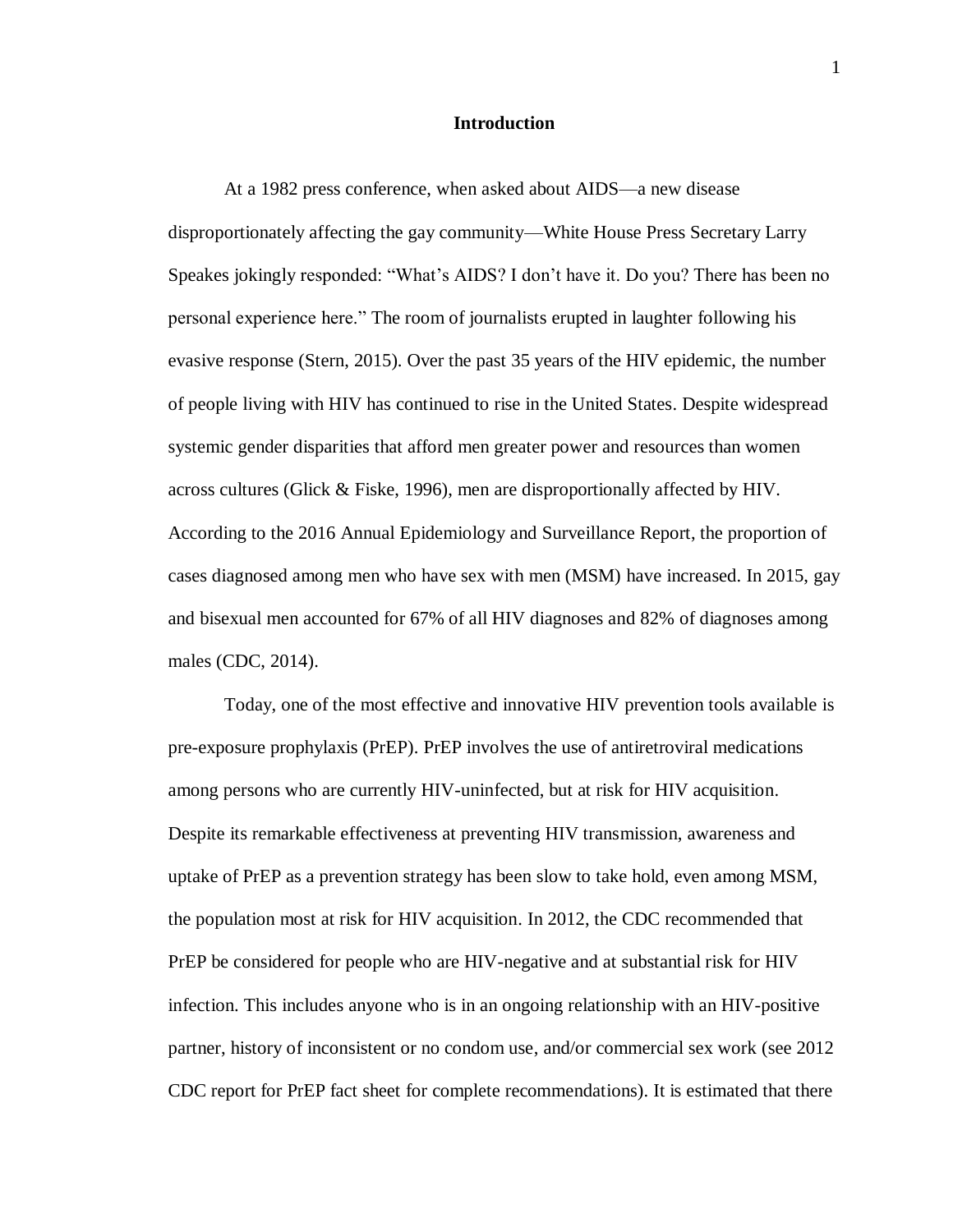# Introduction

At a 1982 press conference, when asked about AIDS—a new disease disproportionately affecting the gay community—White House Press Secretary Larry Speakes jokingly responded: "What's AIDS? I don't have it. Do you? There has been no personal experience here." The room of journalists erupted in laughter following his evasive response (Stern, 2015). Over the past 35 years of the HIV epidemic, the number of people living with HIV has continued to rise in the United States. Despite widespread systemic gender disparities that afford men greater power and resources than women across cultures (Glick & Fiske, 1996), men are disproportionately affected by HIV. According to the 2016 Annual Epidemiology and Surveillance Report, the proportion of cases diagnosed among men who have sex with men (MSM) have increased. In 2015, gay and bisexual men accounted for 67% of all HIV diagnoses and 82% of diagnoses among males (CDC, 2014).

Today, one of the most effective and innovative HIV prevention tools available is pre-exposure prophylaxis (PrEP). PrEP involves the use of antiretroviral medications among persons who are currently HIV-uninfected, but at risk for HIV acquisition. Despite its remarkable effectiveness at preventing HIV transmission, awareness and uptake of PrEP as a prevention strategy has been slow to take hold, even among MSM, the population most at risk for HIV acquisition. In 2012, the CDC recommended that PrEP be considered for people who are HIV-negative and at substantial risk for HIV infection. This includes anyone who is in an ongoing relationship with an HIV-positive partner, history of inconsistent or no condom use, and/or commercial sex work (see 2012 CDC report for PrEP fact sheet for complete recommendations). It is estimated that there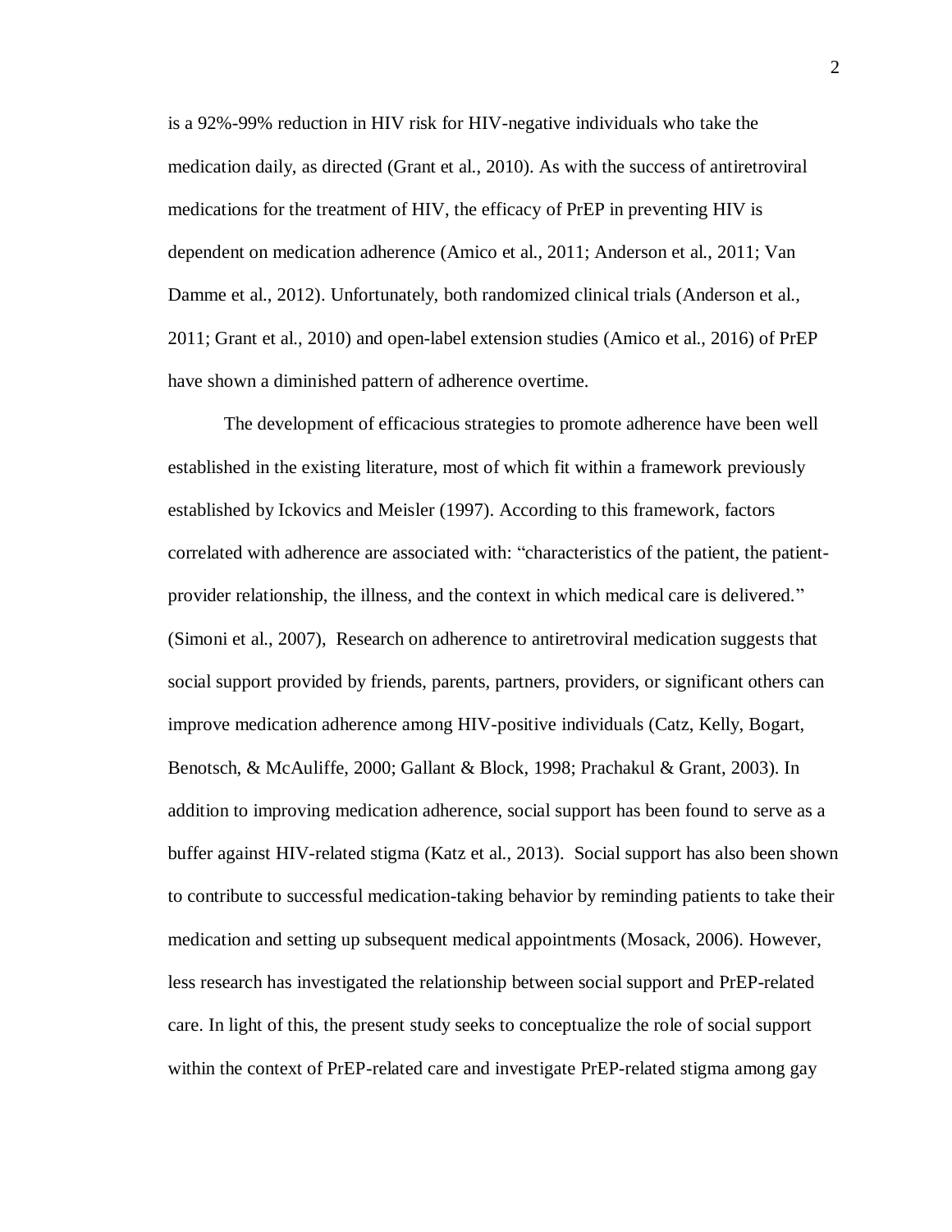is a 92%-99% reduction in HIV risk for HIV-negative individuals who take the medication daily, as directed (Grant et al., 2010). As with the success of antiretroviral medications for the treatment of HIV, the efficacy of PrEP in preventing HIV is dependent on medication adherence (Amico et al., 2011; Anderson et al., 2011; Van Damme et al., 2012). Unfortunately, both randomized clinical trials (Anderson et al., 2011; Grant et al., 2010) and open-label extension studies (Amico et al., 2016) of PrEP have shown a diminished pattern of adherence overtime.

The development of efficacious strategies to promote adherence have been well established in the existing literature, most of which fit within a framework previously established by Ickovics and Meisler (1997). According to this framework, factors correlated with adherence are associated with: "characteristics of the patient, the patient-provider relationship, the illness, and the context in which medical care is delivered." (Simoni et al., 2007), Research on adherence to antiretroviral medication suggests that social support provided by friends, parents, partners, providers, or significant others can improve medication adherence among HIV-positive individuals (Catz, Kelly, Bogart, Benotsch, & McAuliffe, 2000; Gallant & Block, 1998; Prachakul & Grant, 2003). In addition to improving medication adherence, social support has been found to serve as a buffer against HIV-related stigma (Katz et al., 2013). Social support has also been shown to contribute to successful medication-taking behavior by reminding patients to take their medication and setting up subsequent medical appointments (Mosack, 2006). However, less research has investigated the relationship between social support and PrEP-related care. In light of this, the present study seeks to conceptualize the role of social support within the context of PrEP-related care and investigate PrEP-related stigma among gay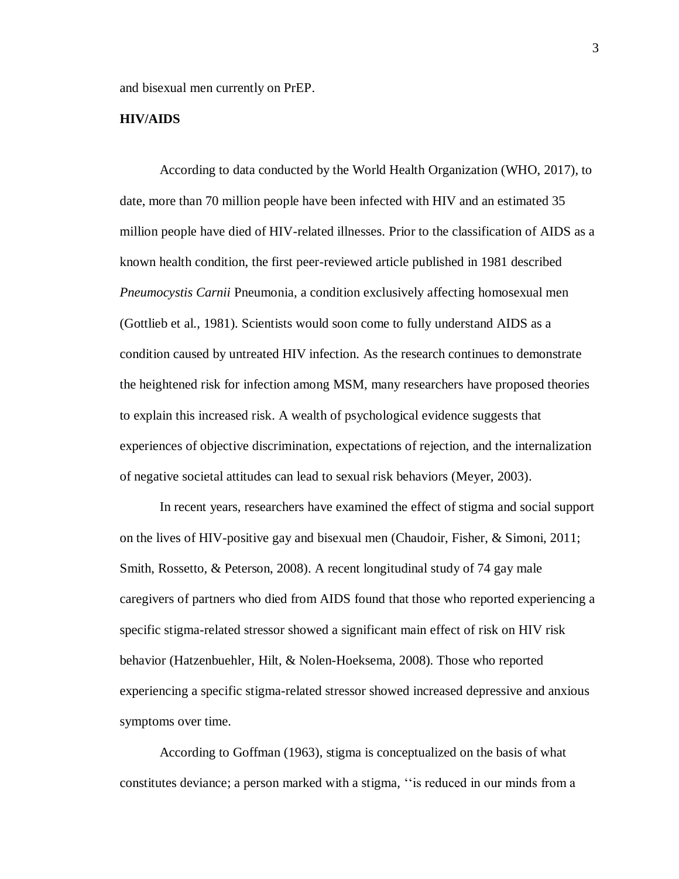and bisexual men currently on PrEP.

**HIV/AIDS**

According to data conducted by the World Health Organization (WHO, 2017), to date, more than 70 million people have been infected with HIV and an estimated 35 million people have died of HIV-related illnesses. Prior to the classification of AIDS as a known health condition, the first peer-reviewed article published in 1981 described *Pneumocystis Carnii* Pneumonia, a condition exclusively affecting homosexual men (Gottlieb et al., 1981). Scientists would soon come to fully understand AIDS as a condition caused by untreated HIV infection. As the research continues to demonstrate the heightened risk for infection among MSM, many researchers have proposed theories to explain this increased risk. A wealth of psychological evidence suggests that experiences of objective discrimination, expectations of rejection, and the internalization of negative societal attitudes can lead to sexual risk behaviors (Meyer, 2003).

In recent years, researchers have examined the effect of stigma and social support on the lives of HIV-positive gay and bisexual men (Chaudoir, Fisher, & Simoni, 2011; Smith, Rossetto, & Peterson, 2008). A recent longitudinal study of 74 gay male caregivers of partners who died from AIDS found that those who reported experiencing a specific stigma-related stressor showed a significant main effect of risk on HIV risk behavior (Hatzenbuehler, Hilt, & Nolen-Hoeksema, 2008). Those who reported experiencing a specific stigma-related stressor showed increased depressive and anxious symptoms over time.

According to Goffman (1963), stigma is conceptualized on the basis of what constitutes deviance; a person marked with a stigma, ‘‘is reduced in our minds from a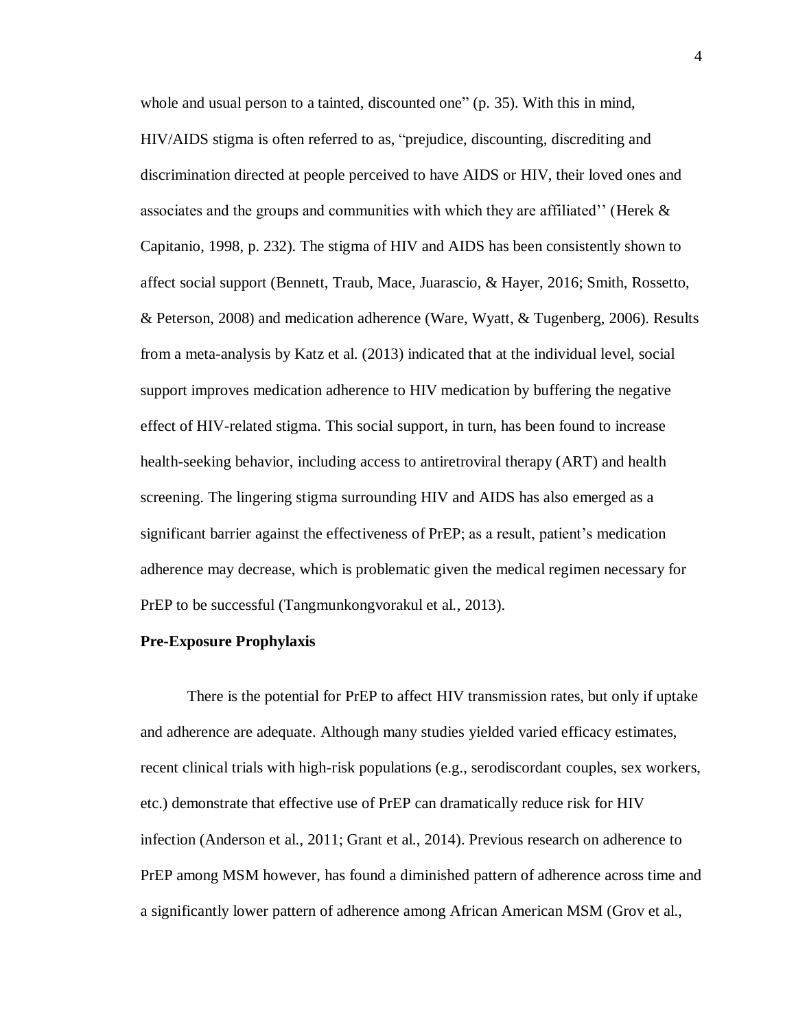whole and usual person to a tainted, discounted one" (p. 35). With this in mind, HIV/AIDS stigma is often referred to as, "prejudice, discounting, discrediting and discrimination directed at people perceived to have AIDS or HIV, their loved ones and associates and the groups and communities with which they are affiliated'' (Herek & Capitanio, 1998, p. 232). The stigma of HIV and AIDS has been consistently shown to affect social support (Bennett, Traub, Mace, Juarascio, & Hayer, 2016; Smith, Rossetto, & Peterson, 2008) and medication adherence (Ware, Wyatt, & Tugenberg, 2006). Results from a meta-analysis by Katz et al. (2013) indicated that at the individual level, social support improves medication adherence to HIV medication by buffering the negative effect of HIV-related stigma. This social support, in turn, has been found to increase health-seeking behavior, including access to antiretroviral therapy (ART) and health screening. The lingering stigma surrounding HIV and AIDS has also emerged as a significant barrier against the effectiveness of PrEP; as a result, patient's medication adherence may decrease, which is problematic given the medical regimen necessary for PrEP to be successful (Tangmunkongvorakul et al., 2013).

**Pre-Exposure Prophylaxis**

There is the potential for PrEP to affect HIV transmission rates, but only if uptake and adherence are adequate. Although many studies yielded varied efficacy estimates, recent clinical trials with high-risk populations (e.g., serodiscordant couples, sex workers, etc.) demonstrate that effective use of PrEP can dramatically reduce risk for HIV infection (Anderson et al., 2011; Grant et al., 2014). Previous research on adherence to PrEP among MSM however, has found a diminished pattern of adherence across time and a significantly lower pattern of adherence among African American MSM (Grov et al.,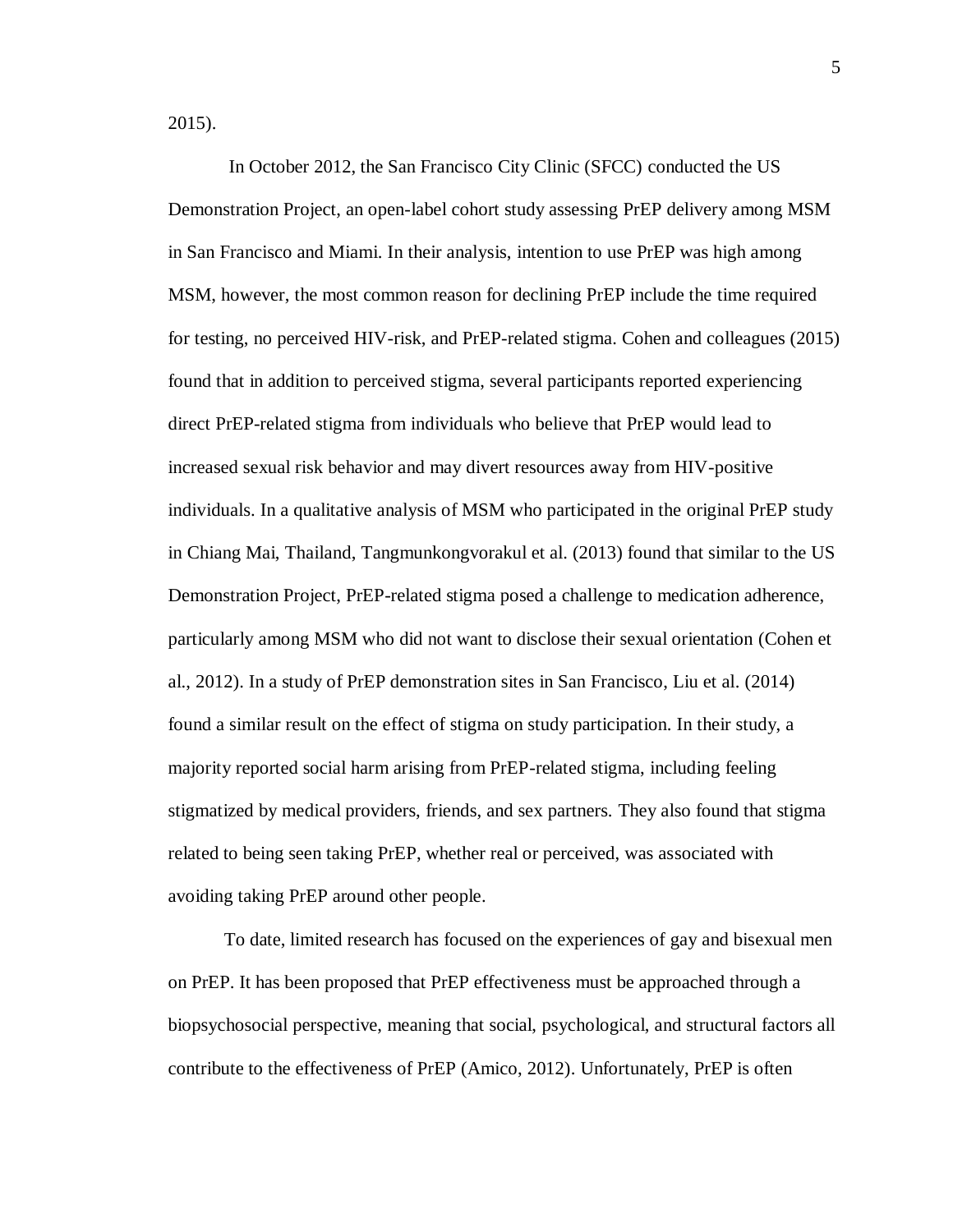2015).

In October 2012, the San Francisco City Clinic (SFCC) conducted the US Demonstration Project, an open-label cohort study assessing PrEP delivery among MSM in San Francisco and Miami. In their analysis, intention to use PrEP was high among MSM, however, the most common reason for declining PrEP include the time required for testing, no perceived HIV-risk, and PrEP-related stigma. Cohen and colleagues (2015) found that in addition to perceived stigma, several participants reported experiencing direct PrEP-related stigma from individuals who believe that PrEP would lead to increased sexual risk behavior and may divert resources away from HIV-positive individuals. In a qualitative analysis of MSM who participated in the original PrEP study in Chiang Mai, Thailand, Tangmunkongvorakul et al. (2013) found that similar to the US Demonstration Project, PrEP-related stigma posed a challenge to medication adherence, particularly among MSM who did not want to disclose their sexual orientation (Cohen et al., 2012). In a study of PrEP demonstration sites in San Francisco, Liu et al. (2014) found a similar result on the effect of stigma on study participation. In their study, a majority reported social harm arising from PrEP-related stigma, including feeling stigmatized by medical providers, friends, and sex partners. They also found that stigma related to being seen taking PrEP, whether real or perceived, was associated with avoiding taking PrEP around other people.

To date, limited research has focused on the experiences of gay and bisexual men on PrEP. It has been proposed that PrEP effectiveness must be approached through a biopsychosocial perspective, meaning that social, psychological, and structural factors all contribute to the effectiveness of PrEP (Amico, 2012). Unfortunately, PrEP is often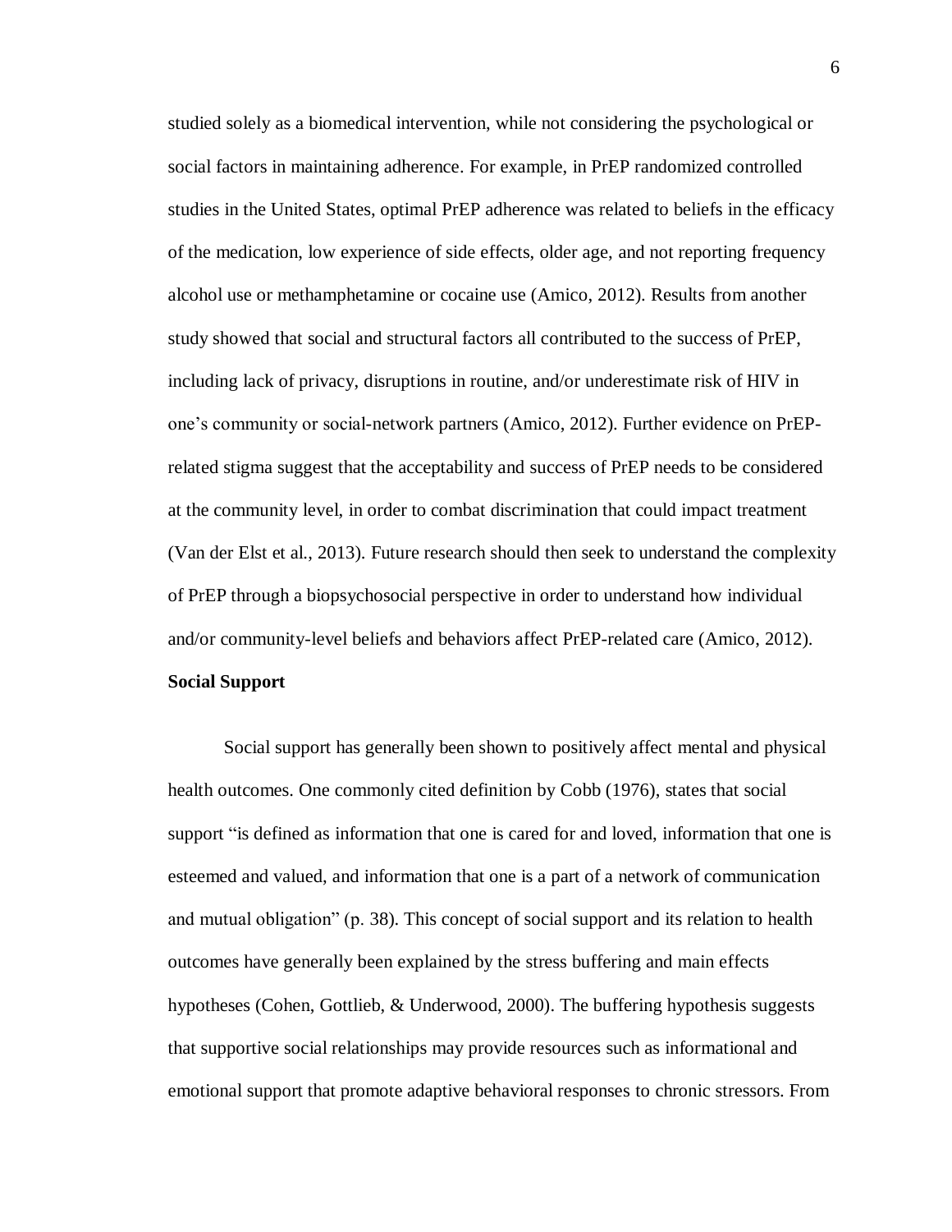studied solely as a biomedical intervention, while not considering the psychological or social factors in maintaining adherence. For example, in PrEP randomized controlled studies in the United States, optimal PrEP adherence was related to beliefs in the efficacy of the medication, low experience of side effects, older age, and not reporting frequency alcohol use or methamphetamine or cocaine use (Amico, 2012). Results from another study showed that social and structural factors all contributed to the success of PrEP, including lack of privacy, disruptions in routine, and/or underestimate risk of HIV in one's community or social-network partners (Amico, 2012). Further evidence on PrEP-related stigma suggest that the acceptability and success of PrEP needs to be considered at the community level, in order to combat discrimination that could impact treatment (Van der Elst et al., 2013). Future research should then seek to understand the complexity of PrEP through a biopsychosocial perspective in order to understand how individual and/or community-level beliefs and behaviors affect PrEP-related care (Amico, 2012).

**Social Support**

Social support has generally been shown to positively affect mental and physical health outcomes. One commonly cited definition by Cobb (1976), states that social support "is defined as information that one is cared for and loved, information that one is esteemed and valued, and information that one is a part of a network of communication and mutual obligation" (p. 38). This concept of social support and its relation to health outcomes have generally been explained by the stress buffering and main effects hypotheses (Cohen, Gottlieb, & Underwood, 2000). The buffering hypothesis suggests that supportive social relationships may provide resources such as informational and emotional support that promote adaptive behavioral responses to chronic stressors. From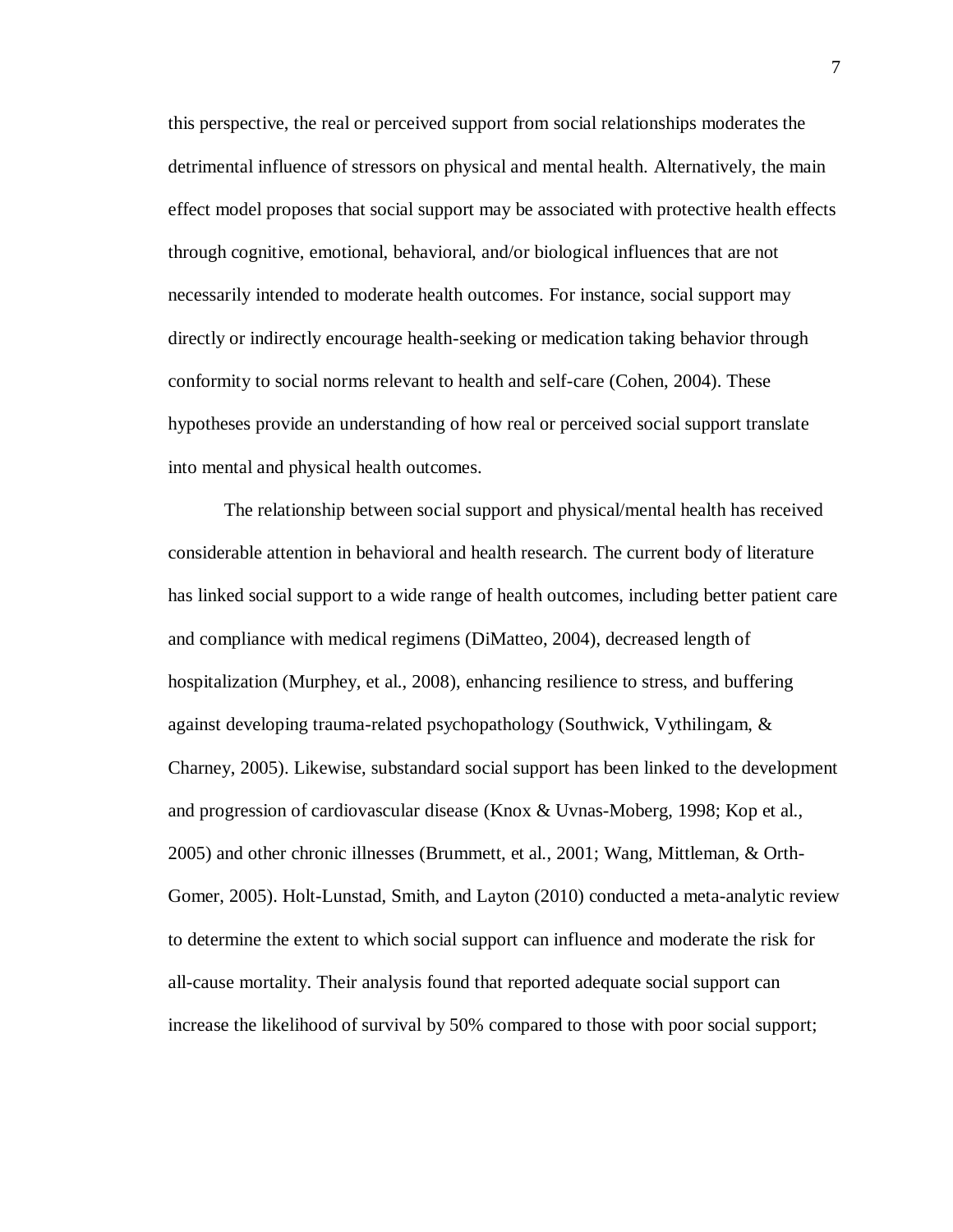this perspective, the real or perceived support from social relationships moderates the detrimental influence of stressors on physical and mental health. Alternatively, the main effect model proposes that social support may be associated with protective health effects through cognitive, emotional, behavioral, and/or biological influences that are not necessarily intended to moderate health outcomes. For instance, social support may directly or indirectly encourage health-seeking or medication taking behavior through conformity to social norms relevant to health and self-care (Cohen, 2004). These hypotheses provide an understanding of how real or perceived social support translate into mental and physical health outcomes.

The relationship between social support and physical/mental health has received considerable attention in behavioral and health research. The current body of literature has linked social support to a wide range of health outcomes, including better patient care and compliance with medical regimens (DiMatteo, 2004), decreased length of hospitalization (Murphey, et al., 2008), enhancing resilience to stress, and buffering against developing trauma-related psychopathology (Southwick, Vythilingam, & Charney, 2005). Likewise, substandard social support has been linked to the development and progression of cardiovascular disease (Knox & Uvnas-Moberg, 1998; Kop et al., 2005) and other chronic illnesses (Brummett, et al., 2001; Wang, Mittleman, & Orth-Gomer, 2005). Holt-Lunstad, Smith, and Layton (2010) conducted a meta-analytic review to determine the extent to which social support can influence and moderate the risk for all-cause mortality. Their analysis found that reported adequate social support can increase the likelihood of survival by 50% compared to those with poor social support;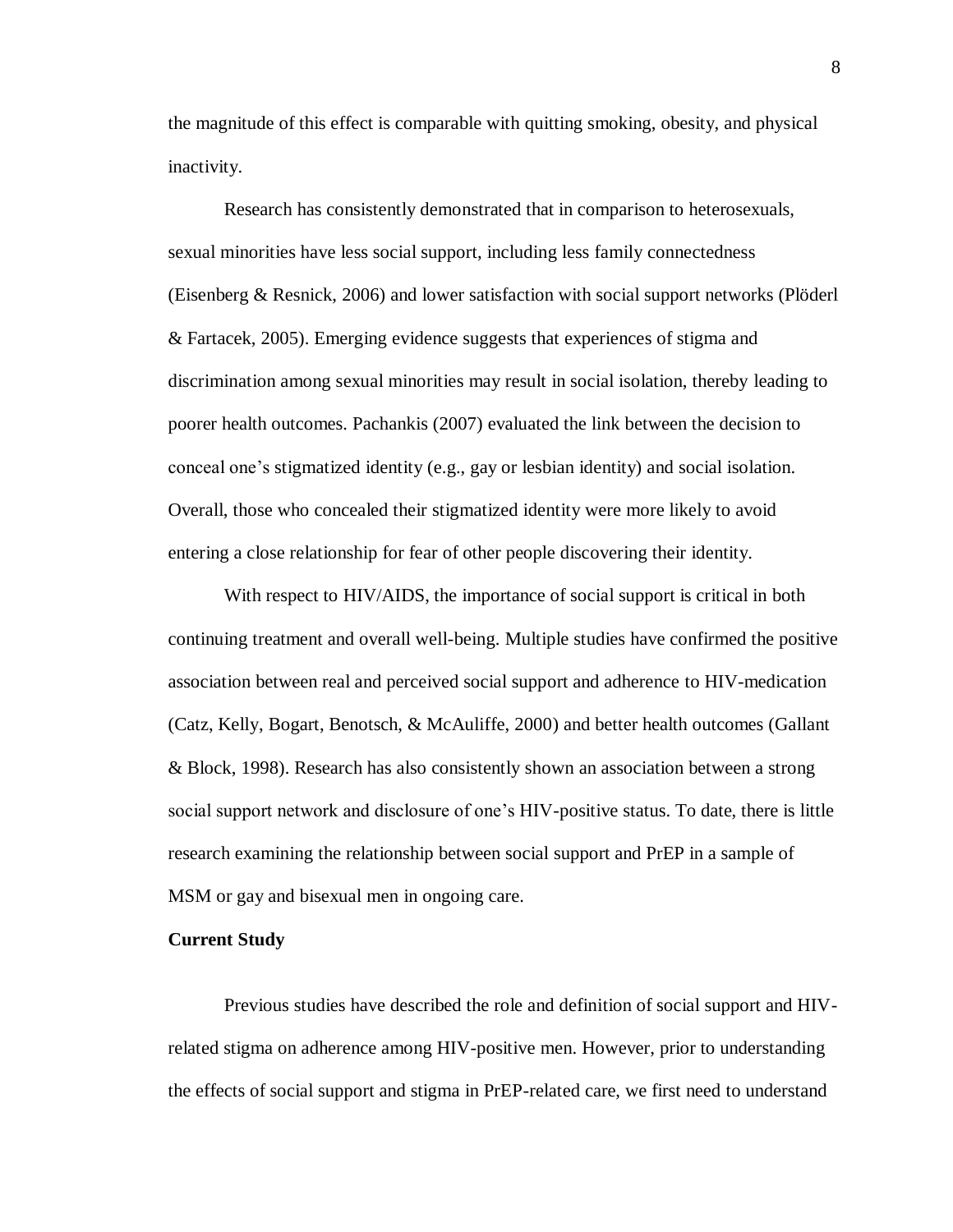the magnitude of this effect is comparable with quitting smoking, obesity, and physical inactivity.

Research has consistently demonstrated that in comparison to heterosexuals, sexual minorities have less social support, including less family connectedness (Eisenberg & Resnick, 2006) and lower satisfaction with social support networks (Plöderl & Fartacek, 2005). Emerging evidence suggests that experiences of stigma and discrimination among sexual minorities may result in social isolation, thereby leading to poorer health outcomes. Pachankis (2007) evaluated the link between the decision to conceal one's stigmatized identity (e.g., gay or lesbian identity) and social isolation. Overall, those who concealed their stigmatized identity were more likely to avoid entering a close relationship for fear of other people discovering their identity.

With respect to HIV/AIDS, the importance of social support is critical in both continuing treatment and overall well-being. Multiple studies have confirmed the positive association between real and perceived social support and adherence to HIV-medication (Catz, Kelly, Bogart, Benotsch, & McAuliffe, 2000) and better health outcomes (Gallant & Block, 1998). Research has also consistently shown an association between a strong social support network and disclosure of one's HIV-positive status. To date, there is little research examining the relationship between social support and PrEP in a sample of MSM or gay and bisexual men in ongoing care.

**Current Study**

Previous studies have described the role and definition of social support and HIV-related stigma on adherence among HIV-positive men. However, prior to understanding the effects of social support and stigma in PrEP-related care, we first need to understand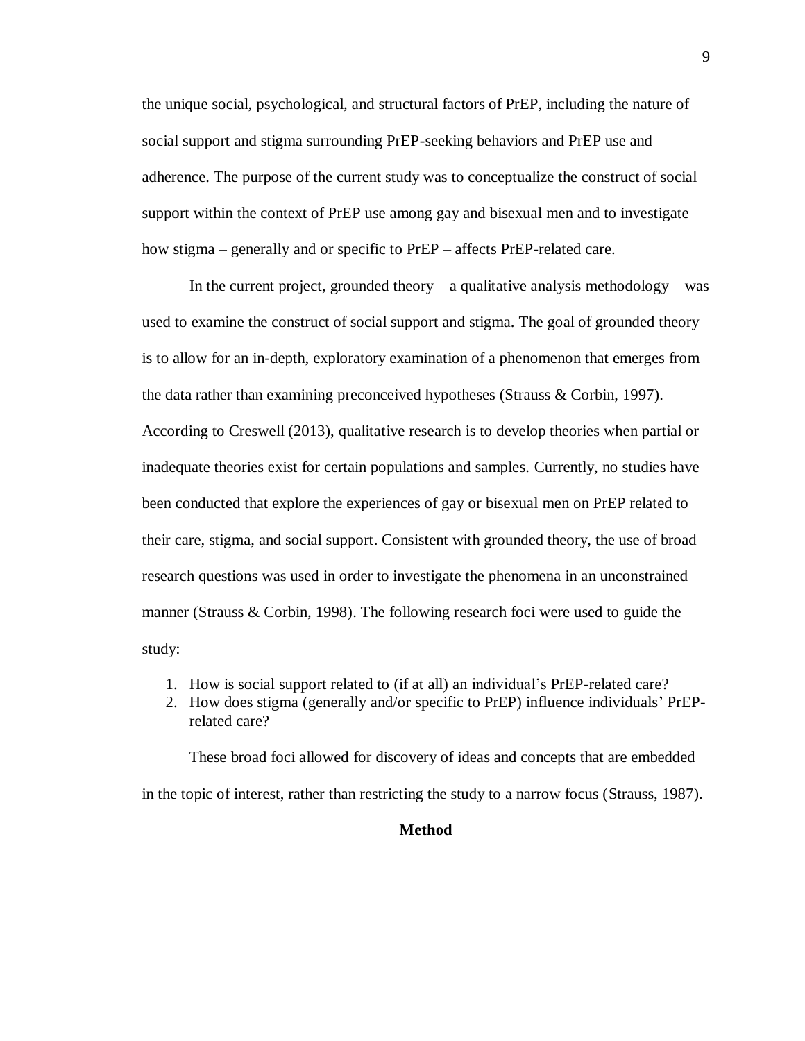the unique social, psychological, and structural factors of PrEP, including the nature of social support and stigma surrounding PrEP-seeking behaviors and PrEP use and adherence. The purpose of the current study was to conceptualize the construct of social support within the context of PrEP use among gay and bisexual men and to investigate how stigma – generally and or specific to PrEP – affects PrEP-related care.

In the current project, grounded theory – a qualitative analysis methodology – was used to examine the construct of social support and stigma. The goal of grounded theory is to allow for an in-depth, exploratory examination of a phenomenon that emerges from the data rather than examining preconceived hypotheses (Strauss & Corbin, 1997). According to Creswell (2013), qualitative research is to develop theories when partial or inadequate theories exist for certain populations and samples. Currently, no studies have been conducted that explore the experiences of gay or bisexual men on PrEP related to their care, stigma, and social support. Consistent with grounded theory, the use of broad research questions was used in order to investigate the phenomena in an unconstrained manner (Strauss & Corbin, 1998). The following research foci were used to guide the study:

1. How is social support related to (if at all) an individual's PrEP-related care?
2. How does stigma (generally and/or specific to PrEP) influence individuals' PrEP-related care?

These broad foci allowed for discovery of ideas and concepts that are embedded in the topic of interest, rather than restricting the study to a narrow focus (Strauss, 1987).

## Method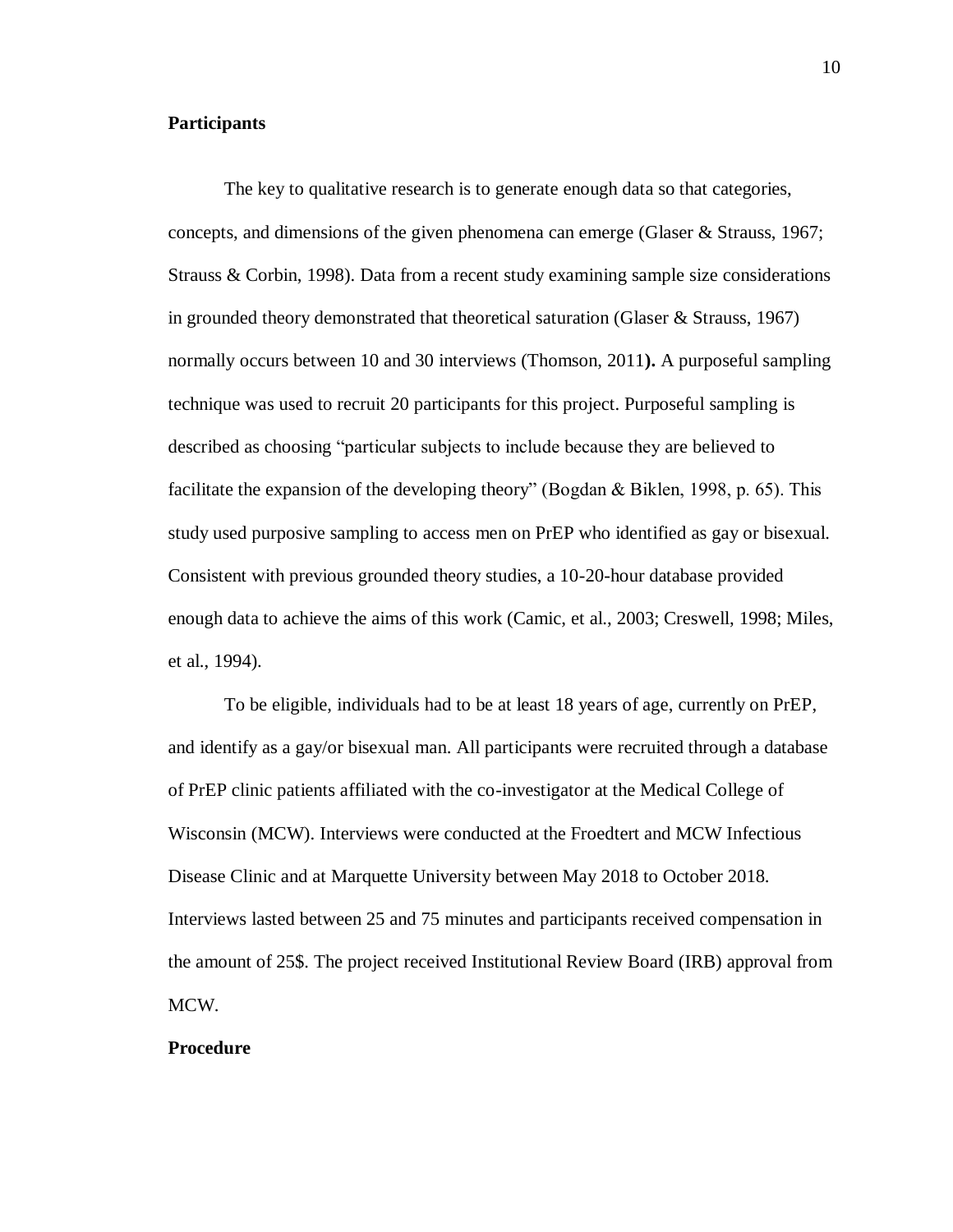**Participants**

The key to qualitative research is to generate enough data so that categories, concepts, and dimensions of the given phenomena can emerge (Glaser & Strauss, 1967; Strauss & Corbin, 1998). Data from a recent study examining sample size considerations in grounded theory demonstrated that theoretical saturation (Glaser & Strauss, 1967) normally occurs between 10 and 30 interviews (Thomson, 2011**).** A purposeful sampling technique was used to recruit 20 participants for this project. Purposeful sampling is described as choosing "particular subjects to include because they are believed to facilitate the expansion of the developing theory" (Bogdan & Biklen, 1998, p. 65). This study used purposive sampling to access men on PrEP who identified as gay or bisexual. Consistent with previous grounded theory studies, a 10-20-hour database provided enough data to achieve the aims of this work (Camic, et al., 2003; Creswell, 1998; Miles, et al., 1994).

To be eligible, individuals had to be at least 18 years of age, currently on PrEP, and identify as a gay/or bisexual man. All participants were recruited through a database of PrEP clinic patients affiliated with the co-investigator at the Medical College of Wisconsin (MCW). Interviews were conducted at the Froedtert and MCW Infectious Disease Clinic and at Marquette University between May 2018 to October 2018. Interviews lasted between 25 and 75 minutes and participants received compensation in the amount of 25$. The project received Institutional Review Board (IRB) approval from MCW.

**Procedure**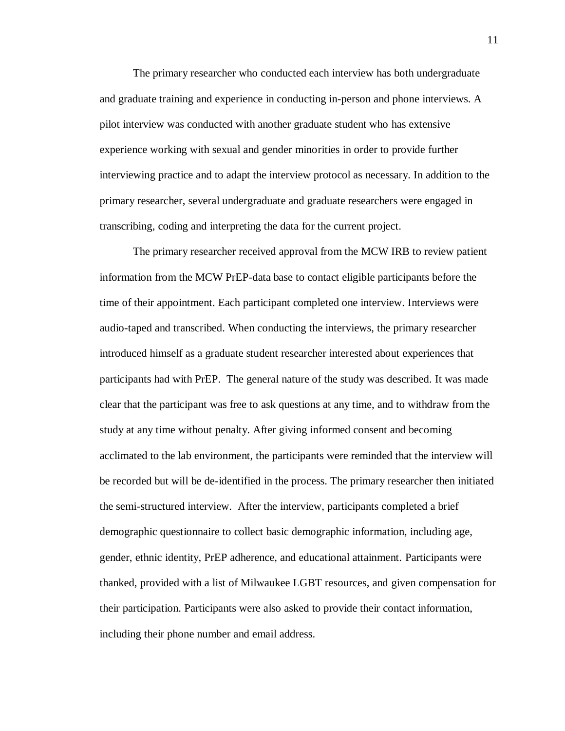The primary researcher who conducted each interview has both undergraduate and graduate training and experience in conducting in-person and phone interviews. A pilot interview was conducted with another graduate student who has extensive experience working with sexual and gender minorities in order to provide further interviewing practice and to adapt the interview protocol as necessary. In addition to the primary researcher, several undergraduate and graduate researchers were engaged in transcribing, coding and interpreting the data for the current project.

The primary researcher received approval from the MCW IRB to review patient information from the MCW PrEP-data base to contact eligible participants before the time of their appointment. Each participant completed one interview. Interviews were audio-taped and transcribed. When conducting the interviews, the primary researcher introduced himself as a graduate student researcher interested about experiences that participants had with PrEP. The general nature of the study was described. It was made clear that the participant was free to ask questions at any time, and to withdraw from the study at any time without penalty. After giving informed consent and becoming acclimated to the lab environment, the participants were reminded that the interview will be recorded but will be de-identified in the process. The primary researcher then initiated the semi-structured interview. After the interview, participants completed a brief demographic questionnaire to collect basic demographic information, including age, gender, ethnic identity, PrEP adherence, and educational attainment. Participants were thanked, provided with a list of Milwaukee LGBT resources, and given compensation for their participation. Participants were also asked to provide their contact information, including their phone number and email address.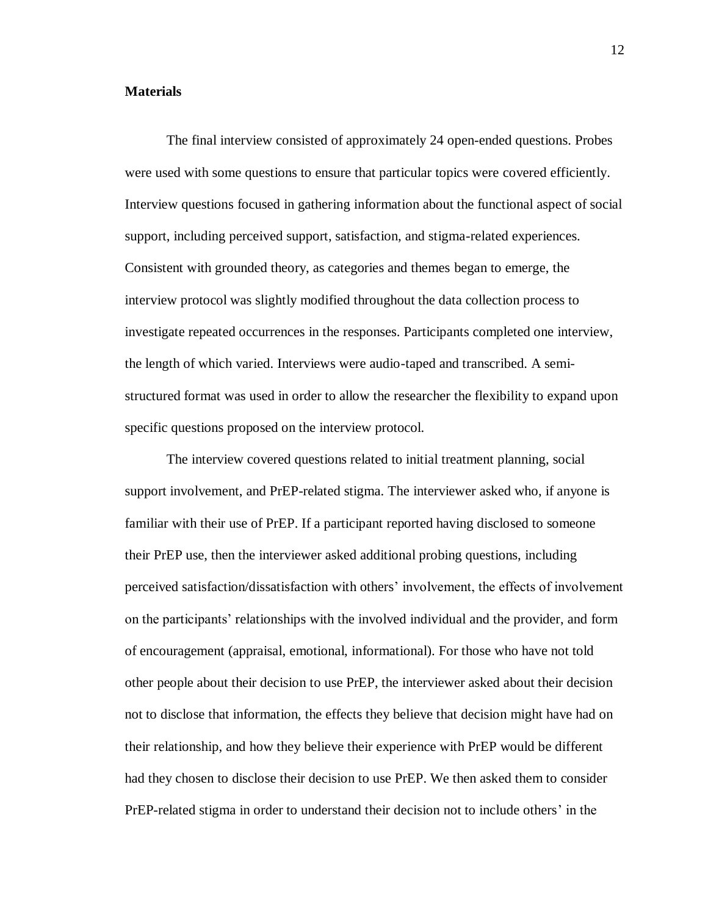**Materials**

The final interview consisted of approximately 24 open-ended questions. Probes were used with some questions to ensure that particular topics were covered efficiently. Interview questions focused in gathering information about the functional aspect of social support, including perceived support, satisfaction, and stigma-related experiences. Consistent with grounded theory, as categories and themes began to emerge, the interview protocol was slightly modified throughout the data collection process to investigate repeated occurrences in the responses. Participants completed one interview, the length of which varied. Interviews were audio-taped and transcribed. A semi-structured format was used in order to allow the researcher the flexibility to expand upon specific questions proposed on the interview protocol.

The interview covered questions related to initial treatment planning, social support involvement, and PrEP-related stigma. The interviewer asked who, if anyone is familiar with their use of PrEP. If a participant reported having disclosed to someone their PrEP use, then the interviewer asked additional probing questions, including perceived satisfaction/dissatisfaction with others' involvement, the effects of involvement on the participants' relationships with the involved individual and the provider, and form of encouragement (appraisal, emotional, informational). For those who have not told other people about their decision to use PrEP, the interviewer asked about their decision not to disclose that information, the effects they believe that decision might have had on their relationship, and how they believe their experience with PrEP would be different had they chosen to disclose their decision to use PrEP. We then asked them to consider PrEP-related stigma in order to understand their decision not to include others' in the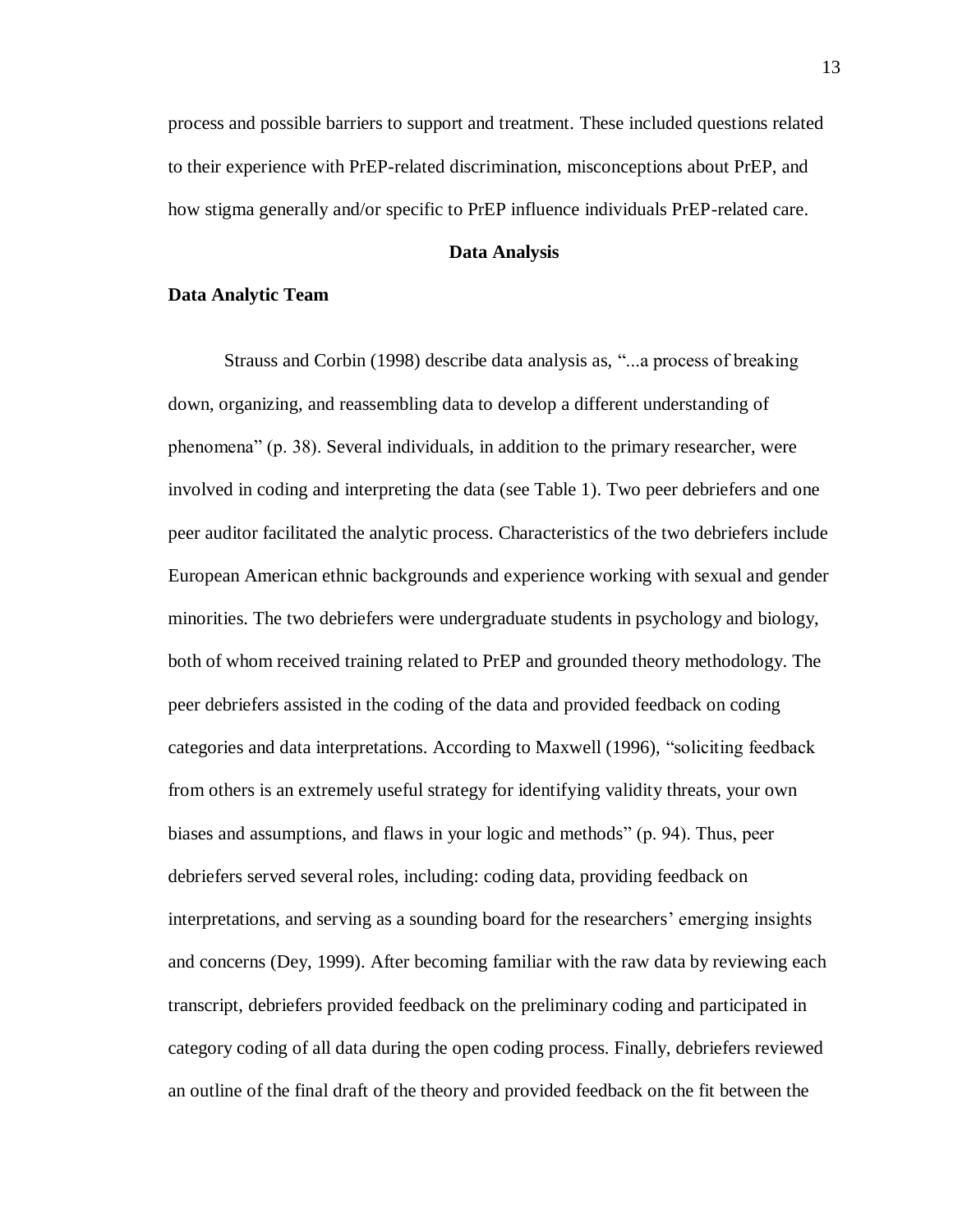process and possible barriers to support and treatment. These included questions related to their experience with PrEP-related discrimination, misconceptions about PrEP, and how stigma generally and/or specific to PrEP influence individuals PrEP-related care.

## Data Analysis

### Data Analytic Team

Strauss and Corbin (1998) describe data analysis as, "...a process of breaking down, organizing, and reassembling data to develop a different understanding of phenomena" (p. 38). Several individuals, in addition to the primary researcher, were involved in coding and interpreting the data (see Table 1). Two peer debriefers and one peer auditor facilitated the analytic process. Characteristics of the two debriefers include European American ethnic backgrounds and experience working with sexual and gender minorities. The two debriefers were undergraduate students in psychology and biology, both of whom received training related to PrEP and grounded theory methodology. The peer debriefers assisted in the coding of the data and provided feedback on coding categories and data interpretations. According to Maxwell (1996), "soliciting feedback from others is an extremely useful strategy for identifying validity threats, your own biases and assumptions, and flaws in your logic and methods" (p. 94). Thus, peer debriefers served several roles, including: coding data, providing feedback on interpretations, and serving as a sounding board for the researchers' emerging insights and concerns (Dey, 1999). After becoming familiar with the raw data by reviewing each transcript, debriefers provided feedback on the preliminary coding and participated in category coding of all data during the open coding process. Finally, debriefers reviewed an outline of the final draft of the theory and provided feedback on the fit between the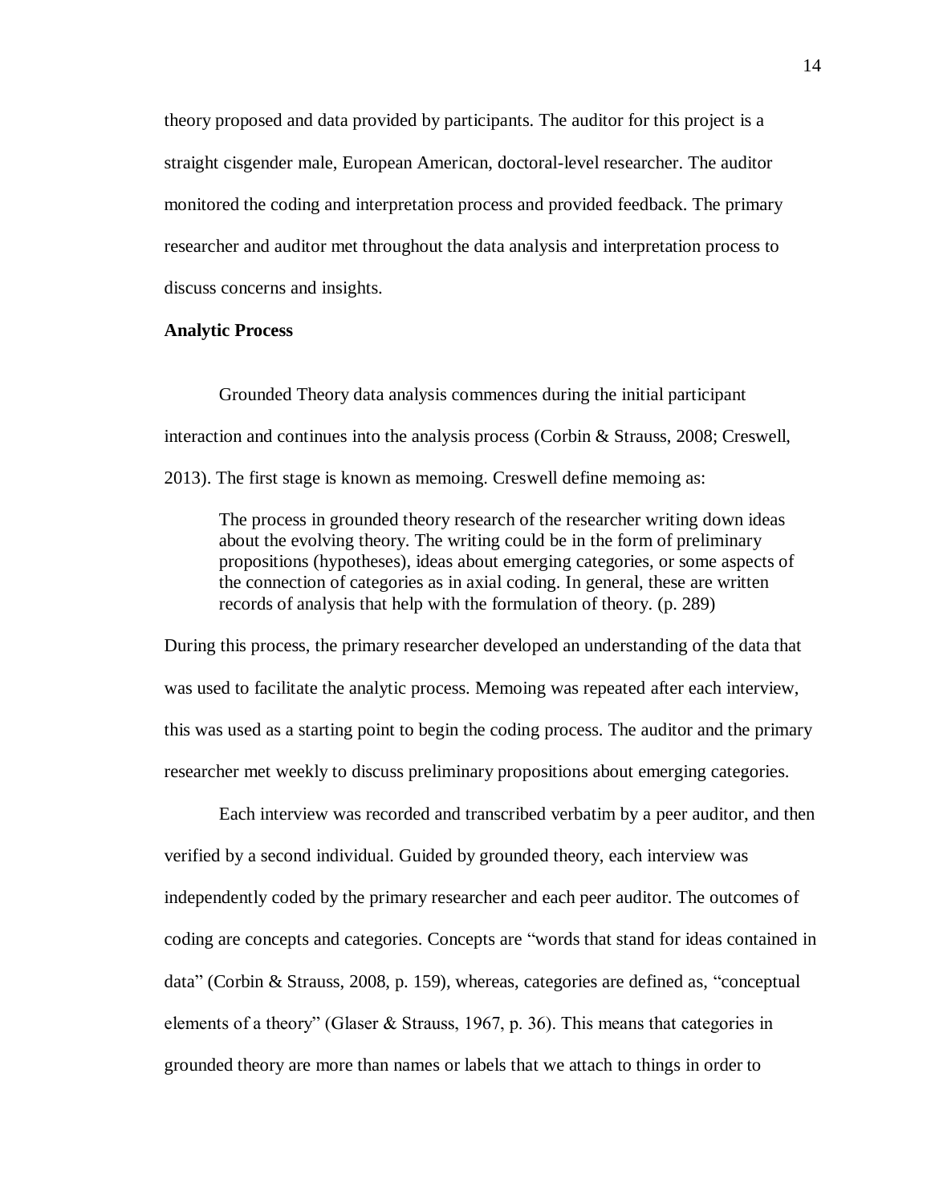theory proposed and data provided by participants. The auditor for this project is a straight cisgender male, European American, doctoral-level researcher. The auditor monitored the coding and interpretation process and provided feedback. The primary researcher and auditor met throughout the data analysis and interpretation process to discuss concerns and insights.

**Analytic Process**

Grounded Theory data analysis commences during the initial participant interaction and continues into the analysis process (Corbin & Strauss, 2008; Creswell, 2013). The first stage is known as memoing. Creswell define memoing as:

> The process in grounded theory research of the researcher writing down ideas about the evolving theory. The writing could be in the form of preliminary propositions (hypotheses), ideas about emerging categories, or some aspects of the connection of categories as in axial coding. In general, these are written records of analysis that help with the formulation of theory. (p. 289)

During this process, the primary researcher developed an understanding of the data that was used to facilitate the analytic process. Memoing was repeated after each interview, this was used as a starting point to begin the coding process. The auditor and the primary researcher met weekly to discuss preliminary propositions about emerging categories.

Each interview was recorded and transcribed verbatim by a peer auditor, and then verified by a second individual. Guided by grounded theory, each interview was independently coded by the primary researcher and each peer auditor. The outcomes of coding are concepts and categories. Concepts are "words that stand for ideas contained in data" (Corbin & Strauss, 2008, p. 159), whereas, categories are defined as, "conceptual elements of a theory" (Glaser & Strauss, 1967, p. 36). This means that categories in grounded theory are more than names or labels that we attach to things in order to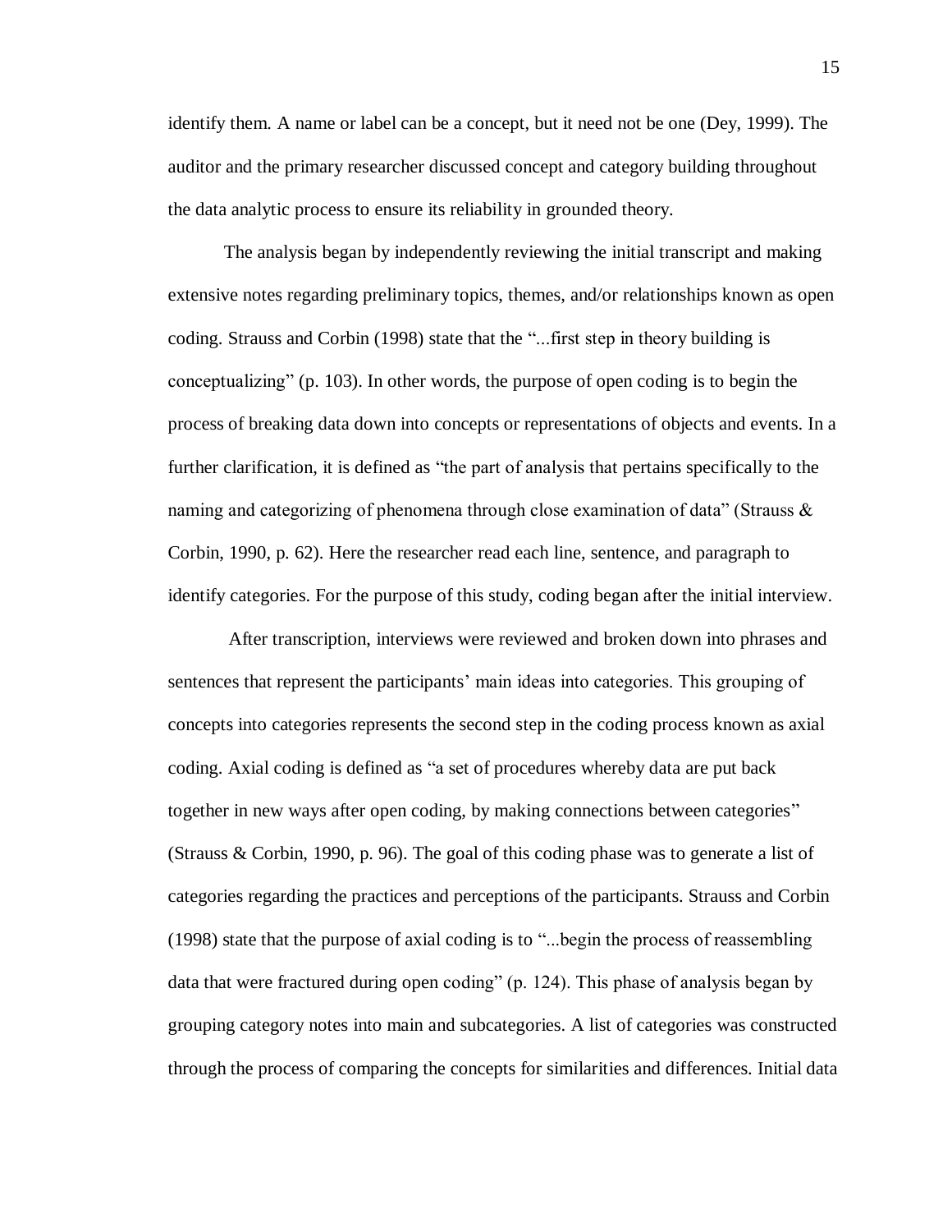identify them. A name or label can be a concept, but it need not be one (Dey, 1999). The auditor and the primary researcher discussed concept and category building throughout the data analytic process to ensure its reliability in grounded theory.

The analysis began by independently reviewing the initial transcript and making extensive notes regarding preliminary topics, themes, and/or relationships known as open coding. Strauss and Corbin (1998) state that the "...first step in theory building is conceptualizing" (p. 103). In other words, the purpose of open coding is to begin the process of breaking data down into concepts or representations of objects and events. In a further clarification, it is defined as "the part of analysis that pertains specifically to the naming and categorizing of phenomena through close examination of data" (Strauss & Corbin, 1990, p. 62). Here the researcher read each line, sentence, and paragraph to identify categories. For the purpose of this study, coding began after the initial interview.

After transcription, interviews were reviewed and broken down into phrases and sentences that represent the participants' main ideas into categories. This grouping of concepts into categories represents the second step in the coding process known as axial coding. Axial coding is defined as "a set of procedures whereby data are put back together in new ways after open coding, by making connections between categories" (Strauss & Corbin, 1990, p. 96). The goal of this coding phase was to generate a list of categories regarding the practices and perceptions of the participants. Strauss and Corbin (1998) state that the purpose of axial coding is to "...begin the process of reassembling data that were fractured during open coding" (p. 124). This phase of analysis began by grouping category notes into main and subcategories. A list of categories was constructed through the process of comparing the concepts for similarities and differences. Initial data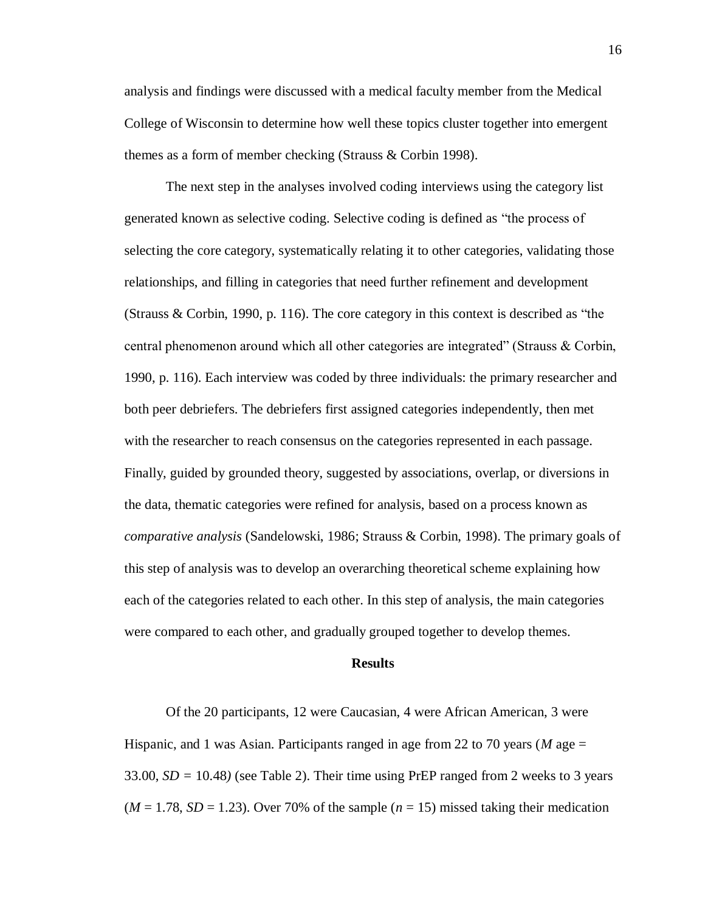analysis and findings were discussed with a medical faculty member from the Medical College of Wisconsin to determine how well these topics cluster together into emergent themes as a form of member checking (Strauss & Corbin 1998).

The next step in the analyses involved coding interviews using the category list generated known as selective coding. Selective coding is defined as "the process of selecting the core category, systematically relating it to other categories, validating those relationships, and filling in categories that need further refinement and development (Strauss & Corbin, 1990, p. 116). The core category in this context is described as "the central phenomenon around which all other categories are integrated" (Strauss & Corbin, 1990, p. 116). Each interview was coded by three individuals: the primary researcher and both peer debriefers. The debriefers first assigned categories independently, then met with the researcher to reach consensus on the categories represented in each passage. Finally, guided by grounded theory, suggested by associations, overlap, or diversions in the data, thematic categories were refined for analysis, based on a process known as *comparative analysis* (Sandelowski, 1986; Strauss & Corbin, 1998). The primary goals of this step of analysis was to develop an overarching theoretical scheme explaining how each of the categories related to each other. In this step of analysis, the main categories were compared to each other, and gradually grouped together to develop themes.

## Results

Of the 20 participants, 12 were Caucasian, 4 were African American, 3 were Hispanic, and 1 was Asian. Participants ranged in age from 22 to 70 years ($M$ age = 33.00, $SD$ = 10.48) (see Table 2). Their time using PrEP ranged from 2 weeks to 3 years ($M$ = 1.78, $SD$ = 1.23). Over 70% of the sample ($n$ = 15) missed taking their medication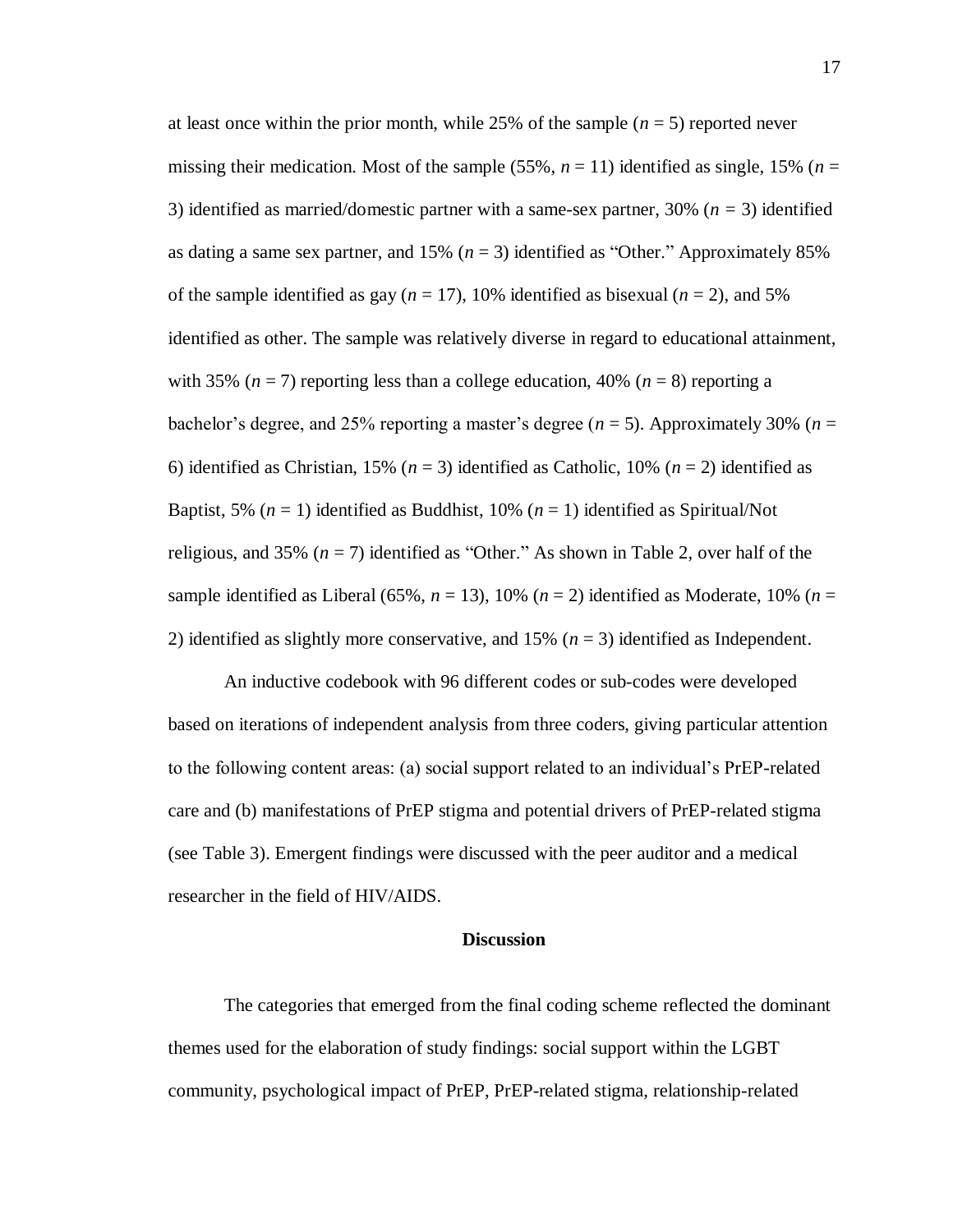at least once within the prior month, while 25% of the sample ($n$ = 5) reported never missing their medication. Most of the sample (55%, $n$ = 11) identified as single, 15% ($n$ = 3) identified as married/domestic partner with a same-sex partner, 30% ($n$ = 3) identified as dating a same sex partner, and 15% ($n$ = 3) identified as "Other." Approximately 85% of the sample identified as gay ($n$ = 17), 10% identified as bisexual ($n$ = 2), and 5% identified as other. The sample was relatively diverse in regard to educational attainment, with 35% ($n$ = 7) reporting less than a college education, 40% ($n$ = 8) reporting a bachelor's degree, and 25% reporting a master's degree ($n$ = 5). Approximately 30% ($n$ = 6) identified as Christian, 15% ($n$ = 3) identified as Catholic, 10% ($n$ = 2) identified as Baptist, 5% ($n$ = 1) identified as Buddhist, 10% ($n$ = 1) identified as Spiritual/Not religious, and 35% ($n$ = 7) identified as "Other." As shown in Table 2, over half of the sample identified as Liberal (65%, $n$ = 13), 10% ($n$ = 2) identified as Moderate, 10% ($n$ = 2) identified as slightly more conservative, and 15% ($n$ = 3) identified as Independent.

An inductive codebook with 96 different codes or sub-codes were developed based on iterations of independent analysis from three coders, giving particular attention to the following content areas: (a) social support related to an individual's PrEP-related care and (b) manifestations of PrEP stigma and potential drivers of PrEP-related stigma (see Table 3). Emergent findings were discussed with the peer auditor and a medical researcher in the field of HIV/AIDS.

## Discussion

The categories that emerged from the final coding scheme reflected the dominant themes used for the elaboration of study findings: social support within the LGBT community, psychological impact of PrEP, PrEP-related stigma, relationship-related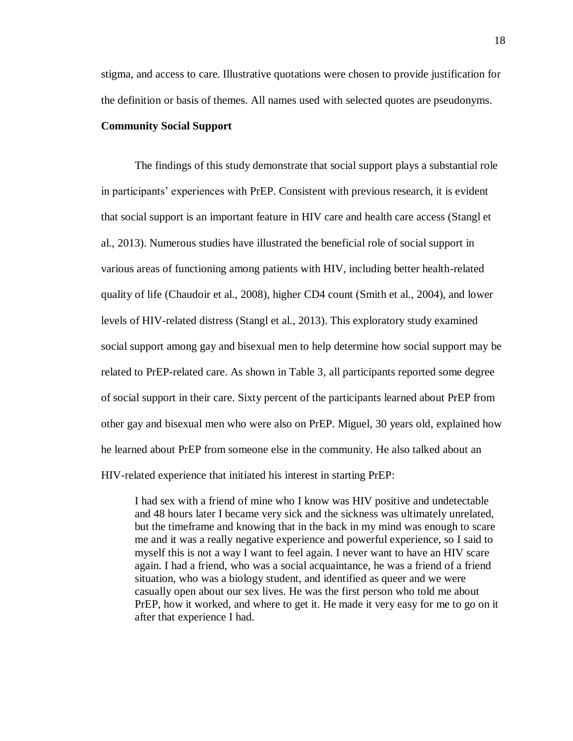stigma, and access to care. Illustrative quotations were chosen to provide justification for the definition or basis of themes. All names used with selected quotes are pseudonyms.

**Community Social Support**

The findings of this study demonstrate that social support plays a substantial role in participants' experiences with PrEP. Consistent with previous research, it is evident that social support is an important feature in HIV care and health care access (Stangl et al., 2013). Numerous studies have illustrated the beneficial role of social support in various areas of functioning among patients with HIV, including better health-related quality of life (Chaudoir et al., 2008), higher CD4 count (Smith et al., 2004), and lower levels of HIV-related distress (Stangl et al., 2013). This exploratory study examined social support among gay and bisexual men to help determine how social support may be related to PrEP-related care. As shown in Table 3, all participants reported some degree of social support in their care. Sixty percent of the participants learned about PrEP from other gay and bisexual men who were also on PrEP. Miguel, 30 years old, explained how he learned about PrEP from someone else in the community. He also talked about an HIV-related experience that initiated his interest in starting PrEP:

> I had sex with a friend of mine who I know was HIV positive and undetectable and 48 hours later I became very sick and the sickness was ultimately unrelated, but the timeframe and knowing that in the back in my mind was enough to scare me and it was a really negative experience and powerful experience, so I said to myself this is not a way I want to feel again. I never want to have an HIV scare again. I had a friend, who was a social acquaintance, he was a friend of a friend situation, who was a biology student, and identified as queer and we were casually open about our sex lives. He was the first person who told me about PrEP, how it worked, and where to get it. He made it very easy for me to go on it after that experience I had.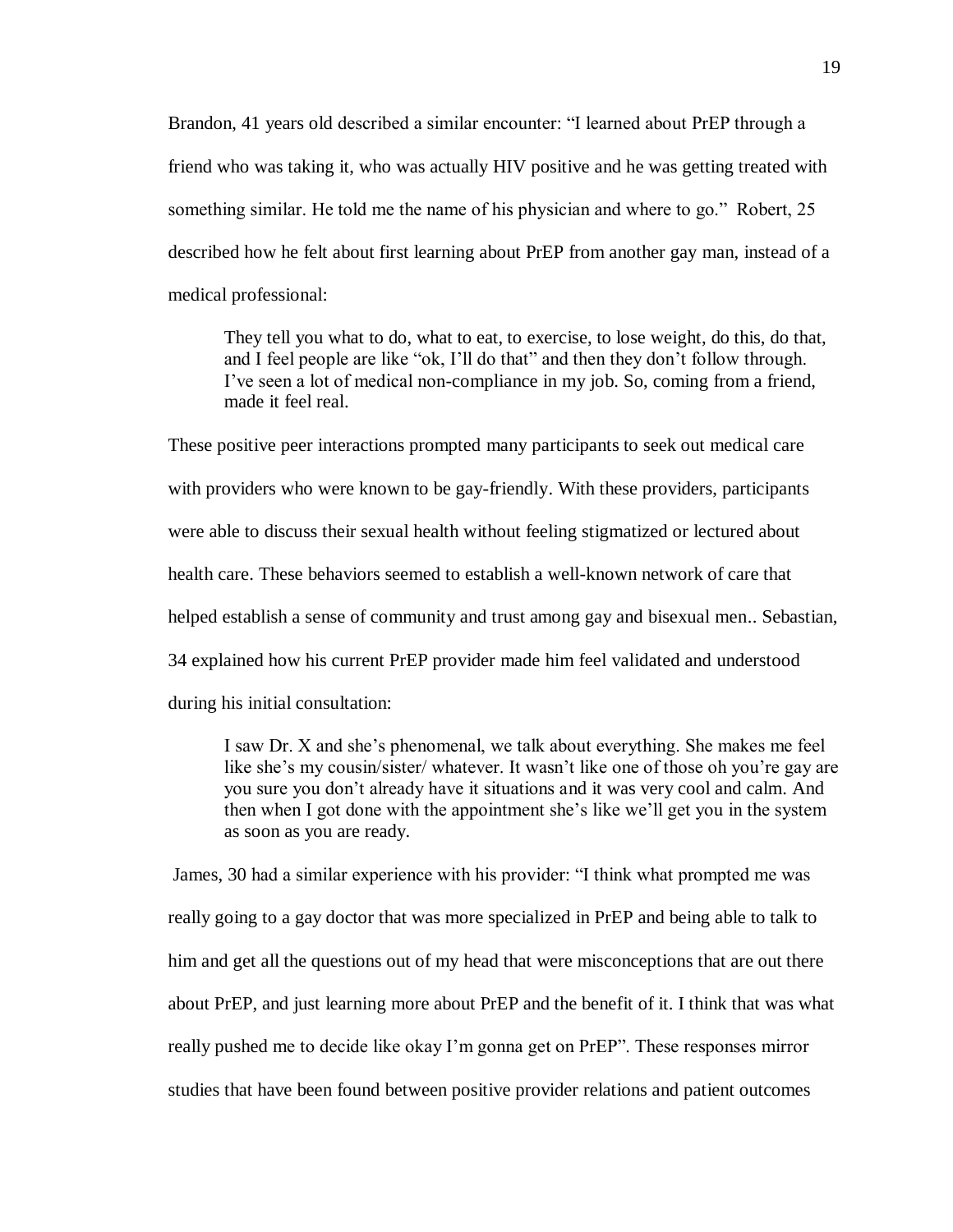Brandon, 41 years old described a similar encounter: "I learned about PrEP through a friend who was taking it, who was actually HIV positive and he was getting treated with something similar. He told me the name of his physician and where to go." Robert, 25 described how he felt about first learning about PrEP from another gay man, instead of a medical professional:

> They tell you what to do, what to eat, to exercise, to lose weight, do this, do that, and I feel people are like "ok, I'll do that" and then they don't follow through. I've seen a lot of medical non-compliance in my job. So, coming from a friend, made it feel real.

These positive peer interactions prompted many participants to seek out medical care with providers who were known to be gay-friendly. With these providers, participants were able to discuss their sexual health without feeling stigmatized or lectured about health care. These behaviors seemed to establish a well-known network of care that helped establish a sense of community and trust among gay and bisexual men.. Sebastian, 34 explained how his current PrEP provider made him feel validated and understood during his initial consultation:

> I saw Dr. X and she's phenomenal, we talk about everything. She makes me feel like she's my cousin/sister/ whatever. It wasn't like one of those oh you're gay are you sure you don't already have it situations and it was very cool and calm. And then when I got done with the appointment she's like we'll get you in the system as soon as you are ready.

James, 30 had a similar experience with his provider: "I think what prompted me was really going to a gay doctor that was more specialized in PrEP and being able to talk to him and get all the questions out of my head that were misconceptions that are out there about PrEP, and just learning more about PrEP and the benefit of it. I think that was what really pushed me to decide like okay I'm gonna get on PrEP". These responses mirror studies that have been found between positive provider relations and patient outcomes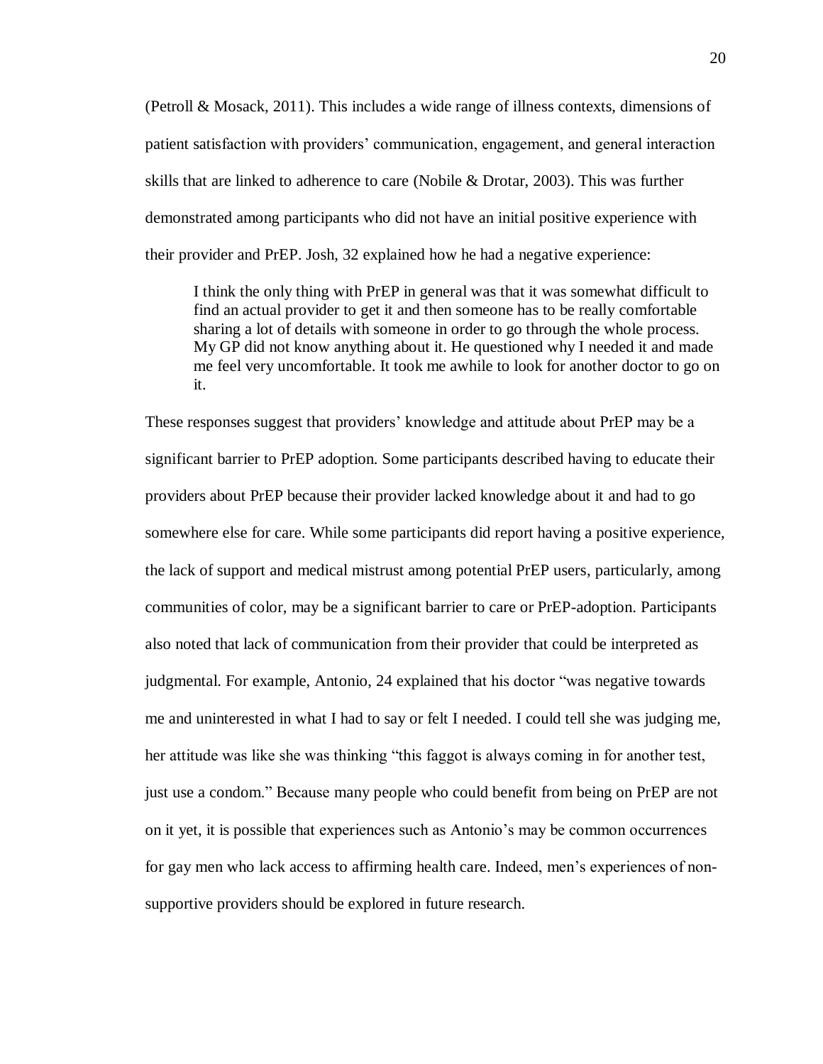(Petroll & Mosack, 2011). This includes a wide range of illness contexts, dimensions of patient satisfaction with providers' communication, engagement, and general interaction skills that are linked to adherence to care (Nobile & Drotar, 2003). This was further demonstrated among participants who did not have an initial positive experience with their provider and PrEP. Josh, 32 explained how he had a negative experience:

> I think the only thing with PrEP in general was that it was somewhat difficult to find an actual provider to get it and then someone has to be really comfortable sharing a lot of details with someone in order to go through the whole process. My GP did not know anything about it. He questioned why I needed it and made me feel very uncomfortable. It took me awhile to look for another doctor to go on it.

These responses suggest that providers' knowledge and attitude about PrEP may be a significant barrier to PrEP adoption. Some participants described having to educate their providers about PrEP because their provider lacked knowledge about it and had to go somewhere else for care. While some participants did report having a positive experience, the lack of support and medical mistrust among potential PrEP users, particularly, among communities of color, may be a significant barrier to care or PrEP-adoption. Participants also noted that lack of communication from their provider that could be interpreted as judgmental. For example, Antonio, 24 explained that his doctor "was negative towards me and uninterested in what I had to say or felt I needed. I could tell she was judging me, her attitude was like she was thinking "this faggot is always coming in for another test, just use a condom." Because many people who could benefit from being on PrEP are not on it yet, it is possible that experiences such as Antonio's may be common occurrences for gay men who lack access to affirming health care. Indeed, men's experiences of non-supportive providers should be explored in future research.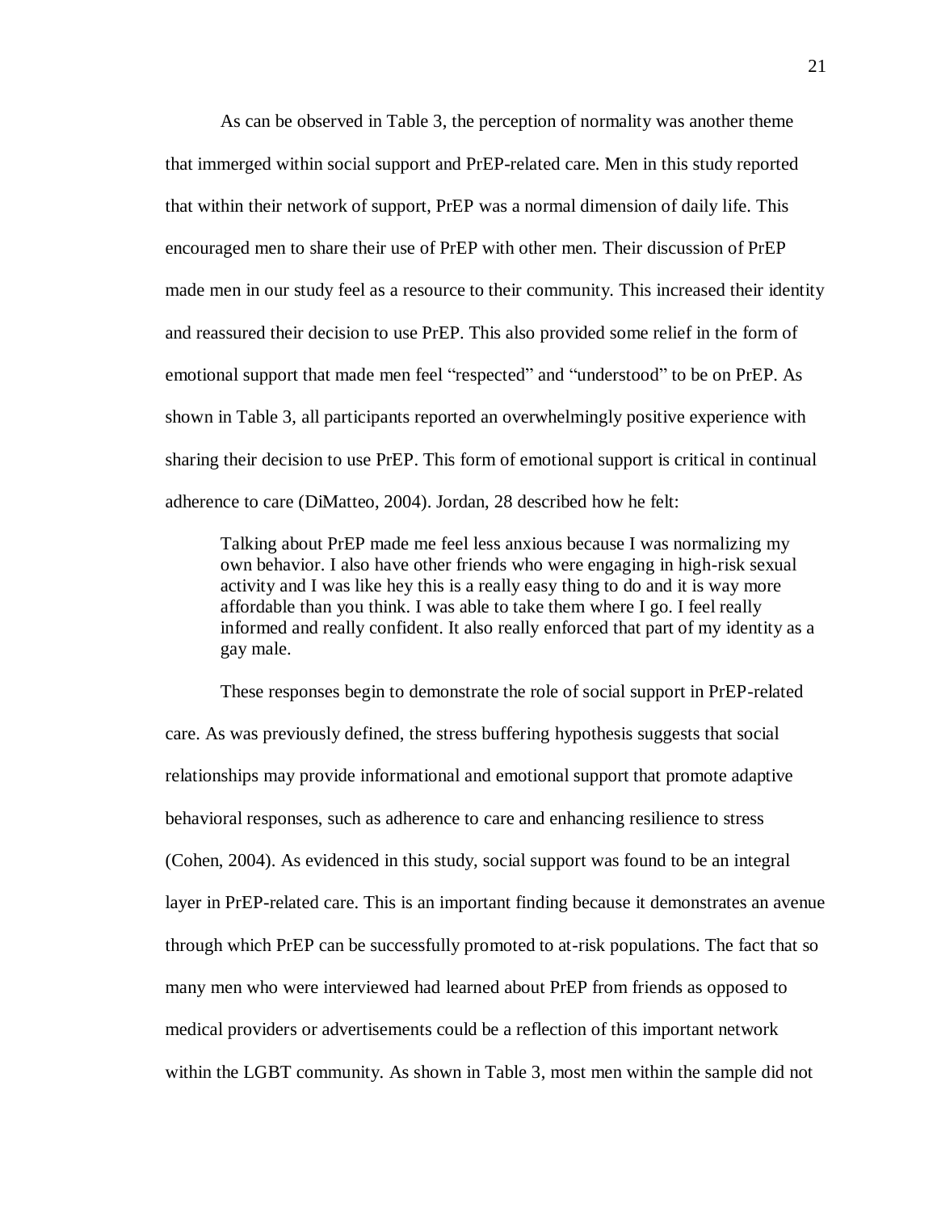As can be observed in Table 3, the perception of normality was another theme that immerged within social support and PrEP-related care. Men in this study reported that within their network of support, PrEP was a normal dimension of daily life. This encouraged men to share their use of PrEP with other men. Their discussion of PrEP made men in our study feel as a resource to their community. This increased their identity and reassured their decision to use PrEP. This also provided some relief in the form of emotional support that made men feel "respected" and "understood" to be on PrEP. As shown in Table 3, all participants reported an overwhelmingly positive experience with sharing their decision to use PrEP. This form of emotional support is critical in continual adherence to care (DiMatteo, 2004). Jordan, 28 described how he felt:

> Talking about PrEP made me feel less anxious because I was normalizing my own behavior. I also have other friends who were engaging in high-risk sexual activity and I was like hey this is a really easy thing to do and it is way more affordable than you think. I was able to take them where I go. I feel really informed and really confident. It also really enforced that part of my identity as a gay male.

These responses begin to demonstrate the role of social support in PrEP-related care. As was previously defined, the stress buffering hypothesis suggests that social relationships may provide informational and emotional support that promote adaptive behavioral responses, such as adherence to care and enhancing resilience to stress (Cohen, 2004). As evidenced in this study, social support was found to be an integral layer in PrEP-related care. This is an important finding because it demonstrates an avenue through which PrEP can be successfully promoted to at-risk populations. The fact that so many men who were interviewed had learned about PrEP from friends as opposed to medical providers or advertisements could be a reflection of this important network within the LGBT community. As shown in Table 3, most men within the sample did not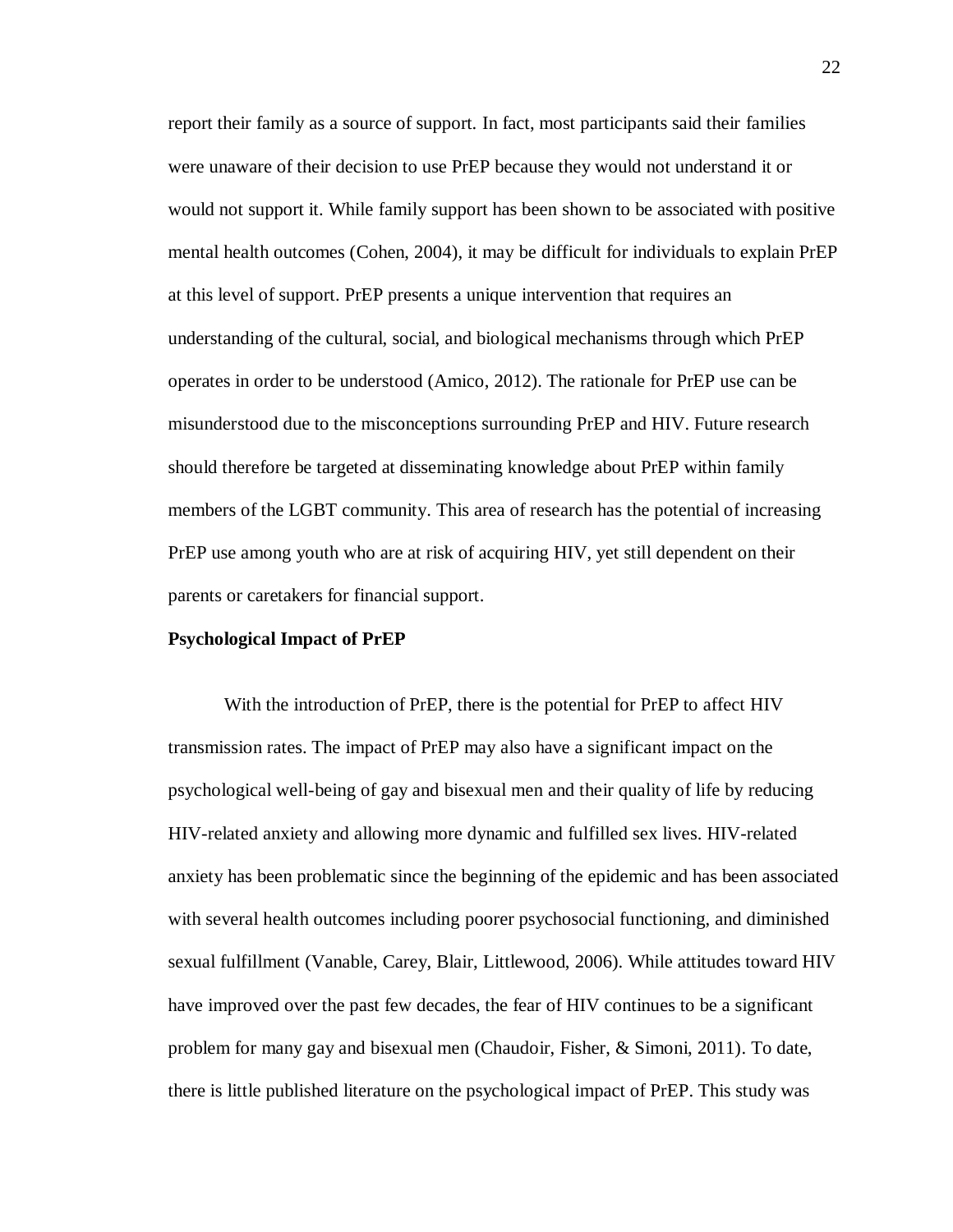report their family as a source of support. In fact, most participants said their families were unaware of their decision to use PrEP because they would not understand it or would not support it. While family support has been shown to be associated with positive mental health outcomes (Cohen, 2004), it may be difficult for individuals to explain PrEP at this level of support. PrEP presents a unique intervention that requires an understanding of the cultural, social, and biological mechanisms through which PrEP operates in order to be understood (Amico, 2012). The rationale for PrEP use can be misunderstood due to the misconceptions surrounding PrEP and HIV. Future research should therefore be targeted at disseminating knowledge about PrEP within family members of the LGBT community. This area of research has the potential of increasing PrEP use among youth who are at risk of acquiring HIV, yet still dependent on their parents or caretakers for financial support.

**Psychological Impact of PrEP**

With the introduction of PrEP, there is the potential for PrEP to affect HIV transmission rates. The impact of PrEP may also have a significant impact on the psychological well-being of gay and bisexual men and their quality of life by reducing HIV-related anxiety and allowing more dynamic and fulfilled sex lives. HIV-related anxiety has been problematic since the beginning of the epidemic and has been associated with several health outcomes including poorer psychosocial functioning, and diminished sexual fulfillment (Vanable, Carey, Blair, Littlewood, 2006). While attitudes toward HIV have improved over the past few decades, the fear of HIV continues to be a significant problem for many gay and bisexual men (Chaudoir, Fisher, & Simoni, 2011). To date, there is little published literature on the psychological impact of PrEP. This study was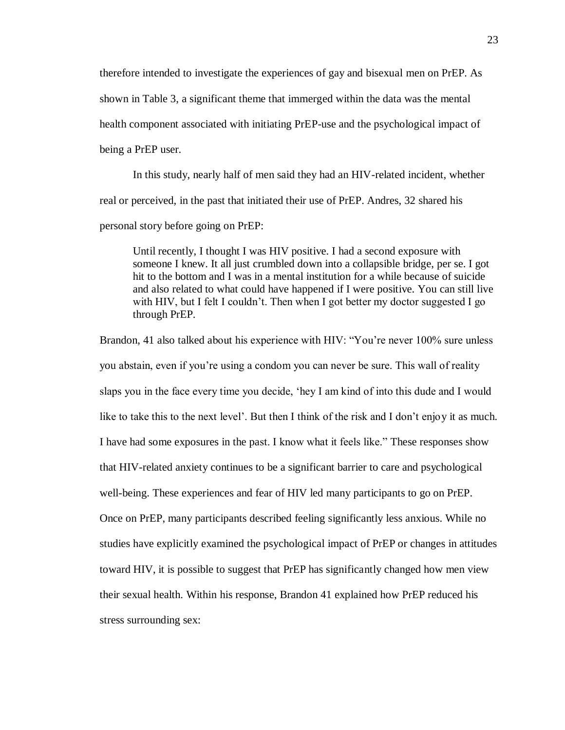therefore intended to investigate the experiences of gay and bisexual men on PrEP. As shown in Table 3, a significant theme that immerged within the data was the mental health component associated with initiating PrEP-use and the psychological impact of being a PrEP user.

In this study, nearly half of men said they had an HIV-related incident, whether real or perceived, in the past that initiated their use of PrEP. Andres, 32 shared his personal story before going on PrEP:

> Until recently, I thought I was HIV positive. I had a second exposure with someone I knew. It all just crumbled down into a collapsible bridge, per se. I got hit to the bottom and I was in a mental institution for a while because of suicide and also related to what could have happened if I were positive. You can still live with HIV, but I felt I couldn't. Then when I got better my doctor suggested I go through PrEP.

Brandon, 41 also talked about his experience with HIV: "You're never 100% sure unless you abstain, even if you're using a condom you can never be sure. This wall of reality slaps you in the face every time you decide, 'hey I am kind of into this dude and I would like to take this to the next level'. But then I think of the risk and I don't enjoy it as much. I have had some exposures in the past. I know what it feels like." These responses show that HIV-related anxiety continues to be a significant barrier to care and psychological well-being. These experiences and fear of HIV led many participants to go on PrEP. Once on PrEP, many participants described feeling significantly less anxious. While no studies have explicitly examined the psychological impact of PrEP or changes in attitudes toward HIV, it is possible to suggest that PrEP has significantly changed how men view their sexual health. Within his response, Brandon 41 explained how PrEP reduced his stress surrounding sex: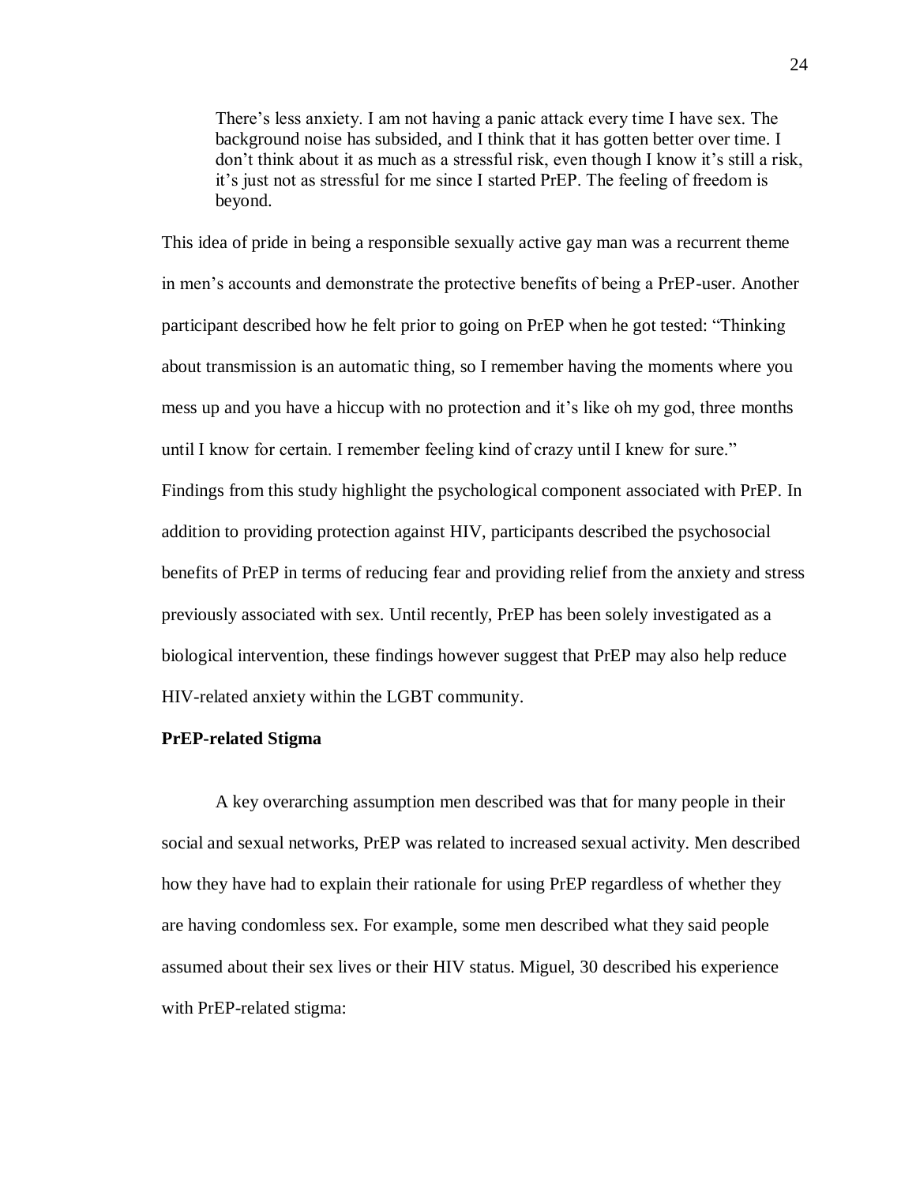> There's less anxiety. I am not having a panic attack every time I have sex. The background noise has subsided, and I think that it has gotten better over time. I don't think about it as much as a stressful risk, even though I know it's still a risk, it's just not as stressful for me since I started PrEP. The feeling of freedom is beyond.

This idea of pride in being a responsible sexually active gay man was a recurrent theme in men's accounts and demonstrate the protective benefits of being a PrEP-user. Another participant described how he felt prior to going on PrEP when he got tested: "Thinking about transmission is an automatic thing, so I remember having the moments where you mess up and you have a hiccup with no protection and it's like oh my god, three months until I know for certain. I remember feeling kind of crazy until I knew for sure." Findings from this study highlight the psychological component associated with PrEP. In addition to providing protection against HIV, participants described the psychosocial benefits of PrEP in terms of reducing fear and providing relief from the anxiety and stress previously associated with sex. Until recently, PrEP has been solely investigated as a biological intervention, these findings however suggest that PrEP may also help reduce HIV-related anxiety within the LGBT community.

**PrEP-related Stigma**

A key overarching assumption men described was that for many people in their social and sexual networks, PrEP was related to increased sexual activity. Men described how they have had to explain their rationale for using PrEP regardless of whether they are having condomless sex. For example, some men described what they said people assumed about their sex lives or their HIV status. Miguel, 30 described his experience with PrEP-related stigma: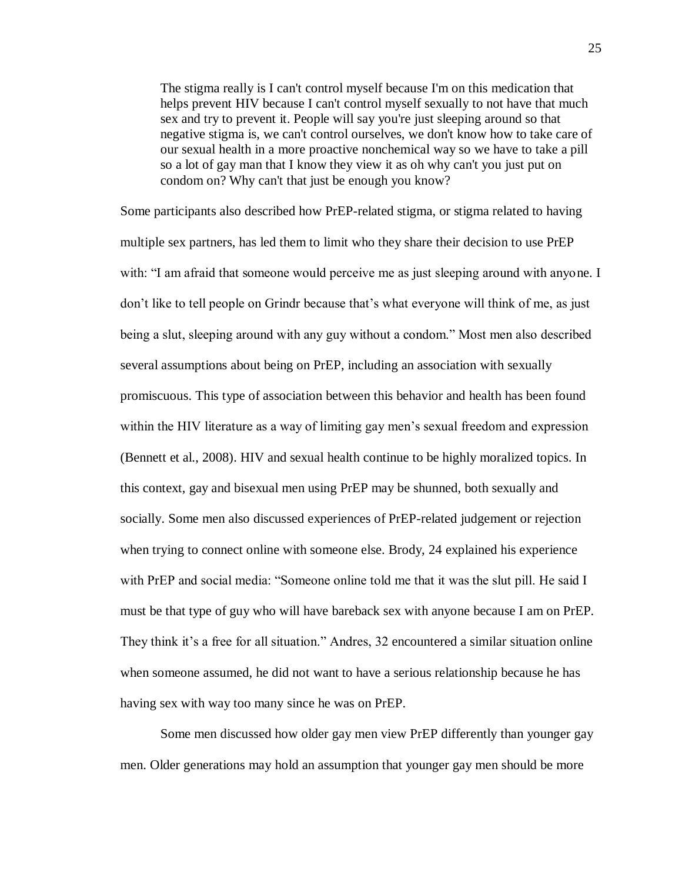> The stigma really is I can't control myself because I'm on this medication that helps prevent HIV because I can't control myself sexually to not have that much sex and try to prevent it. People will say you're just sleeping around so that negative stigma is, we can't control ourselves, we don't know how to take care of our sexual health in a more proactive nonchemical way so we have to take a pill so a lot of gay man that I know they view it as oh why can't you just put on condom on? Why can't that just be enough you know?

Some participants also described how PrEP-related stigma, or stigma related to having multiple sex partners, has led them to limit who they share their decision to use PrEP with: "I am afraid that someone would perceive me as just sleeping around with anyone. I don't like to tell people on Grindr because that's what everyone will think of me, as just being a slut, sleeping around with any guy without a condom." Most men also described several assumptions about being on PrEP, including an association with sexually promiscuous. This type of association between this behavior and health has been found within the HIV literature as a way of limiting gay men's sexual freedom and expression (Bennett et al., 2008). HIV and sexual health continue to be highly moralized topics. In this context, gay and bisexual men using PrEP may be shunned, both sexually and socially. Some men also discussed experiences of PrEP-related judgement or rejection when trying to connect online with someone else. Brody, 24 explained his experience with PrEP and social media: "Someone online told me that it was the slut pill. He said I must be that type of guy who will have bareback sex with anyone because I am on PrEP. They think it's a free for all situation." Andres, 32 encountered a similar situation online when someone assumed, he did not want to have a serious relationship because he has having sex with way too many since he was on PrEP.

Some men discussed how older gay men view PrEP differently than younger gay men. Older generations may hold an assumption that younger gay men should be more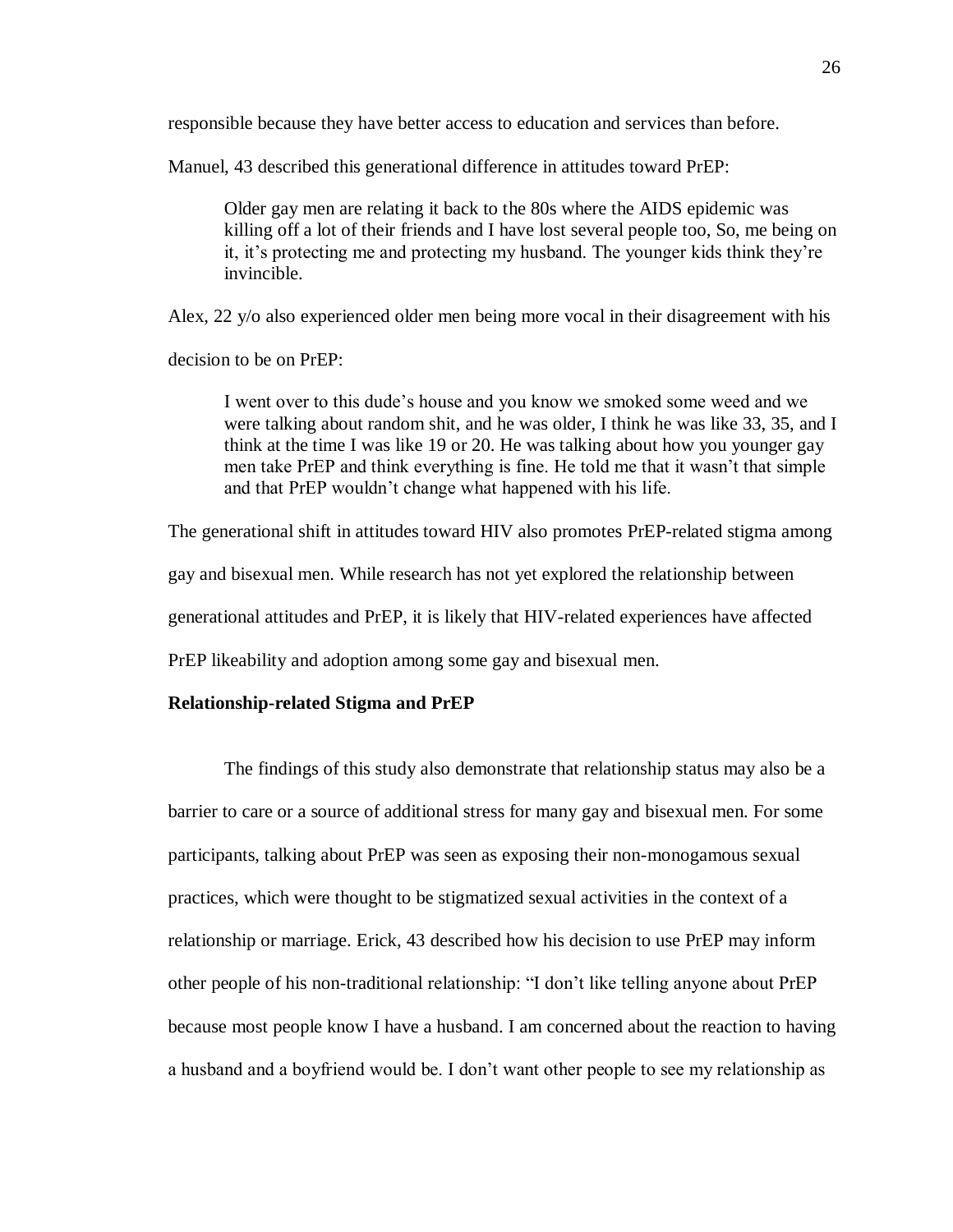responsible because they have better access to education and services than before.

Manuel, 43 described this generational difference in attitudes toward PrEP:

> Older gay men are relating it back to the 80s where the AIDS epidemic was killing off a lot of their friends and I have lost several people too, So, me being on it, it's protecting me and protecting my husband. The younger kids think they're invincible.

Alex, 22 y/o also experienced older men being more vocal in their disagreement with his decision to be on PrEP:

> I went over to this dude's house and you know we smoked some weed and we were talking about random shit, and he was older, I think he was like 33, 35, and I think at the time I was like 19 or 20. He was talking about how you younger gay men take PrEP and think everything is fine. He told me that it wasn't that simple and that PrEP wouldn't change what happened with his life.

The generational shift in attitudes toward HIV also promotes PrEP-related stigma among gay and bisexual men. While research has not yet explored the relationship between generational attitudes and PrEP, it is likely that HIV-related experiences have affected PrEP likeability and adoption among some gay and bisexual men.

**Relationship-related Stigma and PrEP**

The findings of this study also demonstrate that relationship status may also be a barrier to care or a source of additional stress for many gay and bisexual men. For some participants, talking about PrEP was seen as exposing their non-monogamous sexual practices, which were thought to be stigmatized sexual activities in the context of a relationship or marriage. Erick, 43 described how his decision to use PrEP may inform other people of his non-traditional relationship: "I don't like telling anyone about PrEP because most people know I have a husband. I am concerned about the reaction to having a husband and a boyfriend would be. I don't want other people to see my relationship as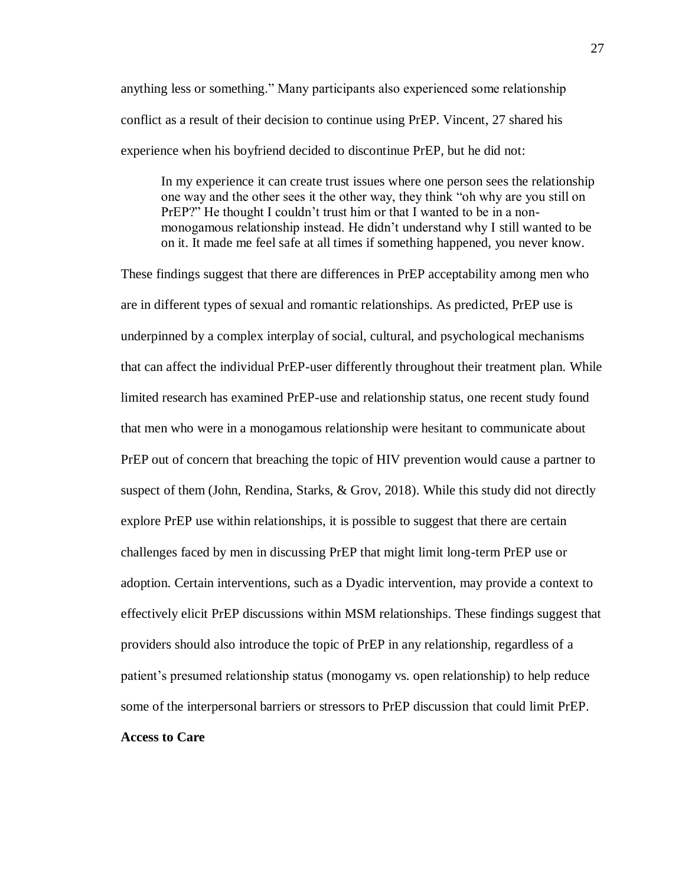anything less or something." Many participants also experienced some relationship conflict as a result of their decision to continue using PrEP. Vincent, 27 shared his experience when his boyfriend decided to discontinue PrEP, but he did not:

> In my experience it can create trust issues where one person sees the relationship one way and the other sees it the other way, they think "oh why are you still on PrEP?" He thought I couldn't trust him or that I wanted to be in a non-monogamous relationship instead. He didn't understand why I still wanted to be on it. It made me feel safe at all times if something happened, you never know.

These findings suggest that there are differences in PrEP acceptability among men who are in different types of sexual and romantic relationships. As predicted, PrEP use is underpinned by a complex interplay of social, cultural, and psychological mechanisms that can affect the individual PrEP-user differently throughout their treatment plan. While limited research has examined PrEP-use and relationship status, one recent study found that men who were in a monogamous relationship were hesitant to communicate about PrEP out of concern that breaching the topic of HIV prevention would cause a partner to suspect of them (John, Rendina, Starks, & Grov, 2018). While this study did not directly explore PrEP use within relationships, it is possible to suggest that there are certain challenges faced by men in discussing PrEP that might limit long-term PrEP use or adoption. Certain interventions, such as a Dyadic intervention, may provide a context to effectively elicit PrEP discussions within MSM relationships. These findings suggest that providers should also introduce the topic of PrEP in any relationship, regardless of a patient's presumed relationship status (monogamy vs. open relationship) to help reduce some of the interpersonal barriers or stressors to PrEP discussion that could limit PrEP.

**Access to Care**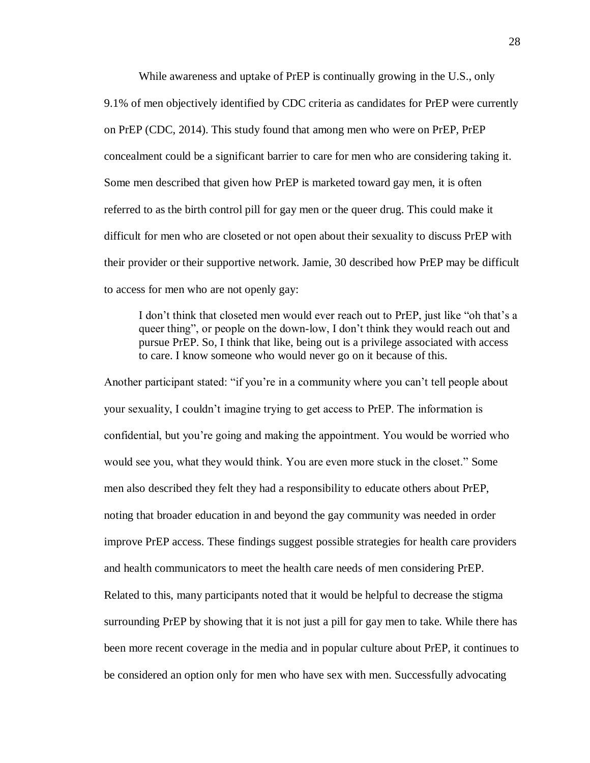While awareness and uptake of PrEP is continually growing in the U.S., only 9.1% of men objectively identified by CDC criteria as candidates for PrEP were currently on PrEP (CDC, 2014). This study found that among men who were on PrEP, PrEP concealment could be a significant barrier to care for men who are considering taking it. Some men described that given how PrEP is marketed toward gay men, it is often referred to as the birth control pill for gay men or the queer drug. This could make it difficult for men who are closeted or not open about their sexuality to discuss PrEP with their provider or their supportive network. Jamie, 30 described how PrEP may be difficult to access for men who are not openly gay:

> I don't think that closeted men would ever reach out to PrEP, just like "oh that's a queer thing", or people on the down-low, I don't think they would reach out and pursue PrEP. So, I think that like, being out is a privilege associated with access to care. I know someone who would never go on it because of this.

Another participant stated: "if you're in a community where you can't tell people about your sexuality, I couldn't imagine trying to get access to PrEP. The information is confidential, but you're going and making the appointment. You would be worried who would see you, what they would think. You are even more stuck in the closet." Some men also described they felt they had a responsibility to educate others about PrEP, noting that broader education in and beyond the gay community was needed in order improve PrEP access. These findings suggest possible strategies for health care providers and health communicators to meet the health care needs of men considering PrEP. Related to this, many participants noted that it would be helpful to decrease the stigma surrounding PrEP by showing that it is not just a pill for gay men to take. While there has been more recent coverage in the media and in popular culture about PrEP, it continues to be considered an option only for men who have sex with men. Successfully advocating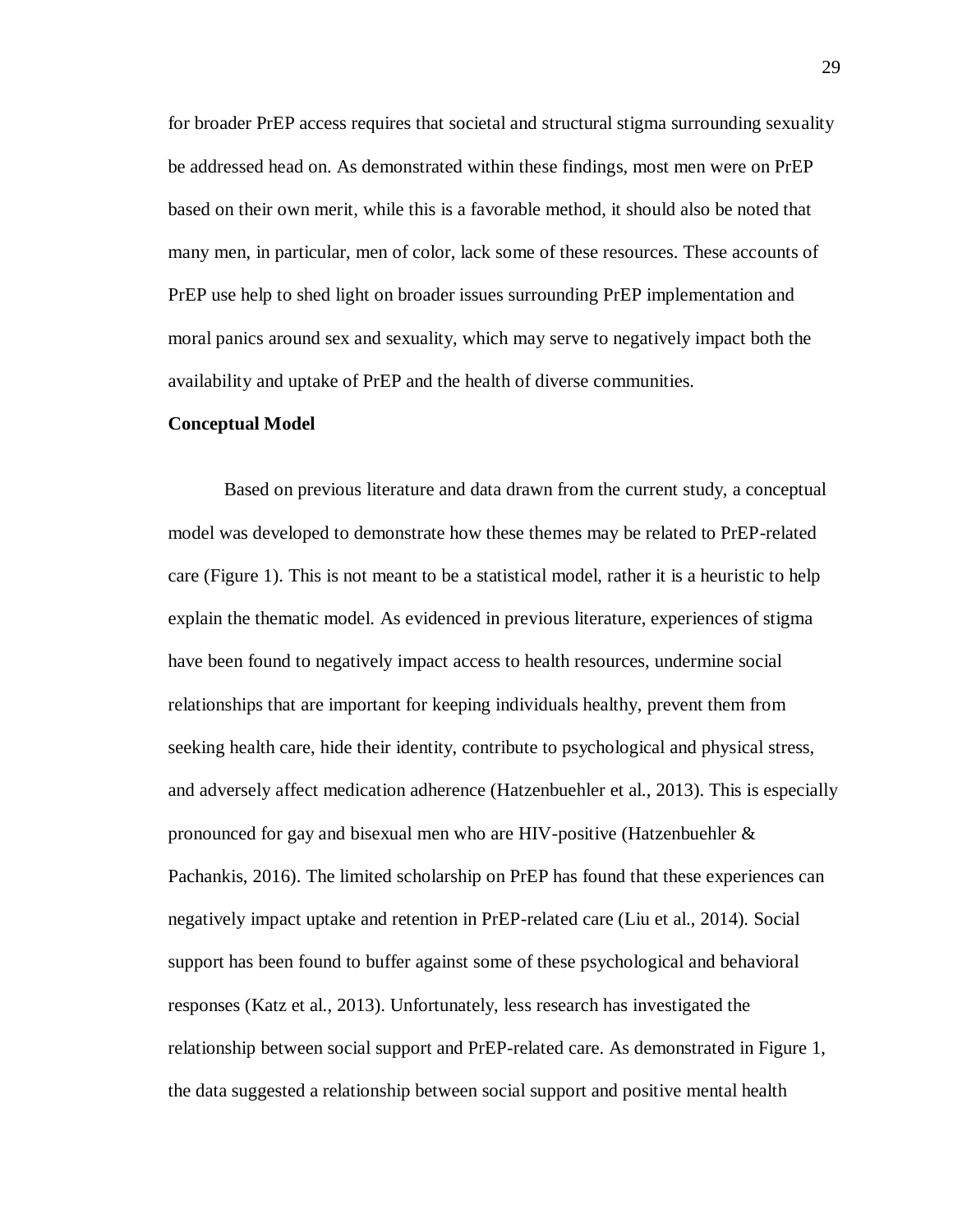for broader PrEP access requires that societal and structural stigma surrounding sexuality be addressed head on. As demonstrated within these findings, most men were on PrEP based on their own merit, while this is a favorable method, it should also be noted that many men, in particular, men of color, lack some of these resources. These accounts of PrEP use help to shed light on broader issues surrounding PrEP implementation and moral panics around sex and sexuality, which may serve to negatively impact both the availability and uptake of PrEP and the health of diverse communities.

**Conceptual Model**

Based on previous literature and data drawn from the current study, a conceptual model was developed to demonstrate how these themes may be related to PrEP-related care (Figure 1). This is not meant to be a statistical model, rather it is a heuristic to help explain the thematic model. As evidenced in previous literature, experiences of stigma have been found to negatively impact access to health resources, undermine social relationships that are important for keeping individuals healthy, prevent them from seeking health care, hide their identity, contribute to psychological and physical stress, and adversely affect medication adherence (Hatzenbuehler et al., 2013). This is especially pronounced for gay and bisexual men who are HIV-positive (Hatzenbuehler & Pachankis, 2016). The limited scholarship on PrEP has found that these experiences can negatively impact uptake and retention in PrEP-related care (Liu et al., 2014). Social support has been found to buffer against some of these psychological and behavioral responses (Katz et al., 2013). Unfortunately, less research has investigated the relationship between social support and PrEP-related care. As demonstrated in Figure 1, the data suggested a relationship between social support and positive mental health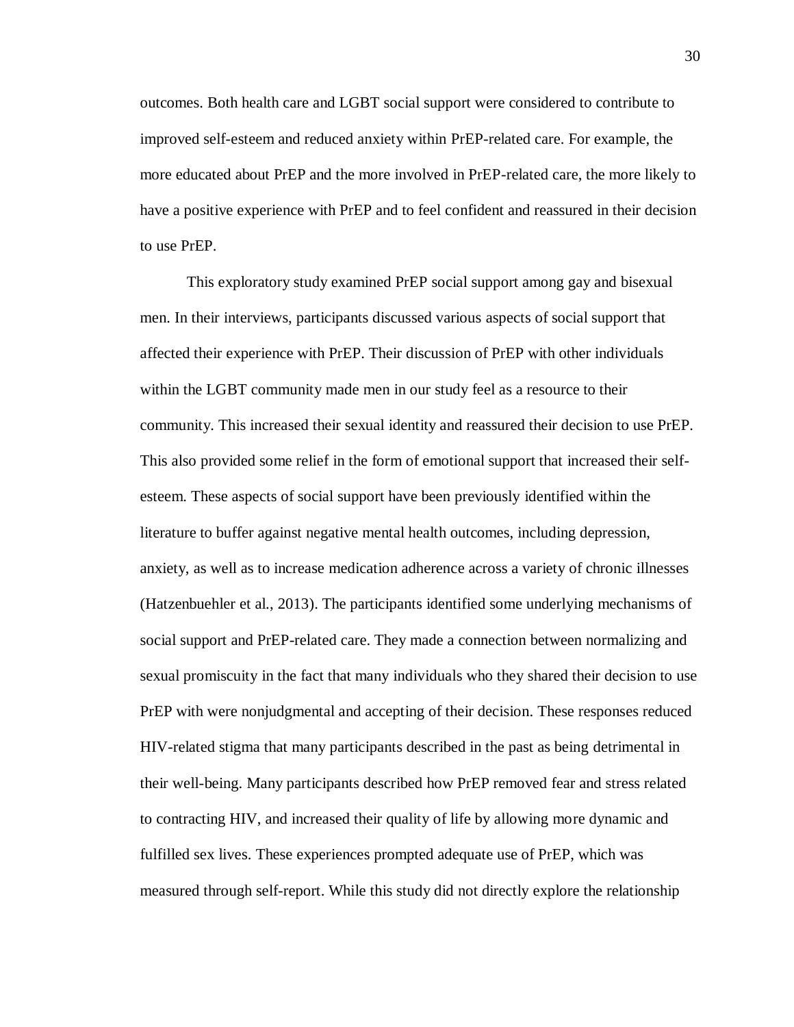outcomes. Both health care and LGBT social support were considered to contribute to improved self-esteem and reduced anxiety within PrEP-related care. For example, the more educated about PrEP and the more involved in PrEP-related care, the more likely to have a positive experience with PrEP and to feel confident and reassured in their decision to use PrEP.

This exploratory study examined PrEP social support among gay and bisexual men. In their interviews, participants discussed various aspects of social support that affected their experience with PrEP. Their discussion of PrEP with other individuals within the LGBT community made men in our study feel as a resource to their community. This increased their sexual identity and reassured their decision to use PrEP. This also provided some relief in the form of emotional support that increased their self-esteem. These aspects of social support have been previously identified within the literature to buffer against negative mental health outcomes, including depression, anxiety, as well as to increase medication adherence across a variety of chronic illnesses (Hatzenbuehler et al., 2013). The participants identified some underlying mechanisms of social support and PrEP-related care. They made a connection between normalizing and sexual promiscuity in the fact that many individuals who they shared their decision to use PrEP with were nonjudgmental and accepting of their decision. These responses reduced HIV-related stigma that many participants described in the past as being detrimental in their well-being. Many participants described how PrEP removed fear and stress related to contracting HIV, and increased their quality of life by allowing more dynamic and fulfilled sex lives. These experiences prompted adequate use of PrEP, which was measured through self-report. While this study did not directly explore the relationship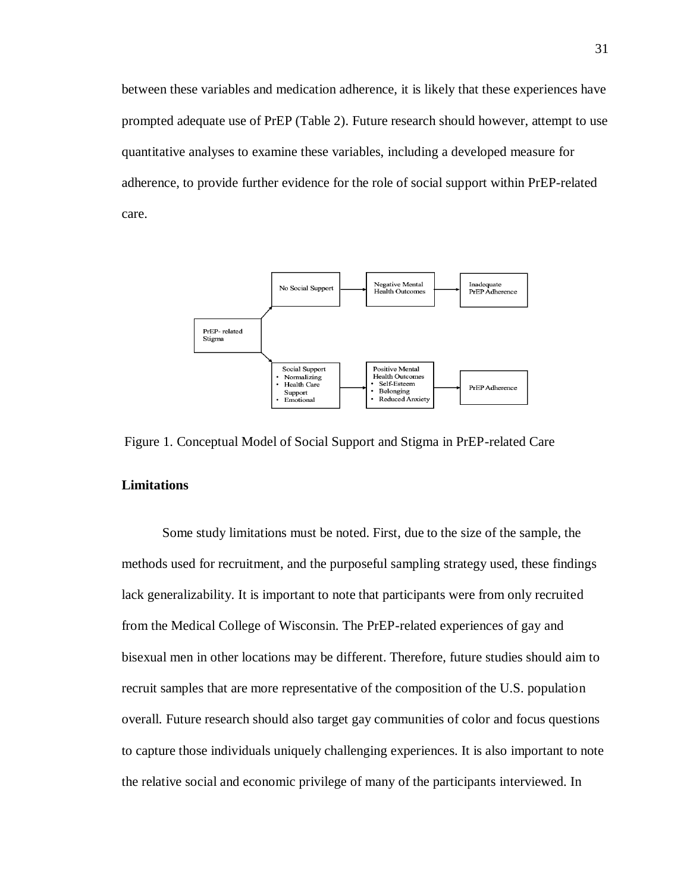between these variables and medication adherence, it is likely that these experiences have prompted adequate use of PrEP (Table 2). Future research should however, attempt to use quantitative analyses to examine these variables, including a developed measure for adherence, to provide further evidence for the role of social support within PrEP-related care.

PrEP- related Stigma → No Social Support → Negative Mental Health Outcomes → Inadequate PrEP Adherence

PrEP- related Stigma → Social Support (• Normalizing • Health Care Support • Emotional) → Positive Mental Health Outcomes (• Self-Esteem • Belonging • Reduced Anxiety) → PrEP Adherence

Figure 1. Conceptual Model of Social Support and Stigma in PrEP-related Care

**Limitations**

Some study limitations must be noted. First, due to the size of the sample, the methods used for recruitment, and the purposeful sampling strategy used, these findings lack generalizability. It is important to note that participants were from only recruited from the Medical College of Wisconsin. The PrEP-related experiences of gay and bisexual men in other locations may be different. Therefore, future studies should aim to recruit samples that are more representative of the composition of the U.S. population overall. Future research should also target gay communities of color and focus questions to capture those individuals uniquely challenging experiences. It is also important to note the relative social and economic privilege of many of the participants interviewed. In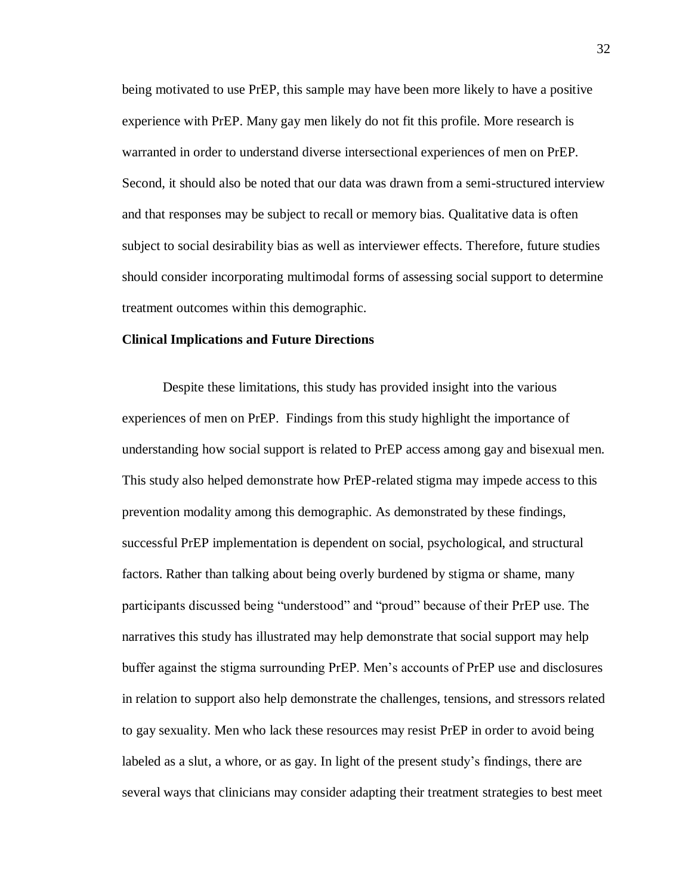being motivated to use PrEP, this sample may have been more likely to have a positive experience with PrEP. Many gay men likely do not fit this profile. More research is warranted in order to understand diverse intersectional experiences of men on PrEP. Second, it should also be noted that our data was drawn from a semi-structured interview and that responses may be subject to recall or memory bias. Qualitative data is often subject to social desirability bias as well as interviewer effects. Therefore, future studies should consider incorporating multimodal forms of assessing social support to determine treatment outcomes within this demographic.

**Clinical Implications and Future Directions**

Despite these limitations, this study has provided insight into the various experiences of men on PrEP. Findings from this study highlight the importance of understanding how social support is related to PrEP access among gay and bisexual men. This study also helped demonstrate how PrEP-related stigma may impede access to this prevention modality among this demographic. As demonstrated by these findings, successful PrEP implementation is dependent on social, psychological, and structural factors. Rather than talking about being overly burdened by stigma or shame, many participants discussed being "understood" and "proud" because of their PrEP use. The narratives this study has illustrated may help demonstrate that social support may help buffer against the stigma surrounding PrEP. Men's accounts of PrEP use and disclosures in relation to support also help demonstrate the challenges, tensions, and stressors related to gay sexuality. Men who lack these resources may resist PrEP in order to avoid being labeled as a slut, a whore, or as gay. In light of the present study's findings, there are several ways that clinicians may consider adapting their treatment strategies to best meet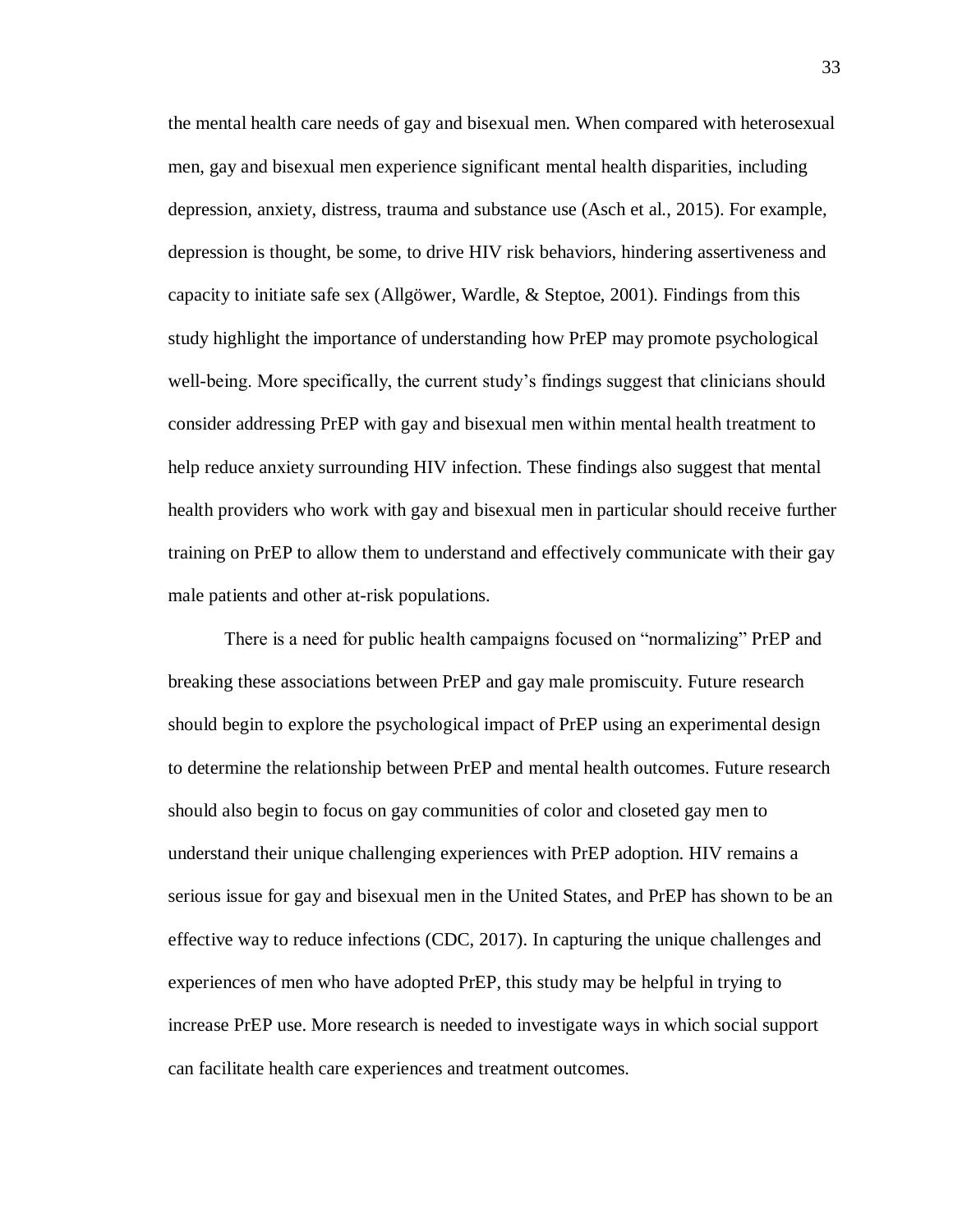the mental health care needs of gay and bisexual men. When compared with heterosexual men, gay and bisexual men experience significant mental health disparities, including depression, anxiety, distress, trauma and substance use (Asch et al., 2015). For example, depression is thought, be some, to drive HIV risk behaviors, hindering assertiveness and capacity to initiate safe sex (Allgöwer, Wardle, & Steptoe, 2001). Findings from this study highlight the importance of understanding how PrEP may promote psychological well-being. More specifically, the current study's findings suggest that clinicians should consider addressing PrEP with gay and bisexual men within mental health treatment to help reduce anxiety surrounding HIV infection. These findings also suggest that mental health providers who work with gay and bisexual men in particular should receive further training on PrEP to allow them to understand and effectively communicate with their gay male patients and other at-risk populations.

There is a need for public health campaigns focused on "normalizing" PrEP and breaking these associations between PrEP and gay male promiscuity. Future research should begin to explore the psychological impact of PrEP using an experimental design to determine the relationship between PrEP and mental health outcomes. Future research should also begin to focus on gay communities of color and closeted gay men to understand their unique challenging experiences with PrEP adoption. HIV remains a serious issue for gay and bisexual men in the United States, and PrEP has shown to be an effective way to reduce infections (CDC, 2017). In capturing the unique challenges and experiences of men who have adopted PrEP, this study may be helpful in trying to increase PrEP use. More research is needed to investigate ways in which social support can facilitate health care experiences and treatment outcomes.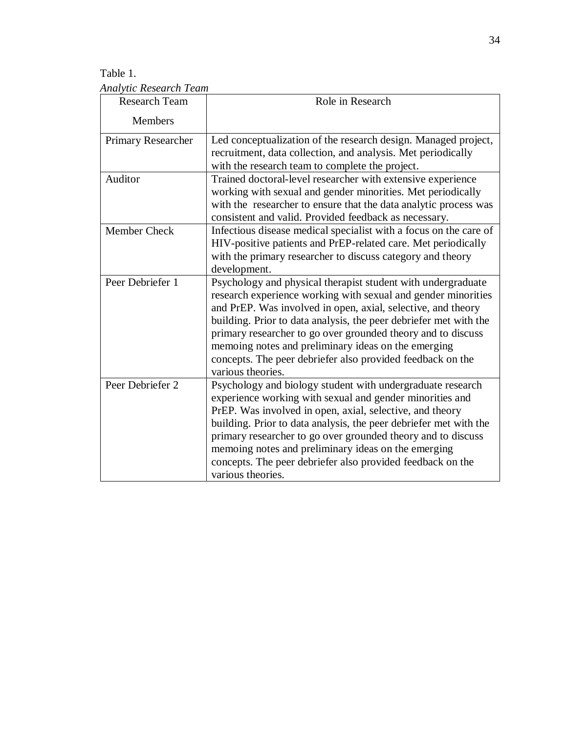Table 1.

*Analytic Research Team*

| Research Team Members | Role in Research |
|---|---|
| Primary Researcher | Led conceptualization of the research design. Managed project, recruitment, data collection, and analysis. Met periodically with the research team to complete the project. |
| Auditor | Trained doctoral-level researcher with extensive experience working with sexual and gender minorities. Met periodically with the researcher to ensure that the data analytic process was consistent and valid. Provided feedback as necessary. |
| Member Check | Infectious disease medical specialist with a focus on the care of HIV-positive patients and PrEP-related care. Met periodically with the primary researcher to discuss category and theory development. |
| Peer Debriefer 1 | Psychology and physical therapist student with undergraduate research experience working with sexual and gender minorities and PrEP. Was involved in open, axial, selective, and theory building. Prior to data analysis, the peer debriefer met with the primary researcher to go over grounded theory and to discuss memoing notes and preliminary ideas on the emerging concepts. The peer debriefer also provided feedback on the various theories. |
| Peer Debriefer 2 | Psychology and biology student with undergraduate research experience working with sexual and gender minorities and PrEP. Was involved in open, axial, selective, and theory building. Prior to data analysis, the peer debriefer met with the primary researcher to go over grounded theory and to discuss memoing notes and preliminary ideas on the emerging concepts. The peer debriefer also provided feedback on the various theories. |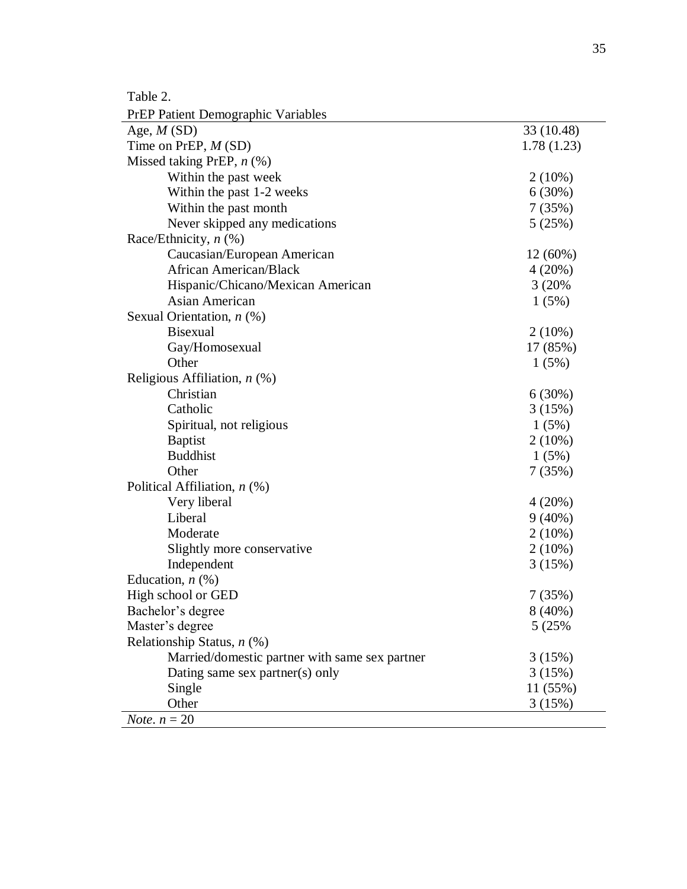Table 2.

PrEP Patient Demographic Variables

| | |
|---|---|
| Age, *M* (SD) | 33 (10.48) |
| Time on PrEP, *M* (SD) | 1.78 (1.23) |
| Missed taking PrEP, *n* (%) | |
| Within the past week | 2 (10%) |
| Within the past 1-2 weeks | 6 (30%) |
| Within the past month | 7 (35%) |
| Never skipped any medications | 5 (25%) |
| Race/Ethnicity, *n* (%) | |
| Caucasian/European American | 12 (60%) |
| African American/Black | 4 (20%) |
| Hispanic/Chicano/Mexican American | 3 (20% |
| Asian American | 1 (5%) |
| Sexual Orientation, *n* (%) | |
| Bisexual | 2 (10%) |
| Gay/Homosexual | 17 (85%) |
| Other | 1 (5%) |
| Religious Affiliation, *n* (%) | |
| Christian | 6 (30%) |
| Catholic | 3 (15%) |
| Spiritual, not religious | 1 (5%) |
| Baptist | 2 (10%) |
| Buddhist | 1 (5%) |
| Other | 7 (35%) |
| Political Affiliation, *n* (%) | |
| Very liberal | 4 (20%) |
| Liberal | 9 (40%) |
| Moderate | 2 (10%) |
| Slightly more conservative | 2 (10%) |
| Independent | 3 (15%) |
| Education, *n* (%) | |
| High school or GED | 7 (35%) |
| Bachelor's degree | 8 (40%) |
| Master's degree | 5 (25% |
| Relationship Status, *n* (%) | |
| Married/domestic partner with same sex partner | 3 (15%) |
| Dating same sex partner(s) only | 3 (15%) |
| Single | 11 (55%) |
| Other | 3 (15%) |

*Note*. $n = 20$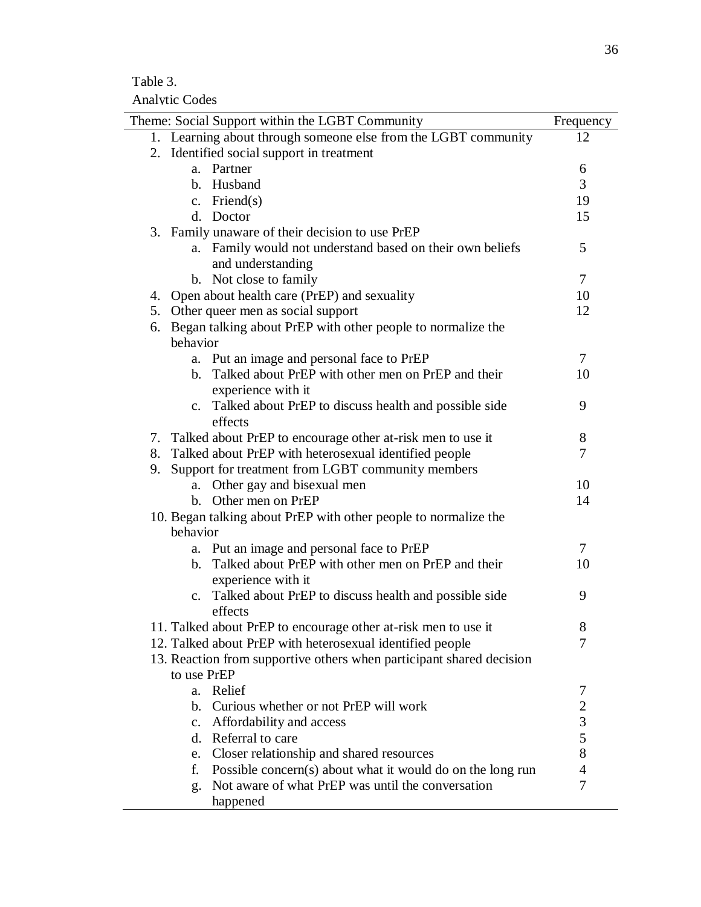Table 3.

Analytic Codes

| Theme: Social Support within the LGBT Community | Frequency |
|---|---|
| 1. Learning about through someone else from the LGBT community | 12 |
| 2. Identified social support in treatment | |
| a. Partner | 6 |
| b. Husband | 3 |
| c. Friend(s) | 19 |
| d. Doctor | 15 |
| 3. Family unaware of their decision to use PrEP | |
| a. Family would not understand based on their own beliefs and understanding | 5 |
| b. Not close to family | 7 |
| 4. Open about health care (PrEP) and sexuality | 10 |
| 5. Other queer men as social support | 12 |
| 6. Began talking about PrEP with other people to normalize the behavior | |
| a. Put an image and personal face to PrEP | 7 |
| b. Talked about PrEP with other men on PrEP and their experience with it | 10 |
| c. Talked about PrEP to discuss health and possible side effects | 9 |
| 7. Talked about PrEP to encourage other at-risk men to use it | 8 |
| 8. Talked about PrEP with heterosexual identified people | 7 |
| 9. Support for treatment from LGBT community members | |
| a. Other gay and bisexual men | 10 |
| b. Other men on PrEP | 14 |
| 10. Began talking about PrEP with other people to normalize the behavior | |
| a. Put an image and personal face to PrEP | 7 |
| b. Talked about PrEP with other men on PrEP and their experience with it | 10 |
| c. Talked about PrEP to discuss health and possible side effects | 9 |
| 11. Talked about PrEP to encourage other at-risk men to use it | 8 |
| 12. Talked about PrEP with heterosexual identified people | 7 |
| 13. Reaction from supportive others when participant shared decision to use PrEP | |
| a. Relief | 7 |
| b. Curious whether or not PrEP will work | 2 |
| c. Affordability and access | 3 |
| d. Referral to care | 5 |
| e. Closer relationship and shared resources | 8 |
| f. Possible concern(s) about what it would do on the long run | 4 |
| g. Not aware of what PrEP was until the conversation happened | 7 |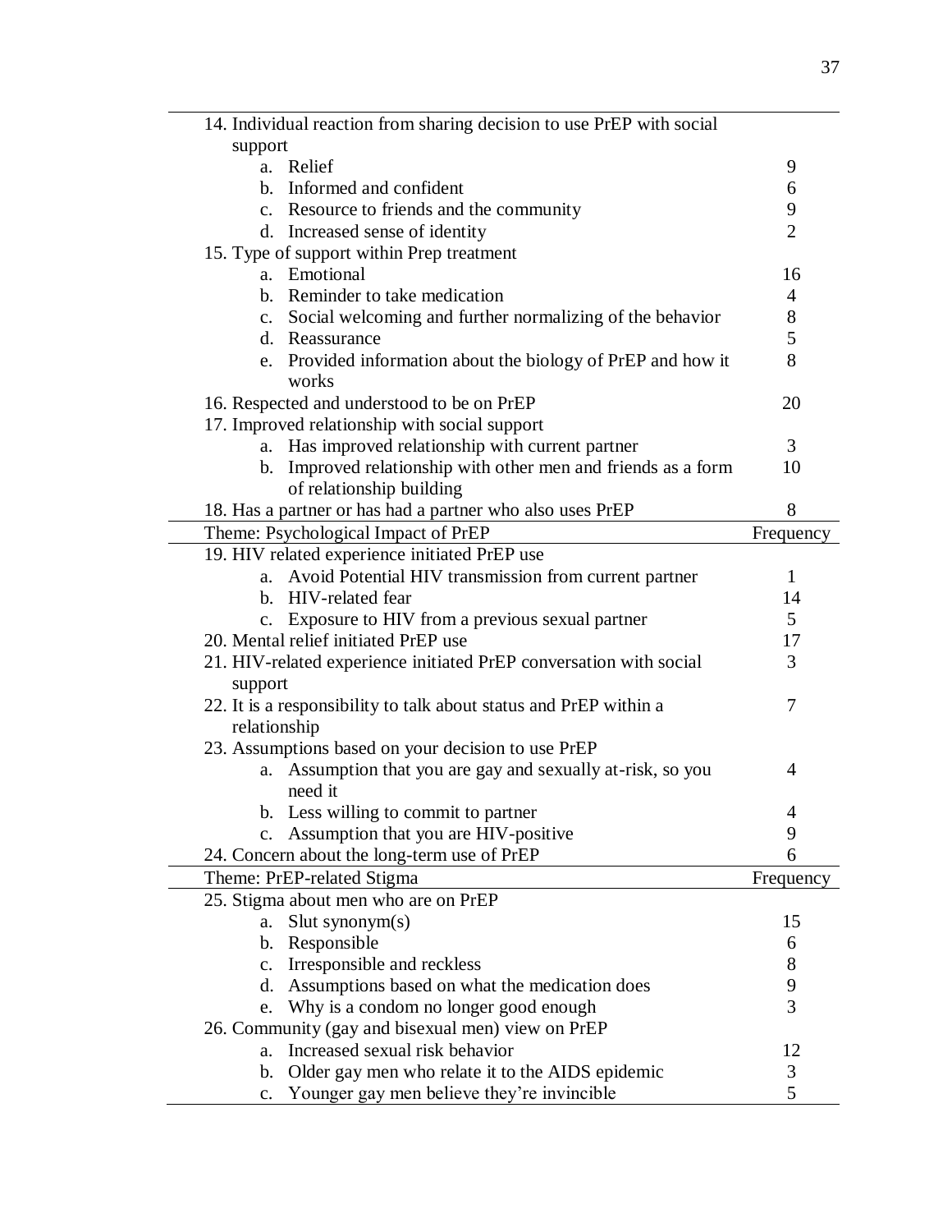| | |
|---|---|
| 14. Individual reaction from sharing decision to use PrEP with social support | |
| a. Relief | 9 |
| b. Informed and confident | 6 |
| c. Resource to friends and the community | 9 |
| d. Increased sense of identity | 2 |
| 15. Type of support within Prep treatment | |
| a. Emotional | 16 |
| b. Reminder to take medication | 4 |
| c. Social welcoming and further normalizing of the behavior | 8 |
| d. Reassurance | 5 |
| e. Provided information about the biology of PrEP and how it works | 8 |
| 16. Respected and understood to be on PrEP | 20 |
| 17. Improved relationship with social support | |
| a. Has improved relationship with current partner | 3 |
| b. Improved relationship with other men and friends as a form of relationship building | 10 |
| 18. Has a partner or has had a partner who also uses PrEP | 8 |
| **Theme: Psychological Impact of PrEP** | **Frequency** |
| 19. HIV related experience initiated PrEP use | |
| a. Avoid Potential HIV transmission from current partner | 1 |
| b. HIV-related fear | 14 |
| c. Exposure to HIV from a previous sexual partner | 5 |
| 20. Mental relief initiated PrEP use | 17 |
| 21. HIV-related experience initiated PrEP conversation with social support | 3 |
| 22. It is a responsibility to talk about status and PrEP within a relationship | 7 |
| 23. Assumptions based on your decision to use PrEP | |
| a. Assumption that you are gay and sexually at-risk, so you need it | 4 |
| b. Less willing to commit to partner | 4 |
| c. Assumption that you are HIV-positive | 9 |
| 24. Concern about the long-term use of PrEP | 6 |
| **Theme: PrEP-related Stigma** | **Frequency** |
| 25. Stigma about men who are on PrEP | |
| a. Slut synonym(s) | 15 |
| b. Responsible | 6 |
| c. Irresponsible and reckless | 8 |
| d. Assumptions based on what the medication does | 9 |
| e. Why is a condom no longer good enough | 3 |
| 26. Community (gay and bisexual men) view on PrEP | |
| a. Increased sexual risk behavior | 12 |
| b. Older gay men who relate it to the AIDS epidemic | 3 |
| c. Younger gay men believe they're invincible | 5 |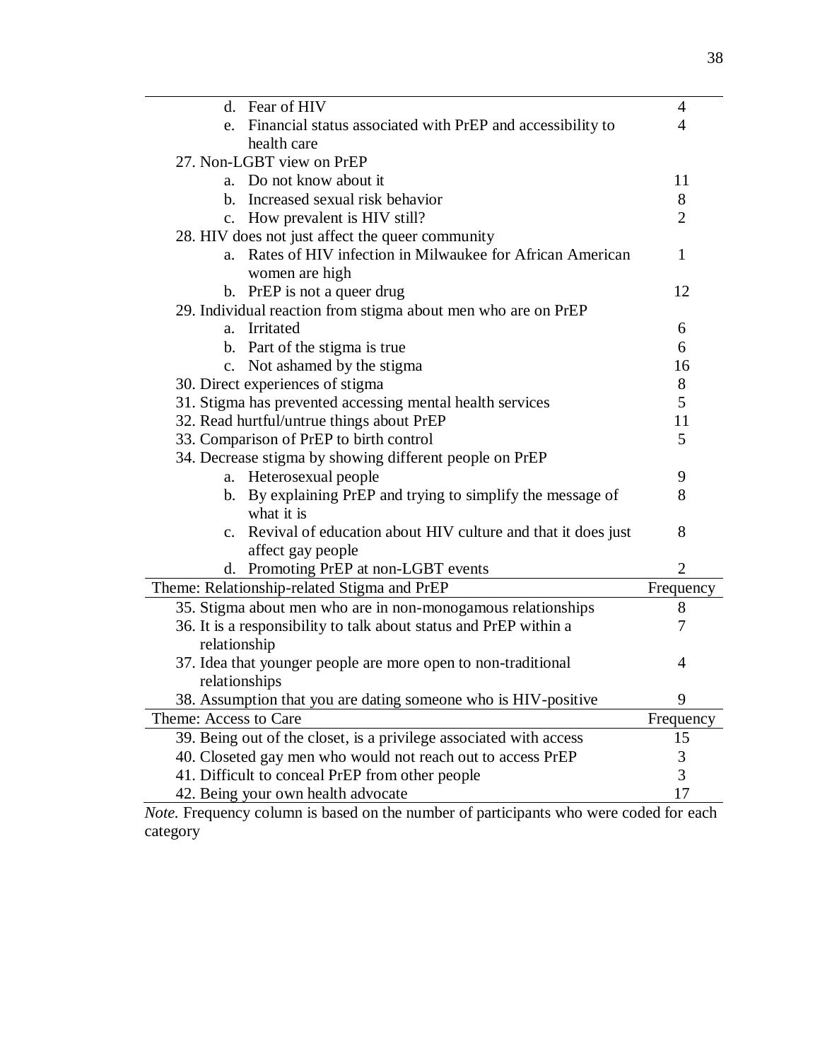| | |
|---|---|
| d. Fear of HIV | 4 |
| e. Financial status associated with PrEP and accessibility to health care | 4 |
| 27. Non-LGBT view on PrEP | |
| a. Do not know about it | 11 |
| b. Increased sexual risk behavior | 8 |
| c. How prevalent is HIV still? | 2 |
| 28. HIV does not just affect the queer community | |
| a. Rates of HIV infection in Milwaukee for African American women are high | 1 |
| b. PrEP is not a queer drug | 12 |
| 29. Individual reaction from stigma about men who are on PrEP | |
| a. Irritated | 6 |
| b. Part of the stigma is true | 6 |
| c. Not ashamed by the stigma | 16 |
| 30. Direct experiences of stigma | 8 |
| 31. Stigma has prevented accessing mental health services | 5 |
| 32. Read hurtful/untrue things about PrEP | 11 |
| 33. Comparison of PrEP to birth control | 5 |
| 34. Decrease stigma by showing different people on PrEP | |
| a. Heterosexual people | 9 |
| b. By explaining PrEP and trying to simplify the message of what it is | 8 |
| c. Revival of education about HIV culture and that it does just affect gay people | 8 |
| d. Promoting PrEP at non-LGBT events | 2 |
| **Theme: Relationship-related Stigma and PrEP** | **Frequency** |
| 35. Stigma about men who are in non-monogamous relationships | 8 |
| 36. It is a responsibility to talk about status and PrEP within a relationship | 7 |
| 37. Idea that younger people are more open to non-traditional relationships | 4 |
| 38. Assumption that you are dating someone who is HIV-positive | 9 |
| **Theme: Access to Care** | **Frequency** |
| 39. Being out of the closet, is a privilege associated with access | 15 |
| 40. Closeted gay men who would not reach out to access PrEP | 3 |
| 41. Difficult to conceal PrEP from other people | 3 |
| 42. Being your own health advocate | 17 |

*Note.* Frequency column is based on the number of participants who were coded for each category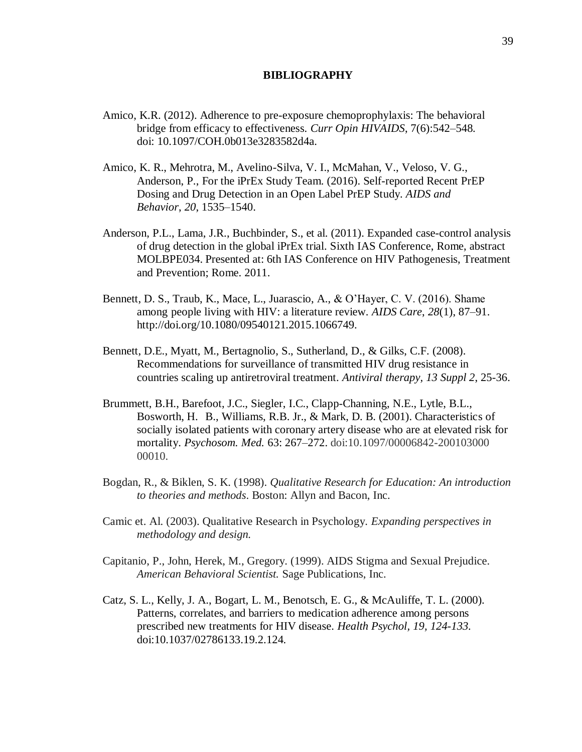## BIBLIOGRAPHY

Amico, K.R. (2012). Adherence to pre-exposure chemoprophylaxis: The behavioral bridge from efficacy to effectiveness. *Curr Opin HIVAIDS*, 7(6):542–548. doi: 10.1097/COH.0b013e3283582d4a.

Amico, K. R., Mehrotra, M., Avelino-Silva, V. I., McMahan, V., Veloso, V. G., Anderson, P., For the iPrEx Study Team. (2016). Self-reported Recent PrEP Dosing and Drug Detection in an Open Label PrEP Study. *AIDS and Behavior*, *20*, 1535–1540.

Anderson, P.L., Lama, J.R., Buchbinder, S., et al. (2011). Expanded case-control analysis of drug detection in the global iPrEx trial. Sixth IAS Conference, Rome, abstract MOLBPE034. Presented at: 6th IAS Conference on HIV Pathogenesis, Treatment and Prevention; Rome. 2011.

Bennett, D. S., Traub, K., Mace, L., Juarascio, A., & O'Hayer, C. V. (2016). Shame among people living with HIV: a literature review. *AIDS Care*, *28*(1), 87–91. http://doi.org/10.1080/09540121.2015.1066749.

Bennett, D.E., Myatt, M., Bertagnolio, S., Sutherland, D., & Gilks, C.F. (2008). Recommendations for surveillance of transmitted HIV drug resistance in countries scaling up antiretroviral treatment. *Antiviral therapy, 13 Suppl 2*, 25-36.

Brummett, B.H., Barefoot, J.C., Siegler, I.C., Clapp-Channing, N.E., Lytle, B.L., Bosworth, H. B., Williams, R.B. Jr., & Mark, D. B. (2001). Characteristics of socially isolated patients with coronary artery disease who are at elevated risk for mortality. *Psychosom. Med.* 63: 267–272. doi:10.1097/00006842-200103000 00010.

Bogdan, R., & Biklen, S. K. (1998). *Qualitative Research for Education: An introduction to theories and methods*. Boston: Allyn and Bacon, Inc.

Camic et. Al. (2003). Qualitative Research in Psychology. *Expanding perspectives in methodology and design.*

Capitanio, P., John, Herek, M., Gregory. (1999). AIDS Stigma and Sexual Prejudice. *American Behavioral Scientist.* Sage Publications, Inc.

Catz, S. L., Kelly, J. A., Bogart, L. M., Benotsch, E. G., & McAuliffe, T. L. (2000). Patterns, correlates, and barriers to medication adherence among persons prescribed new treatments for HIV disease. *Health Psychol, 19, 124-133.* doi:10.1037/02786133.19.2.124.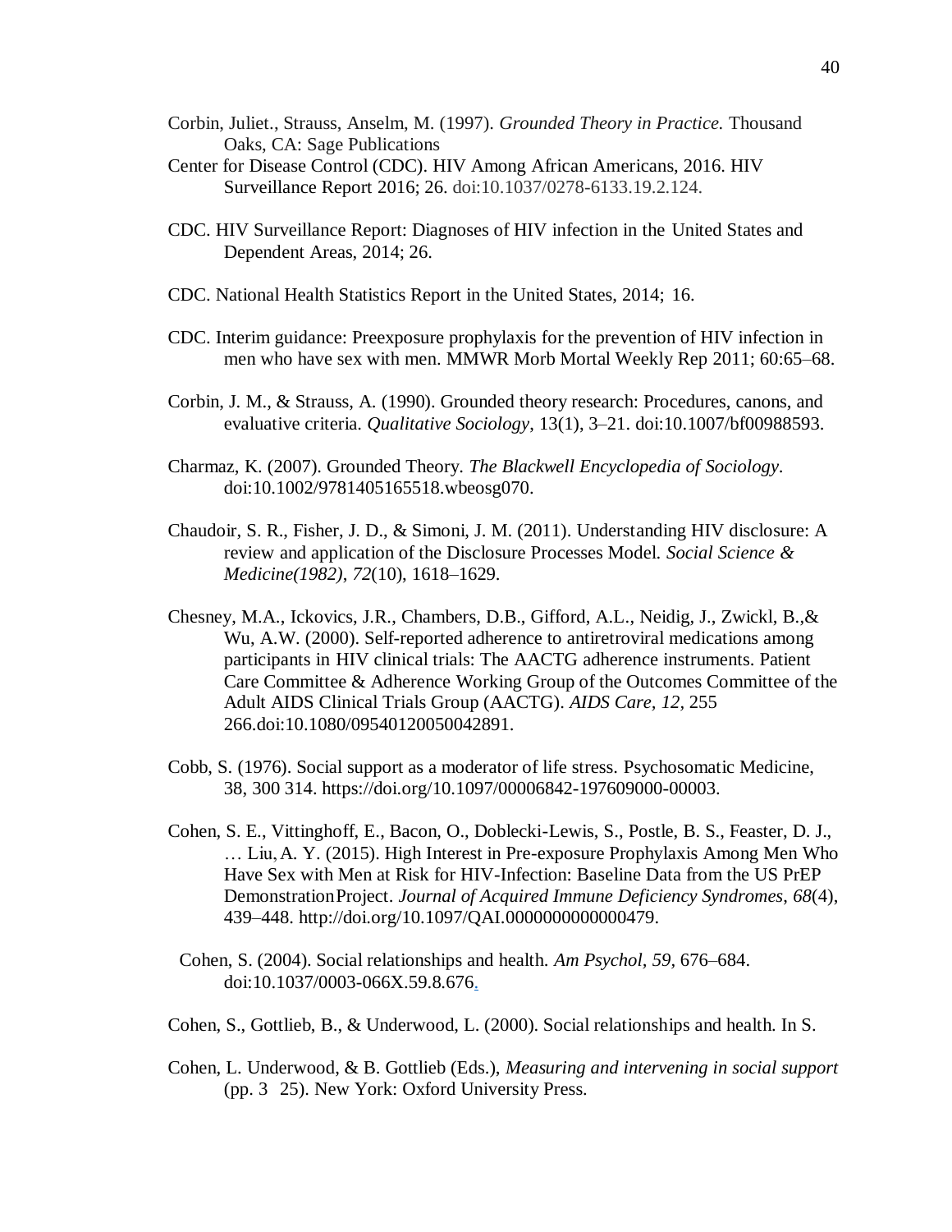Corbin, Juliet., Strauss, Anselm, M. (1997). *Grounded Theory in Practice.* Thousand Oaks, CA: Sage Publications

Center for Disease Control (CDC). HIV Among African Americans, 2016. HIV Surveillance Report 2016; 26. doi:10.1037/0278-6133.19.2.124.

CDC. HIV Surveillance Report: Diagnoses of HIV infection in the United States and Dependent Areas, 2014; 26.

CDC. National Health Statistics Report in the United States, 2014; 16.

CDC. Interim guidance: Preexposure prophylaxis for the prevention of HIV infection in men who have sex with men. MMWR Morb Mortal Weekly Rep 2011; 60:65–68.

Corbin, J. M., & Strauss, A. (1990). Grounded theory research: Procedures, canons, and evaluative criteria. *Qualitative Sociology*, 13(1), 3–21. doi:10.1007/bf00988593.

Charmaz, K. (2007). Grounded Theory. *The Blackwell Encyclopedia of Sociology*. doi:10.1002/9781405165518.wbeosg070.

Chaudoir, S. R., Fisher, J. D., & Simoni, J. M. (2011). Understanding HIV disclosure: A review and application of the Disclosure Processes Model. *Social Science & Medicine(1982)*, *72*(10), 1618–1629.

Chesney, M.A., Ickovics, J.R., Chambers, D.B., Gifford, A.L., Neidig, J., Zwickl, B.,& Wu, A.W. (2000). Self-reported adherence to antiretroviral medications among participants in HIV clinical trials: The AACTG adherence instruments. Patient Care Committee & Adherence Working Group of the Outcomes Committee of the Adult AIDS Clinical Trials Group (AACTG). *AIDS Care, 12*, 255 266.doi:10.1080/09540120050042891.

Cobb, S. (1976). Social support as a moderator of life stress. Psychosomatic Medicine, 38, 300 314. https://doi.org/10.1097/00006842-197609000-00003.

Cohen, S. E., Vittinghoff, E., Bacon, O., Doblecki-Lewis, S., Postle, B. S., Feaster, D. J., … Liu, A. Y. (2015). High Interest in Pre-exposure Prophylaxis Among Men Who Have Sex with Men at Risk for HIV-Infection: Baseline Data from the US PrEP DemonstrationProject. *Journal of Acquired Immune Deficiency Syndromes*, *68*(4), 439–448. http://doi.org/10.1097/QAI.0000000000000479.

Cohen, S. (2004). Social relationships and health. *Am Psychol, 59,* 676–684. doi:10.1037/0003-066X.59.8.676.

Cohen, S., Gottlieb, B., & Underwood, L. (2000). Social relationships and health. In S.

Cohen, L. Underwood, & B. Gottlieb (Eds.), *Measuring and intervening in social support* (pp. 3 25). New York: Oxford University Press.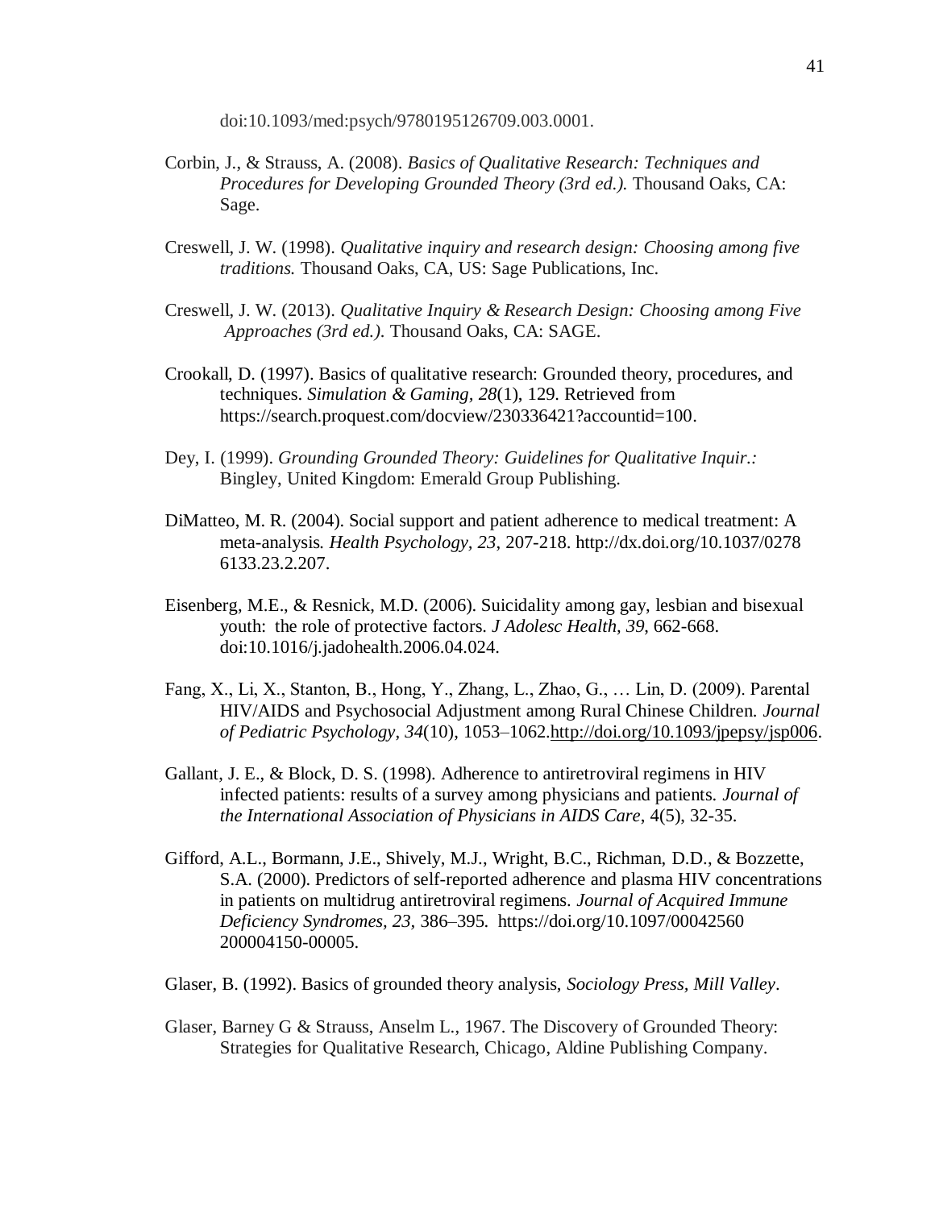doi:10.1093/med:psych/9780195126709.003.0001.

Corbin, J., & Strauss, A. (2008). *Basics of Qualitative Research: Techniques and Procedures for Developing Grounded Theory (3rd ed.).* Thousand Oaks, CA: Sage.

Creswell, J. W. (1998). *Qualitative inquiry and research design: Choosing among five traditions.* Thousand Oaks, CA, US: Sage Publications, Inc.

Creswell, J. W. (2013). *Qualitative Inquiry & Research Design: Choosing among Five Approaches (3rd ed.).* Thousand Oaks, CA: SAGE.

Crookall, D. (1997). Basics of qualitative research: Grounded theory, procedures, and techniques. *Simulation & Gaming, 28*(1), 129. Retrieved from https://search.proquest.com/docview/230336421?accountid=100.

Dey, I. (1999). *Grounding Grounded Theory: Guidelines for Qualitative Inquir.:* Bingley, United Kingdom: Emerald Group Publishing.

DiMatteo, M. R. (2004). Social support and patient adherence to medical treatment: A meta-analysis. *Health Psychology, 23*, 207-218. http://dx.doi.org/10.1037/0278 6133.23.2.207.

Eisenberg, M.E., & Resnick, M.D. (2006). Suicidality among gay, lesbian and bisexual youth: the role of protective factors. *J Adolesc Health, 39*, 662-668. doi:10.1016/j.jadohealth.2006.04.024.

Fang, X., Li, X., Stanton, B., Hong, Y., Zhang, L., Zhao, G., … Lin, D. (2009). Parental HIV/AIDS and Psychosocial Adjustment among Rural Chinese Children. *Journal of Pediatric Psychology*, *34*(10), 1053–1062.http://doi.org/10.1093/jpepsy/jsp006.

Gallant, J. E., & Block, D. S. (1998). Adherence to antiretroviral regimens in HIV infected patients: results of a survey among physicians and patients. *Journal of the International Association of Physicians in AIDS Care*, 4(5), 32-35.

Gifford, A.L., Bormann, J.E., Shively, M.J., Wright, B.C., Richman, D.D., & Bozzette, S.A. (2000). Predictors of self-reported adherence and plasma HIV concentrations in patients on multidrug antiretroviral regimens. *Journal of Acquired Immune Deficiency Syndromes, 23*, 386–395. https://doi.org/10.1097/00042560 200004150-00005.

Glaser, B. (1992). Basics of grounded theory analysis, *Sociology Press, Mill Valley*.

Glaser, Barney G & Strauss, Anselm L., 1967. The Discovery of Grounded Theory: Strategies for Qualitative Research, Chicago, Aldine Publishing Company.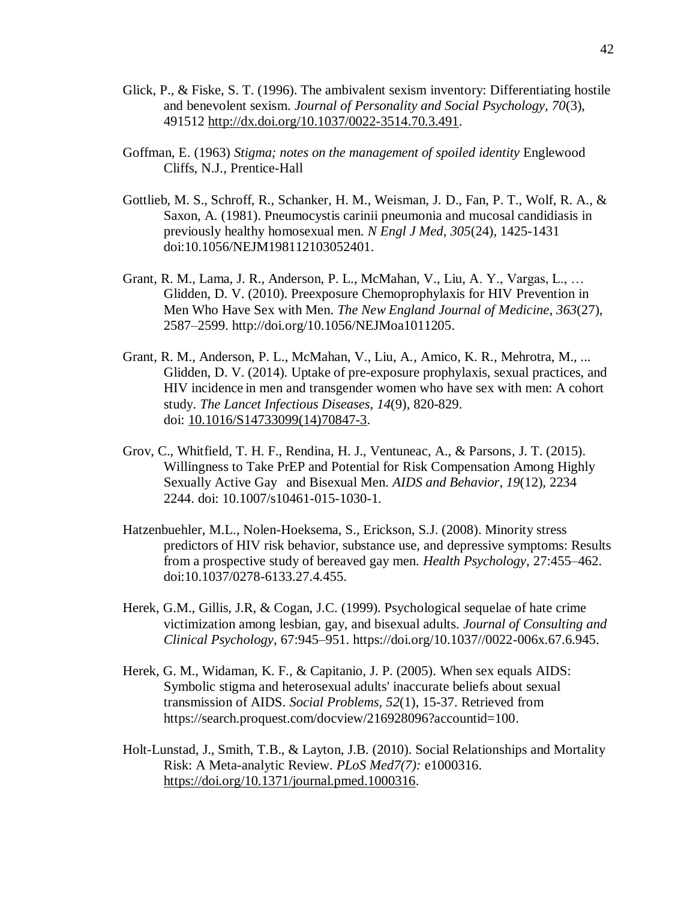Glick, P., & Fiske, S. T. (1996). The ambivalent sexism inventory: Differentiating hostile and benevolent sexism. *Journal of Personality and Social Psychology, 70*(3), 491512 http://dx.doi.org/10.1037/0022-3514.70.3.491.

Goffman, E. (1963) *Stigma; notes on the management of spoiled identity* Englewood Cliffs, N.J., Prentice-Hall

Gottlieb, M. S., Schroff, R., Schanker, H. M., Weisman, J. D., Fan, P. T., Wolf, R. A., & Saxon, A. (1981). Pneumocystis carinii pneumonia and mucosal candidiasis in previously healthy homosexual men. *N Engl J Med, 305*(24), 1425-1431 doi:10.1056/NEJM198112103052401.

Grant, R. M., Lama, J. R., Anderson, P. L., McMahan, V., Liu, A. Y., Vargas, L., … Glidden, D. V. (2010). Preexposure Chemoprophylaxis for HIV Prevention in Men Who Have Sex with Men. *The New England Journal of Medicine*, *363*(27), 2587–2599. http://doi.org/10.1056/NEJMoa1011205.

Grant, R. M., Anderson, P. L., McMahan, V., Liu, A., Amico, K. R., Mehrotra, M., ... Glidden, D. V. (2014). Uptake of pre-exposure prophylaxis, sexual practices, and HIV incidence in men and transgender women who have sex with men: A cohort study. *The Lancet Infectious Diseases*, *14*(9), 820-829. doi: 10.1016/S14733099(14)70847-3.

Grov, C., Whitfield, T. H. F., Rendina, H. J., Ventuneac, A., & Parsons, J. T. (2015). Willingness to Take PrEP and Potential for Risk Compensation Among Highly Sexually Active Gay and Bisexual Men. *AIDS and Behavior*, *19*(12), 2234 2244. doi: 10.1007/s10461-015-1030-1.

Hatzenbuehler, M.L., Nolen-Hoeksema, S., Erickson, S.J. (2008). Minority stress predictors of HIV risk behavior, substance use, and depressive symptoms: Results from a prospective study of bereaved gay men. *Health Psychology*, 27:455–462. doi:10.1037/0278-6133.27.4.455.

Herek, G.M., Gillis, J.R, & Cogan, J.C. (1999). Psychological sequelae of hate crime victimization among lesbian, gay, and bisexual adults. *Journal of Consulting and Clinical Psychology*, 67:945–951. https://doi.org/10.1037//0022-006x.67.6.945.

Herek, G. M., Widaman, K. F., & Capitanio, J. P. (2005). When sex equals AIDS: Symbolic stigma and heterosexual adults' inaccurate beliefs about sexual transmission of AIDS. *Social Problems*, *52*(1), 15-37. Retrieved from https://search.proquest.com/docview/216928096?accountid=100.

Holt-Lunstad, J., Smith, T.B., & Layton, J.B. (2010). Social Relationships and Mortality Risk: A Meta-analytic Review. *PLoS Med7(7):* e1000316. https://doi.org/10.1371/journal.pmed.1000316.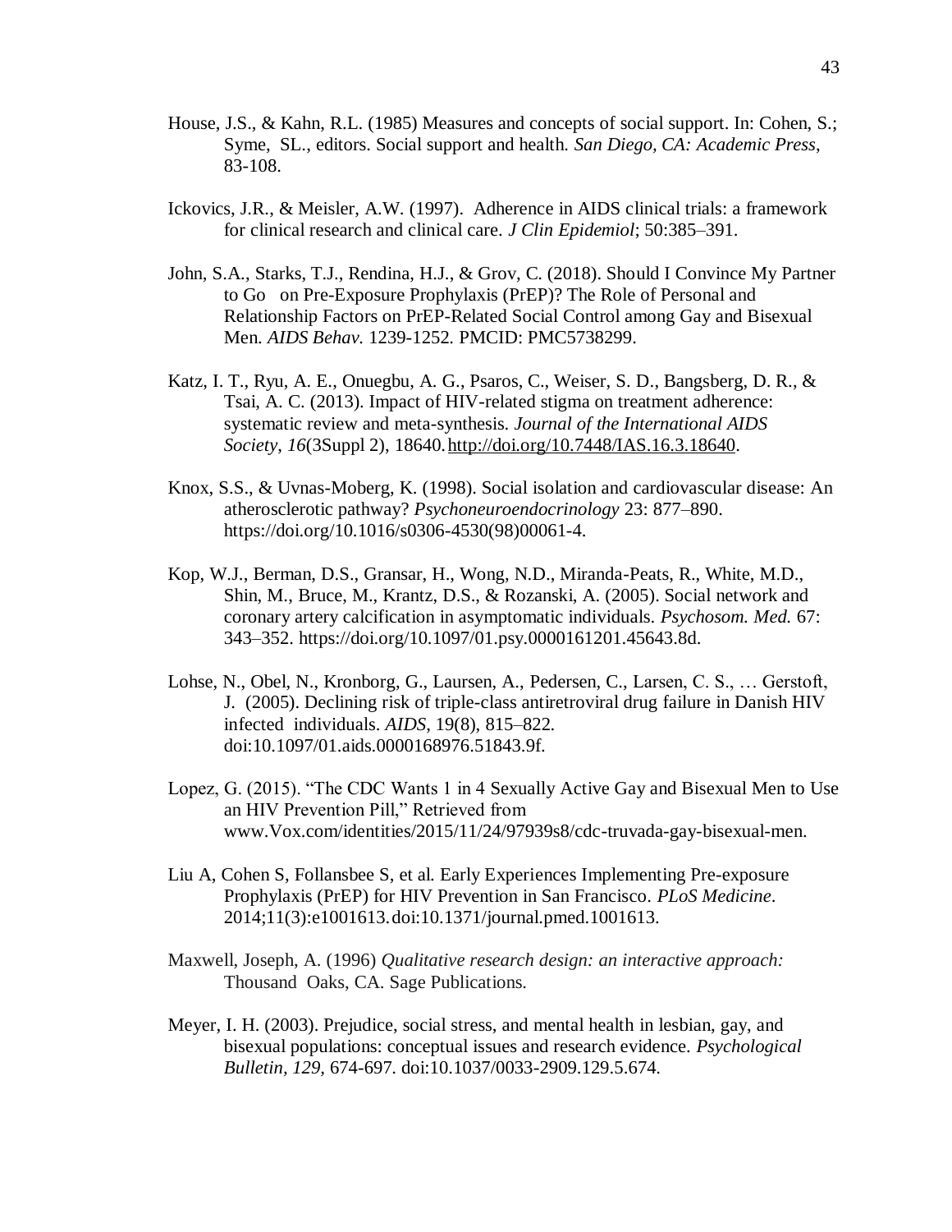House, J.S., & Kahn, R.L. (1985) Measures and concepts of social support. In: Cohen, S.; Syme, SL., editors. Social support and health. *San Diego, CA: Academic Press*, 83-108.

Ickovics, J.R., & Meisler, A.W. (1997). Adherence in AIDS clinical trials: a framework for clinical research and clinical care. *J Clin Epidemiol*; 50:385–391.

John, S.A., Starks, T.J., Rendina, H.J., & Grov, C. (2018). Should I Convince My Partner to Go on Pre-Exposure Prophylaxis (PrEP)? The Role of Personal and Relationship Factors on PrEP-Related Social Control among Gay and Bisexual Men. *AIDS Behav.* 1239-1252. PMCID: PMC5738299.

Katz, I. T., Ryu, A. E., Onuegbu, A. G., Psaros, C., Weiser, S. D., Bangsberg, D. R., & Tsai, A. C. (2013). Impact of HIV-related stigma on treatment adherence: systematic review and meta-synthesis. *Journal of the International AIDS Society*, *16*(3Suppl 2), 18640. http://doi.org/10.7448/IAS.16.3.18640.

Knox, S.S., & Uvnas-Moberg, K. (1998). Social isolation and cardiovascular disease: An atherosclerotic pathway? *Psychoneuroendocrinology* 23: 877–890. https://doi.org/10.1016/s0306-4530(98)00061-4.

Kop, W.J., Berman, D.S., Gransar, H., Wong, N.D., Miranda-Peats, R., White, M.D., Shin, M., Bruce, M., Krantz, D.S., & Rozanski, A. (2005). Social network and coronary artery calcification in asymptomatic individuals. *Psychosom. Med.* 67: 343–352. https://doi.org/10.1097/01.psy.0000161201.45643.8d.

Lohse, N., Obel, N., Kronborg, G., Laursen, A., Pedersen, C., Larsen, C. S., … Gerstoft, J. (2005). Declining risk of triple-class antiretroviral drug failure in Danish HIV infected individuals. *AIDS*, 19(8), 815–822. doi:10.1097/01.aids.0000168976.51843.9f.

Lopez, G. (2015). "The CDC Wants 1 in 4 Sexually Active Gay and Bisexual Men to Use an HIV Prevention Pill," Retrieved from www.Vox.com/identities/2015/11/24/97939s8/cdc-truvada-gay-bisexual-men.

Liu A, Cohen S, Follansbee S, et al. Early Experiences Implementing Pre-exposure Prophylaxis (PrEP) for HIV Prevention in San Francisco. *PLoS Medicine*. 2014;11(3):e1001613.doi:10.1371/journal.pmed.1001613.

Maxwell, Joseph, A. (1996) *Qualitative research design: an interactive approach:* Thousand Oaks, CA. Sage Publications.

Meyer, I. H. (2003). Prejudice, social stress, and mental health in lesbian, gay, and bisexual populations: conceptual issues and research evidence. *Psychological Bulletin, 129,* 674-697. doi:10.1037/0033-2909.129.5.674.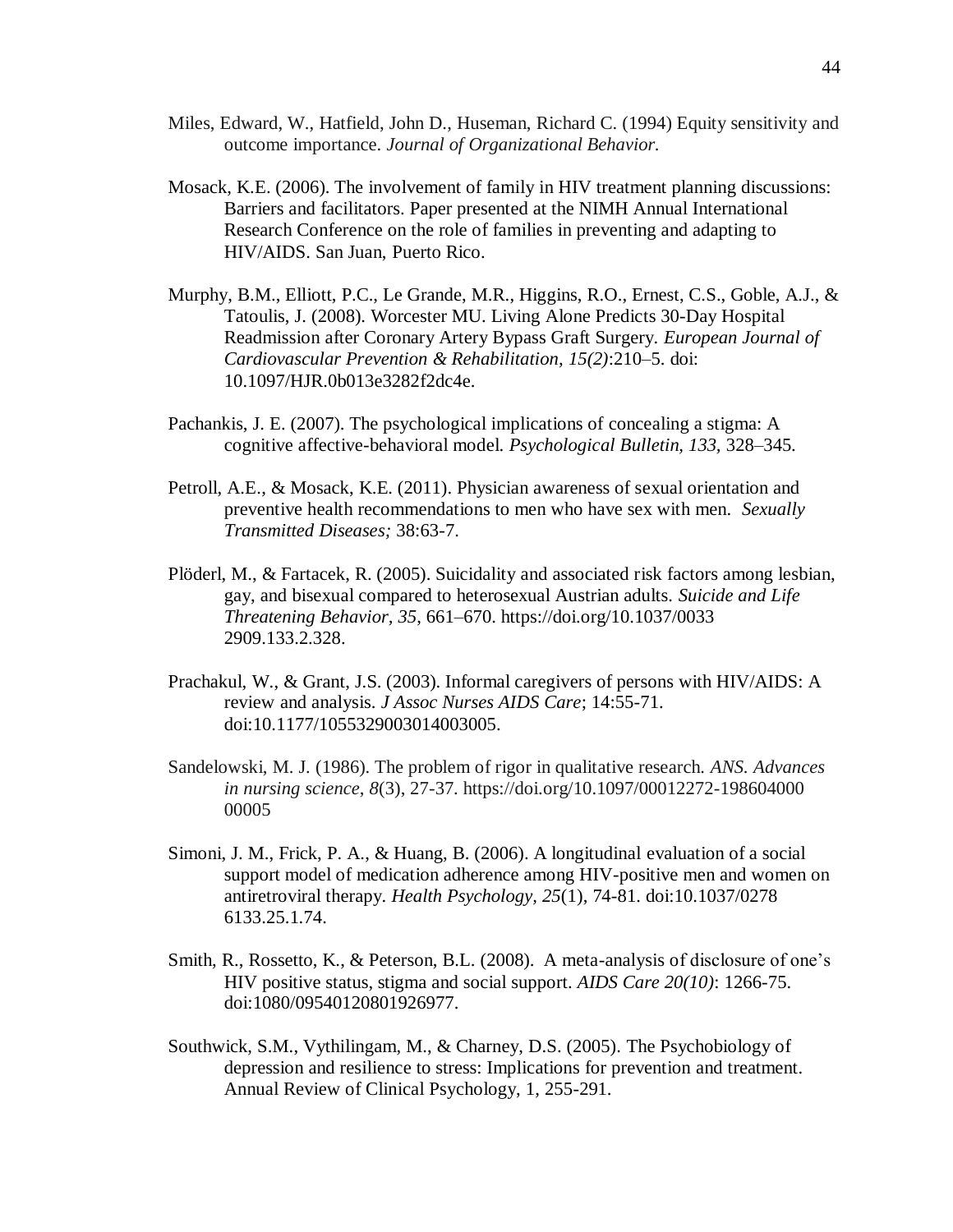Miles, Edward, W., Hatfield, John D., Huseman, Richard C. (1994) Equity sensitivity and outcome importance. *Journal of Organizational Behavior.*

Mosack, K.E. (2006). The involvement of family in HIV treatment planning discussions: Barriers and facilitators. Paper presented at the NIMH Annual International Research Conference on the role of families in preventing and adapting to HIV/AIDS. San Juan, Puerto Rico.

Murphy, B.M., Elliott, P.C., Le Grande, M.R., Higgins, R.O., Ernest, C.S., Goble, A.J., & Tatoulis, J. (2008). Worcester MU. Living Alone Predicts 30-Day Hospital Readmission after Coronary Artery Bypass Graft Surgery. *European Journal of Cardiovascular Prevention & Rehabilitation, 15(2)*:210–5. doi: 10.1097/HJR.0b013e3282f2dc4e.

Pachankis, J. E. (2007). The psychological implications of concealing a stigma: A cognitive affective-behavioral model. *Psychological Bulletin, 133,* 328–345.

Petroll, A.E., & Mosack, K.E. (2011). Physician awareness of sexual orientation and preventive health recommendations to men who have sex with men. *Sexually Transmitted Diseases;* 38:63-7.

Plöderl, M., & Fartacek, R. (2005). Suicidality and associated risk factors among lesbian, gay, and bisexual compared to heterosexual Austrian adults. *Suicide and Life Threatening Behavior, 35*, 661–670. https://doi.org/10.1037/0033 2909.133.2.328.

Prachakul, W., & Grant, J.S. (2003). Informal caregivers of persons with HIV/AIDS: A review and analysis. *J Assoc Nurses AIDS Care*; 14:55-71. doi:10.1177/1055329003014003005.

Sandelowski, M. J. (1986). The problem of rigor in qualitative research. *ANS. Advances in nursing science*, *8*(3), 27-37. https://doi.org/10.1097/00012272-198604000 00005

Simoni, J. M., Frick, P. A., & Huang, B. (2006). A longitudinal evaluation of a social support model of medication adherence among HIV-positive men and women on antiretroviral therapy. *Health Psychology, 25*(1), 74-81. doi:10.1037/0278 6133.25.1.74.

Smith, R., Rossetto, K., & Peterson, B.L. (2008). A meta-analysis of disclosure of one's HIV positive status, stigma and social support. *AIDS Care 20(10)*: 1266-75. doi:1080/09540120801926977.

Southwick, S.M., Vythilingam, M., & Charney, D.S. (2005). The Psychobiology of depression and resilience to stress: Implications for prevention and treatment. Annual Review of Clinical Psychology, 1, 255-291.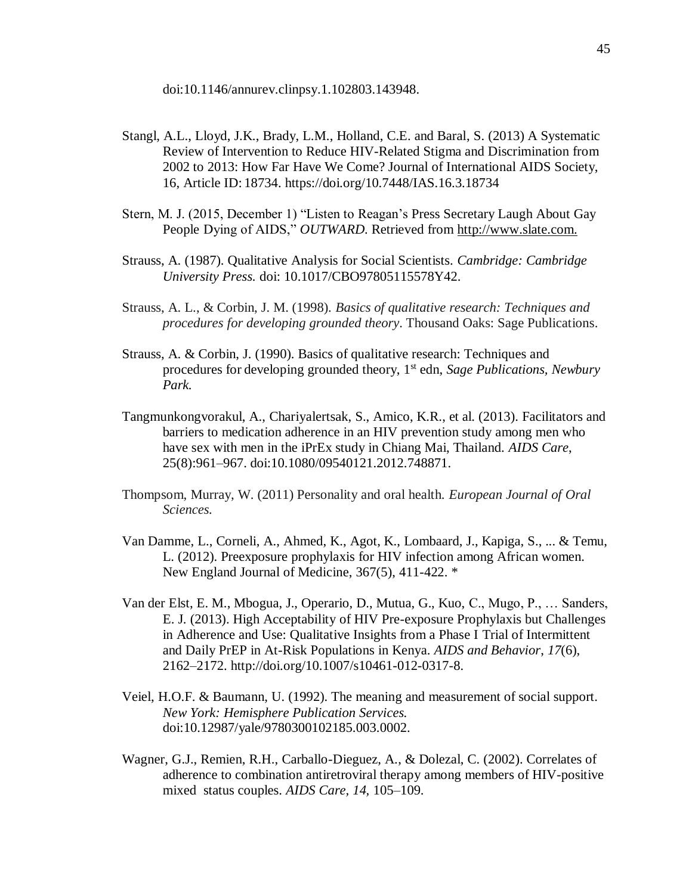doi:10.1146/annurev.clinpsy.1.102803.143948.

Stangl, A.L., Lloyd, J.K., Brady, L.M., Holland, C.E. and Baral, S. (2013) A Systematic Review of Intervention to Reduce HIV-Related Stigma and Discrimination from 2002 to 2013: How Far Have We Come? Journal of International AIDS Society, 16, Article ID: 18734. https://doi.org/10.7448/IAS.16.3.18734

Stern, M. J. (2015, December 1) "Listen to Reagan's Press Secretary Laugh About Gay People Dying of AIDS," *OUTWARD.* Retrieved from http://www.slate.com.

Strauss, A. (1987). Qualitative Analysis for Social Scientists. *Cambridge: Cambridge University Press.* doi: 10.1017/CBO97805115578Y42.

Strauss, A. L., & Corbin, J. M. (1998). *Basics of qualitative research: Techniques and procedures for developing grounded theory*. Thousand Oaks: Sage Publications.

Strauss, A. & Corbin, J. (1990). Basics of qualitative research: Techniques and procedures for developing grounded theory, 1st edn, *Sage Publications, Newbury Park.*

Tangmunkongvorakul, A., Chariyalertsak, S., Amico, K.R., et al. (2013). Facilitators and barriers to medication adherence in an HIV prevention study among men who have sex with men in the iPrEx study in Chiang Mai, Thailand. *AIDS Care,* 25(8):961–967. doi:10.1080/09540121.2012.748871.

Thompsom, Murray, W. (2011) Personality and oral health. *European Journal of Oral Sciences.*

Van Damme, L., Corneli, A., Ahmed, K., Agot, K., Lombaard, J., Kapiga, S., ... & Temu, L. (2012). Preexposure prophylaxis for HIV infection among African women. New England Journal of Medicine, 367(5), 411-422. *

Van der Elst, E. M., Mbogua, J., Operario, D., Mutua, G., Kuo, C., Mugo, P., … Sanders, E. J. (2013). High Acceptability of HIV Pre-exposure Prophylaxis but Challenges in Adherence and Use: Qualitative Insights from a Phase I Trial of Intermittent and Daily PrEP in At-Risk Populations in Kenya. *AIDS and Behavior, 17*(6), 2162–2172. http://doi.org/10.1007/s10461-012-0317-8.

Veiel, H.O.F. & Baumann, U. (1992). The meaning and measurement of social support. *New York: Hemisphere Publication Services.* doi:10.12987/yale/9780300102185.003.0002.

Wagner, G.J., Remien, R.H., Carballo-Dieguez, A., & Dolezal, C. (2002). Correlates of adherence to combination antiretroviral therapy among members of HIV-positive mixed status couples. *AIDS Care, 14,* 105–109.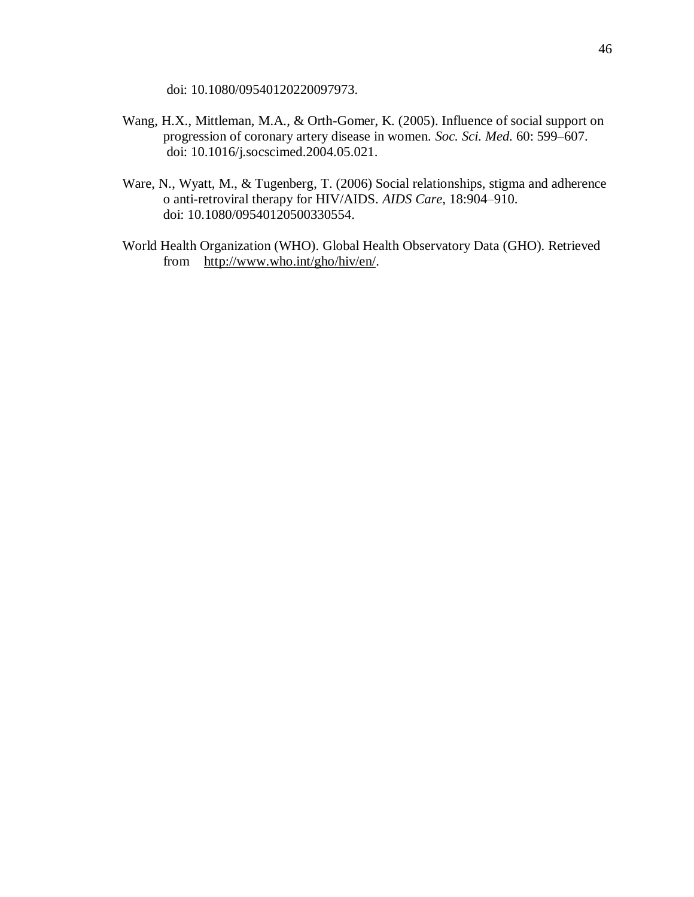doi: 10.1080/09540120220097973.

Wang, H.X., Mittleman, M.A., & Orth-Gomer, K. (2005). Influence of social support on progression of coronary artery disease in women. *Soc. Sci. Med.* 60: 599–607. doi: 10.1016/j.socscimed.2004.05.021.

Ware, N., Wyatt, M., & Tugenberg, T. (2006) Social relationships, stigma and adherence o anti-retroviral therapy for HIV/AIDS. *AIDS Care*, 18:904–910. doi: 10.1080/09540120500330554.

World Health Organization (WHO). Global Health Observatory Data (GHO). Retrieved from http://www.who.int/gho/hiv/en/.